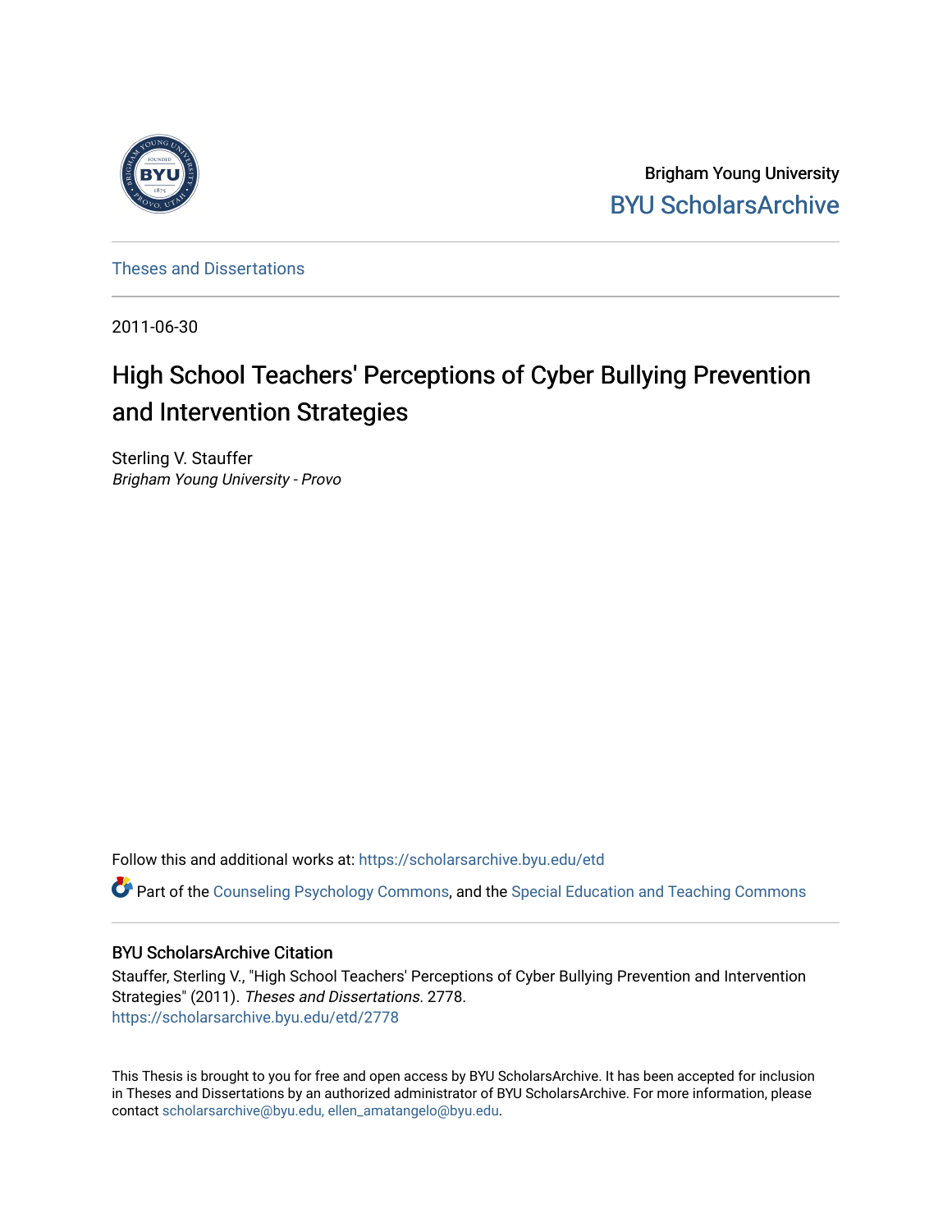Brigham Young University
BYU ScholarsArchive

Theses and Dissertations

2011-06-30

# High School Teachers' Perceptions of Cyber Bullying Prevention and Intervention Strategies

Sterling V. Stauffer
*Brigham Young University - Provo*

Follow this and additional works at: https://scholarsarchive.byu.edu/etd

Part of the Counseling Psychology Commons, and the Special Education and Teaching Commons

## BYU ScholarsArchive Citation

Stauffer, Sterling V., "High School Teachers' Perceptions of Cyber Bullying Prevention and Intervention Strategies" (2011). *Theses and Dissertations*. 2778.
https://scholarsarchive.byu.edu/etd/2778

This Thesis is brought to you for free and open access by BYU ScholarsArchive. It has been accepted for inclusion in Theses and Dissertations by an authorized administrator of BYU ScholarsArchive. For more information, please contact scholarsarchive@byu.edu, ellen_amatangelo@byu.edu.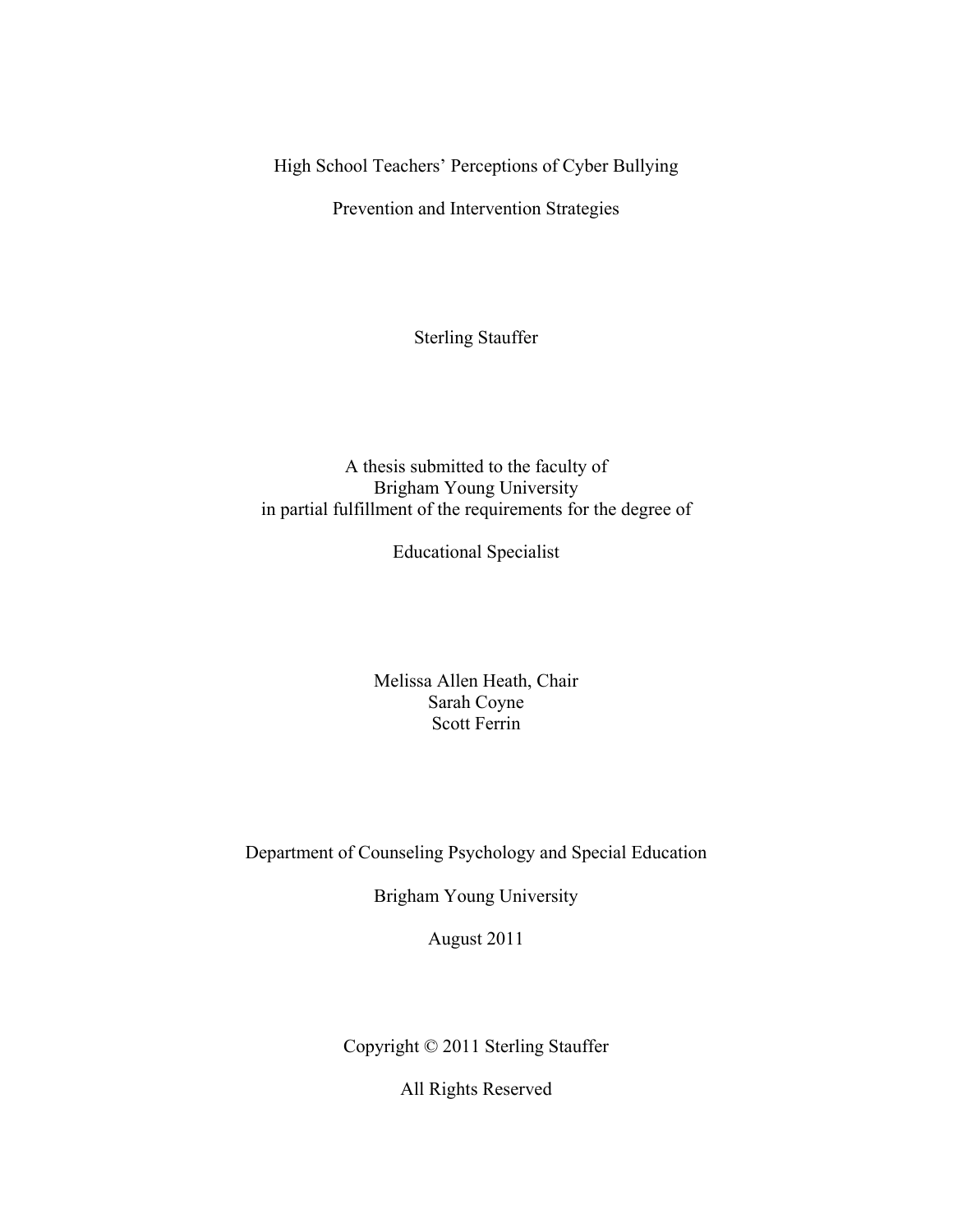# High School Teachers' Perceptions of Cyber Bullying

# Prevention and Intervention Strategies

Sterling Stauffer

A thesis submitted to the faculty of
Brigham Young University
in partial fulfillment of the requirements for the degree of

Educational Specialist

Melissa Allen Heath, Chair
Sarah Coyne
Scott Ferrin

Department of Counseling Psychology and Special Education

Brigham Young University

August 2011

Copyright © 2011 Sterling Stauffer

All Rights Reserved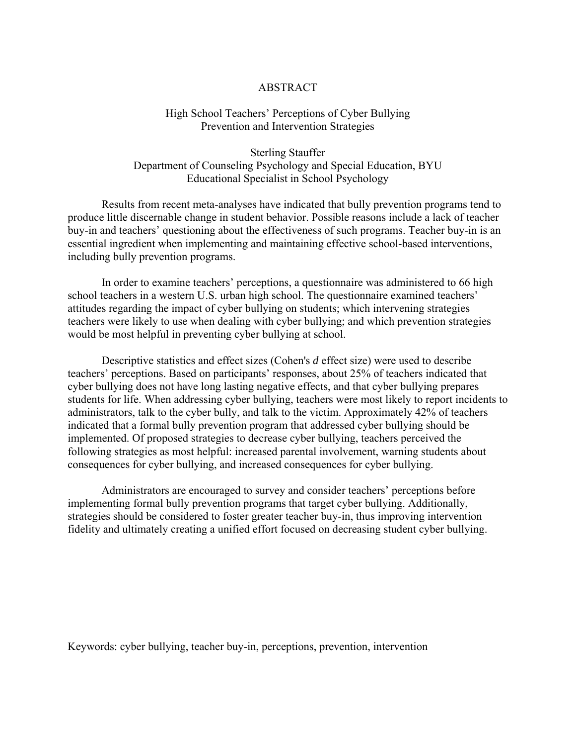# ABSTRACT

## High School Teachers' Perceptions of Cyber Bullying Prevention and Intervention Strategies

Sterling Stauffer
Department of Counseling Psychology and Special Education, BYU
Educational Specialist in School Psychology

Results from recent meta-analyses have indicated that bully prevention programs tend to produce little discernable change in student behavior. Possible reasons include a lack of teacher buy-in and teachers' questioning about the effectiveness of such programs. Teacher buy-in is an essential ingredient when implementing and maintaining effective school-based interventions, including bully prevention programs.

In order to examine teachers' perceptions, a questionnaire was administered to 66 high school teachers in a western U.S. urban high school. The questionnaire examined teachers' attitudes regarding the impact of cyber bullying on students; which intervening strategies teachers were likely to use when dealing with cyber bullying; and which prevention strategies would be most helpful in preventing cyber bullying at school.

Descriptive statistics and effect sizes (Cohen's *d* effect size) were used to describe teachers' perceptions. Based on participants' responses, about 25% of teachers indicated that cyber bullying does not have long lasting negative effects, and that cyber bullying prepares students for life. When addressing cyber bullying, teachers were most likely to report incidents to administrators, talk to the cyber bully, and talk to the victim. Approximately 42% of teachers indicated that a formal bully prevention program that addressed cyber bullying should be implemented. Of proposed strategies to decrease cyber bullying, teachers perceived the following strategies as most helpful: increased parental involvement, warning students about consequences for cyber bullying, and increased consequences for cyber bullying.

Administrators are encouraged to survey and consider teachers' perceptions before implementing formal bully prevention programs that target cyber bullying. Additionally, strategies should be considered to foster greater teacher buy-in, thus improving intervention fidelity and ultimately creating a unified effort focused on decreasing student cyber bullying.

Keywords: cyber bullying, teacher buy-in, perceptions, prevention, intervention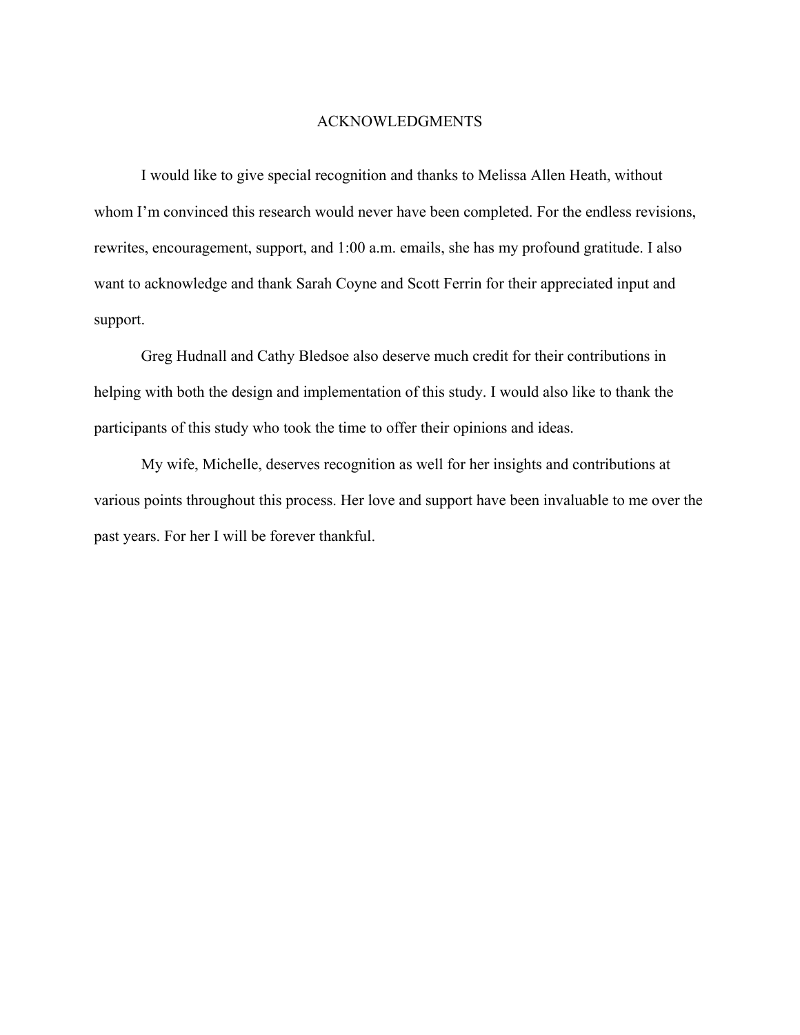# ACKNOWLEDGMENTS

I would like to give special recognition and thanks to Melissa Allen Heath, without whom I'm convinced this research would never have been completed. For the endless revisions, rewrites, encouragement, support, and 1:00 a.m. emails, she has my profound gratitude. I also want to acknowledge and thank Sarah Coyne and Scott Ferrin for their appreciated input and support.

Greg Hudnall and Cathy Bledsoe also deserve much credit for their contributions in helping with both the design and implementation of this study. I would also like to thank the participants of this study who took the time to offer their opinions and ideas.

My wife, Michelle, deserves recognition as well for her insights and contributions at various points throughout this process. Her love and support have been invaluable to me over the past years. For her I will be forever thankful.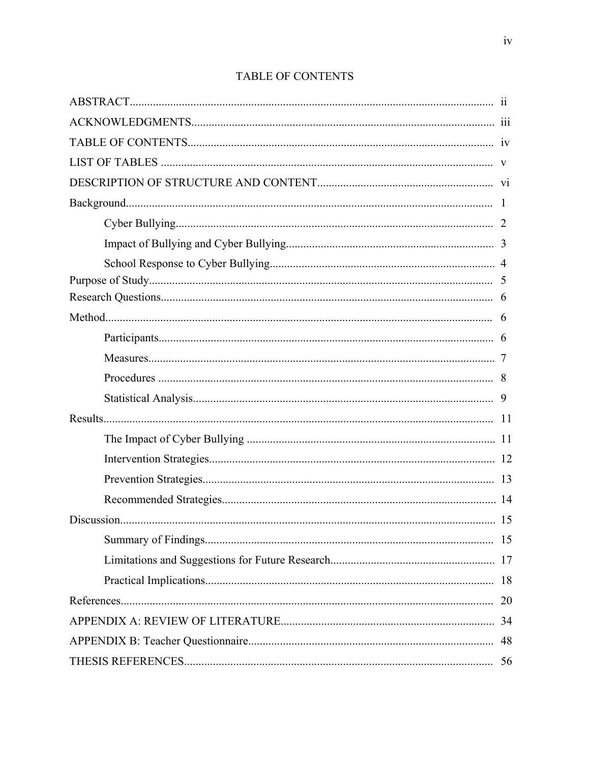# TABLE OF CONTENTS

| | |
|---|---|
| ABSTRACT | ii |
| ACKNOWLEDGMENTS | iii |
| TABLE OF CONTENTS | iv |
| LIST OF TABLES | v |
| DESCRIPTION OF STRUCTURE AND CONTENT | vi |
| Background | 1 |
| Cyber Bullying | 2 |
| Impact of Bullying and Cyber Bullying | 3 |
| School Response to Cyber Bullying | 4 |
| Purpose of Study | 5 |
| Research Questions | 6 |
| Method | 6 |
| Participants | 6 |
| Measures | 7 |
| Procedures | 8 |
| Statistical Analysis | 9 |
| Results | 11 |
| The Impact of Cyber Bullying | 11 |
| Intervention Strategies | 12 |
| Prevention Strategies | 13 |
| Recommended Strategies | 14 |
| Discussion | 15 |
| Summary of Findings | 15 |
| Limitations and Suggestions for Future Research | 17 |
| Practical Implications | 18 |
| References | 20 |
| APPENDIX A: REVIEW OF LITERATURE | 34 |
| APPENDIX B: Teacher Questionnaire | 48 |
| THESIS REFERENCES | 56 |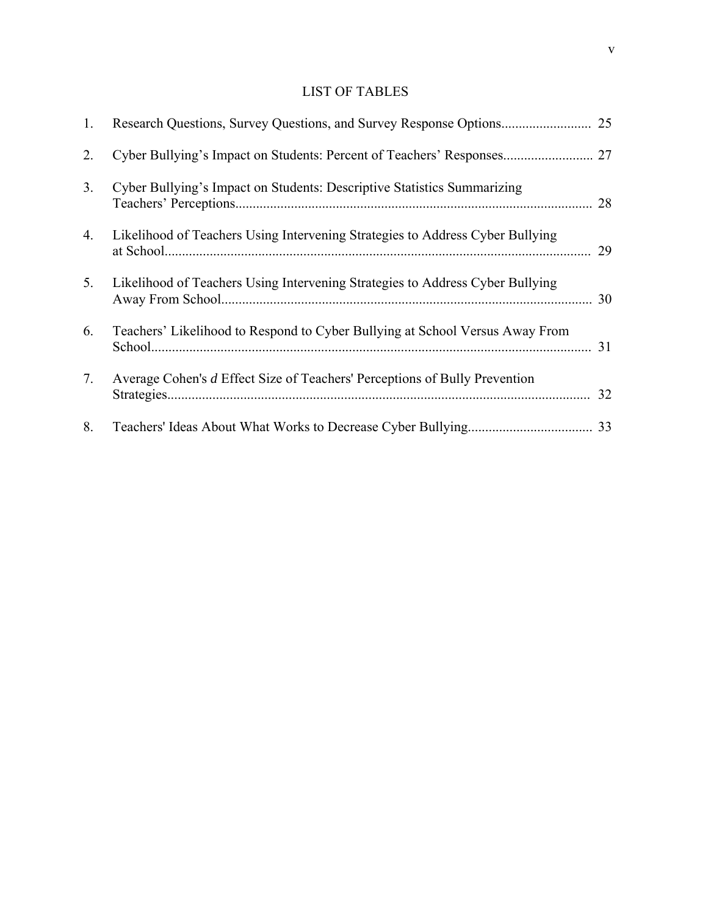# LIST OF TABLES

1. Research Questions, Survey Questions, and Survey Response Options.......................... 25
2. Cyber Bullying's Impact on Students: Percent of Teachers' Responses.......................... 27
3. Cyber Bullying's Impact on Students: Descriptive Statistics Summarizing Teachers' Perceptions...................................................................................................... 28
4. Likelihood of Teachers Using Intervening Strategies to Address Cyber Bullying at School.......................................................................................................................... 29
5. Likelihood of Teachers Using Intervening Strategies to Address Cyber Bullying Away From School.......................................................................................................... 30
6. Teachers' Likelihood to Respond to Cyber Bullying at School Versus Away From School............................................................................................................................... 31
7. Average Cohen's *d* Effect Size of Teachers' Perceptions of Bully Prevention Strategies......................................................................................................................... 32
8. Teachers' Ideas About What Works to Decrease Cyber Bullying.................................... 33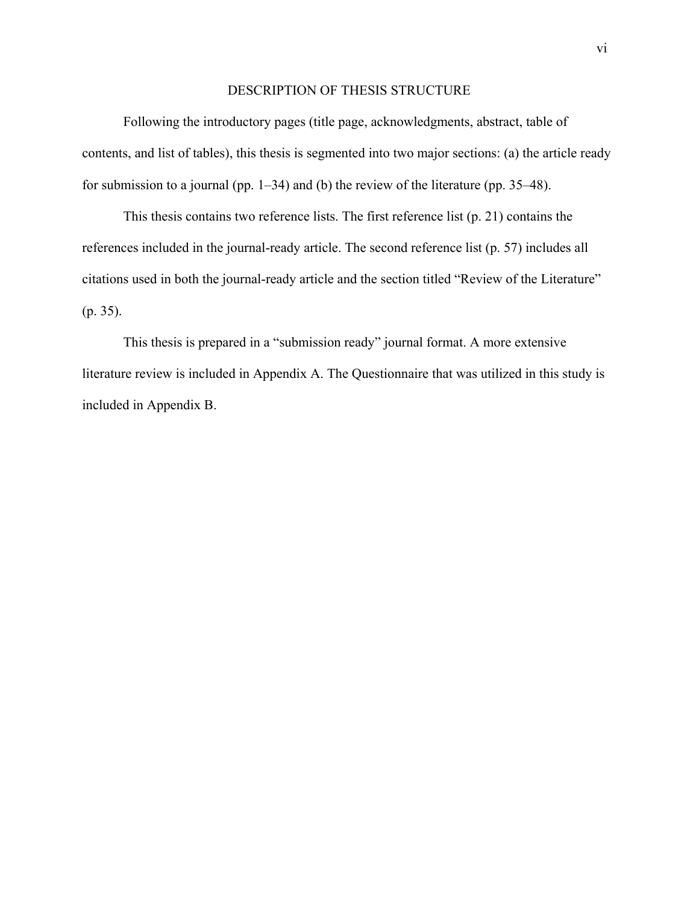# DESCRIPTION OF THESIS STRUCTURE

Following the introductory pages (title page, acknowledgments, abstract, table of contents, and list of tables), this thesis is segmented into two major sections: (a) the article ready for submission to a journal (pp. 1–34) and (b) the review of the literature (pp. 35–48).

This thesis contains two reference lists. The first reference list (p. 21) contains the references included in the journal-ready article. The second reference list (p. 57) includes all citations used in both the journal-ready article and the section titled "Review of the Literature" (p. 35).

This thesis is prepared in a "submission ready" journal format. A more extensive literature review is included in Appendix A. The Questionnaire that was utilized in this study is included in Appendix B.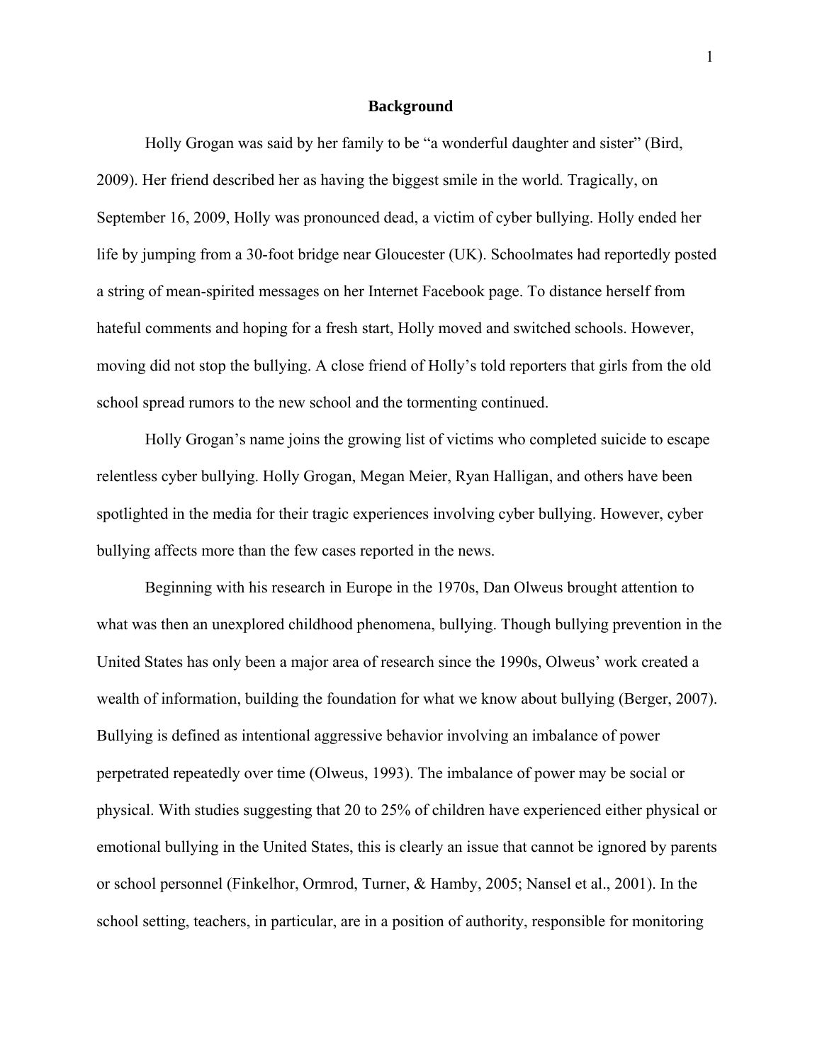# Background

Holly Grogan was said by her family to be "a wonderful daughter and sister" (Bird, 2009). Her friend described her as having the biggest smile in the world. Tragically, on September 16, 2009, Holly was pronounced dead, a victim of cyber bullying. Holly ended her life by jumping from a 30-foot bridge near Gloucester (UK). Schoolmates had reportedly posted a string of mean-spirited messages on her Internet Facebook page. To distance herself from hateful comments and hoping for a fresh start, Holly moved and switched schools. However, moving did not stop the bullying. A close friend of Holly's told reporters that girls from the old school spread rumors to the new school and the tormenting continued.

Holly Grogan's name joins the growing list of victims who completed suicide to escape relentless cyber bullying. Holly Grogan, Megan Meier, Ryan Halligan, and others have been spotlighted in the media for their tragic experiences involving cyber bullying. However, cyber bullying affects more than the few cases reported in the news.

Beginning with his research in Europe in the 1970s, Dan Olweus brought attention to what was then an unexplored childhood phenomena, bullying. Though bullying prevention in the United States has only been a major area of research since the 1990s, Olweus' work created a wealth of information, building the foundation for what we know about bullying (Berger, 2007). Bullying is defined as intentional aggressive behavior involving an imbalance of power perpetrated repeatedly over time (Olweus, 1993). The imbalance of power may be social or physical. With studies suggesting that 20 to 25% of children have experienced either physical or emotional bullying in the United States, this is clearly an issue that cannot be ignored by parents or school personnel (Finkelhor, Ormrod, Turner, & Hamby, 2005; Nansel et al., 2001). In the school setting, teachers, in particular, are in a position of authority, responsible for monitoring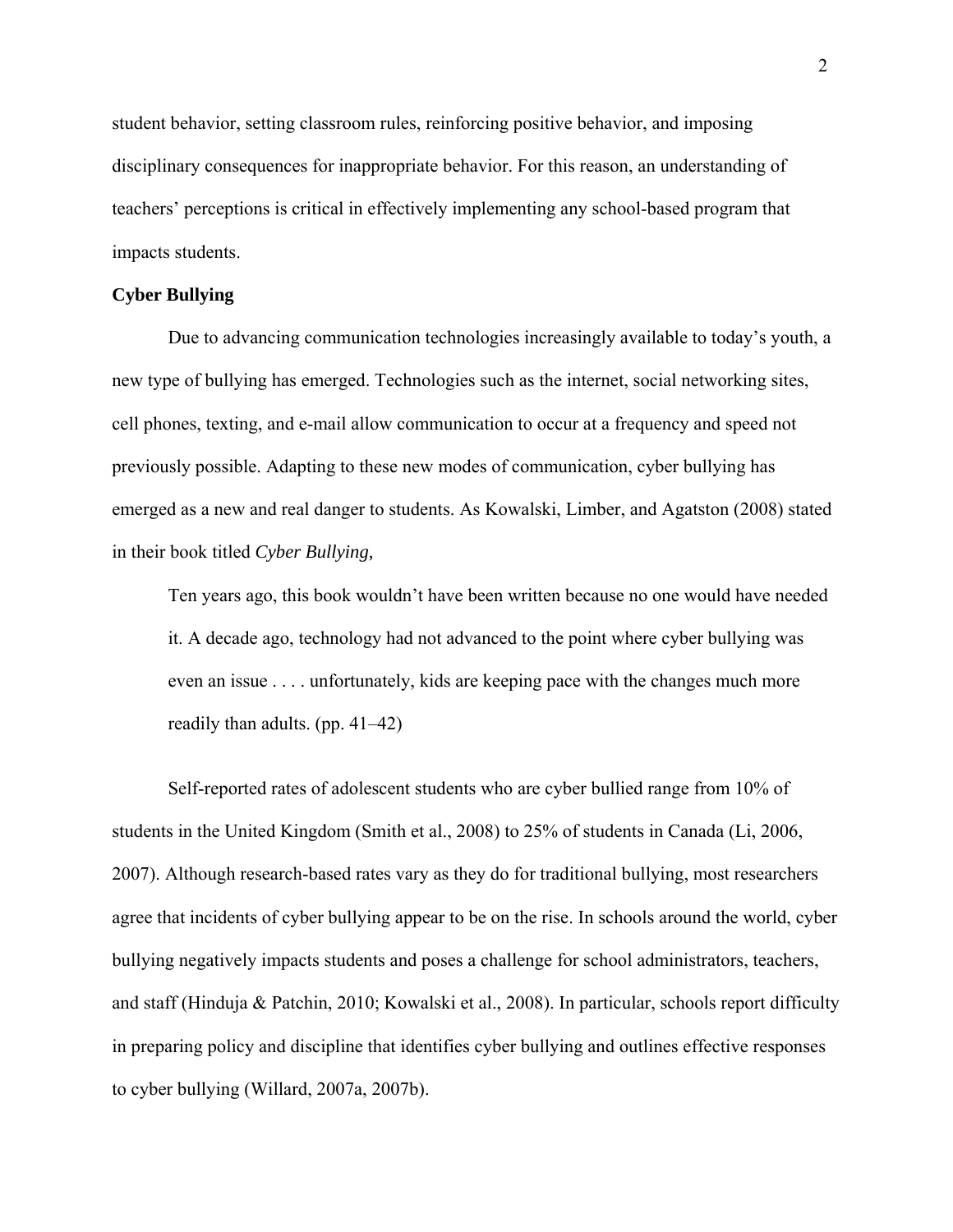student behavior, setting classroom rules, reinforcing positive behavior, and imposing disciplinary consequences for inappropriate behavior. For this reason, an understanding of teachers' perceptions is critical in effectively implementing any school-based program that impacts students.

**Cyber Bullying**

Due to advancing communication technologies increasingly available to today's youth, a new type of bullying has emerged. Technologies such as the internet, social networking sites, cell phones, texting, and e-mail allow communication to occur at a frequency and speed not previously possible. Adapting to these new modes of communication, cyber bullying has emerged as a new and real danger to students. As Kowalski, Limber, and Agatston (2008) stated in their book titled *Cyber Bullying,*

> Ten years ago, this book wouldn't have been written because no one would have needed it. A decade ago, technology had not advanced to the point where cyber bullying was even an issue . . . . unfortunately, kids are keeping pace with the changes much more readily than adults. (pp. 41–42)

Self-reported rates of adolescent students who are cyber bullied range from 10% of students in the United Kingdom (Smith et al., 2008) to 25% of students in Canada (Li, 2006, 2007). Although research-based rates vary as they do for traditional bullying, most researchers agree that incidents of cyber bullying appear to be on the rise. In schools around the world, cyber bullying negatively impacts students and poses a challenge for school administrators, teachers, and staff (Hinduja & Patchin, 2010; Kowalski et al., 2008). In particular, schools report difficulty in preparing policy and discipline that identifies cyber bullying and outlines effective responses to cyber bullying (Willard, 2007a, 2007b).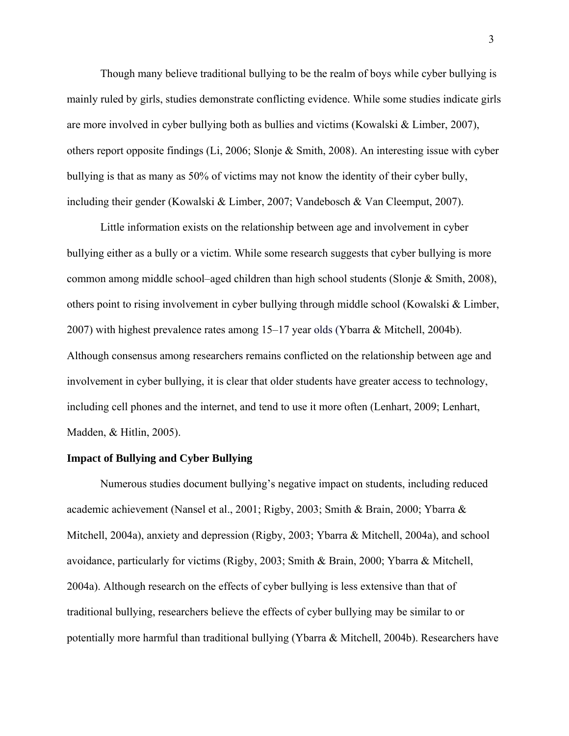Though many believe traditional bullying to be the realm of boys while cyber bullying is mainly ruled by girls, studies demonstrate conflicting evidence. While some studies indicate girls are more involved in cyber bullying both as bullies and victims (Kowalski & Limber, 2007), others report opposite findings (Li, 2006; Slonje & Smith, 2008). An interesting issue with cyber bullying is that as many as 50% of victims may not know the identity of their cyber bully, including their gender (Kowalski & Limber, 2007; Vandebosch & Van Cleemput, 2007).

Little information exists on the relationship between age and involvement in cyber bullying either as a bully or a victim. While some research suggests that cyber bullying is more common among middle school–aged children than high school students (Slonje & Smith, 2008), others point to rising involvement in cyber bullying through middle school (Kowalski & Limber, 2007) with highest prevalence rates among 15–17 year olds (Ybarra & Mitchell, 2004b). Although consensus among researchers remains conflicted on the relationship between age and involvement in cyber bullying, it is clear that older students have greater access to technology, including cell phones and the internet, and tend to use it more often (Lenhart, 2009; Lenhart, Madden, & Hitlin, 2005).

**Impact of Bullying and Cyber Bullying**

Numerous studies document bullying's negative impact on students, including reduced academic achievement (Nansel et al., 2001; Rigby, 2003; Smith & Brain, 2000; Ybarra & Mitchell, 2004a), anxiety and depression (Rigby, 2003; Ybarra & Mitchell, 2004a), and school avoidance, particularly for victims (Rigby, 2003; Smith & Brain, 2000; Ybarra & Mitchell, 2004a). Although research on the effects of cyber bullying is less extensive than that of traditional bullying, researchers believe the effects of cyber bullying may be similar to or potentially more harmful than traditional bullying (Ybarra & Mitchell, 2004b). Researchers have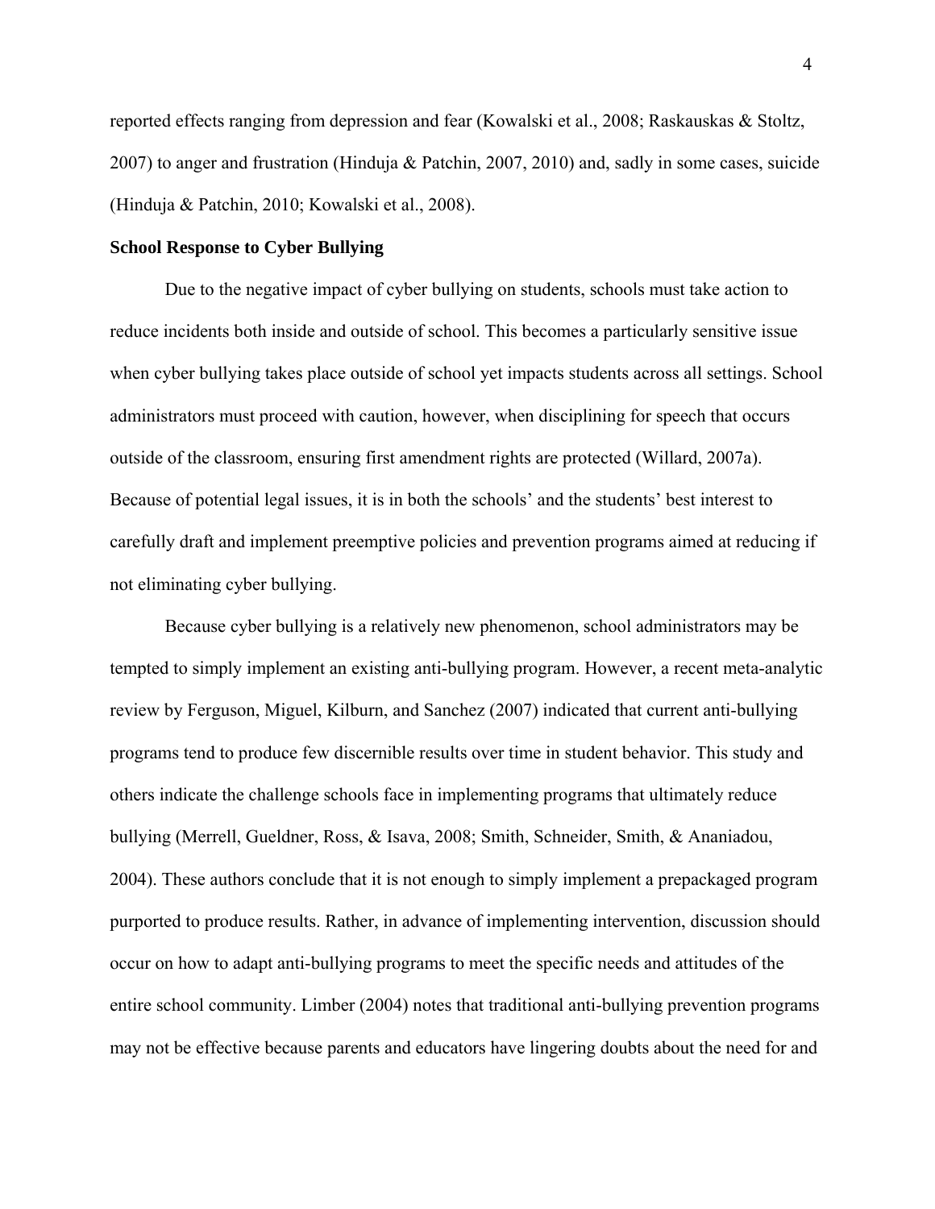reported effects ranging from depression and fear (Kowalski et al., 2008; Raskauskas & Stoltz, 2007) to anger and frustration (Hinduja & Patchin, 2007, 2010) and, sadly in some cases, suicide (Hinduja & Patchin, 2010; Kowalski et al., 2008).

**School Response to Cyber Bullying**

Due to the negative impact of cyber bullying on students, schools must take action to reduce incidents both inside and outside of school. This becomes a particularly sensitive issue when cyber bullying takes place outside of school yet impacts students across all settings. School administrators must proceed with caution, however, when disciplining for speech that occurs outside of the classroom, ensuring first amendment rights are protected (Willard, 2007a). Because of potential legal issues, it is in both the schools' and the students' best interest to carefully draft and implement preemptive policies and prevention programs aimed at reducing if not eliminating cyber bullying.

Because cyber bullying is a relatively new phenomenon, school administrators may be tempted to simply implement an existing anti-bullying program. However, a recent meta-analytic review by Ferguson, Miguel, Kilburn, and Sanchez (2007) indicated that current anti-bullying programs tend to produce few discernible results over time in student behavior. This study and others indicate the challenge schools face in implementing programs that ultimately reduce bullying (Merrell, Gueldner, Ross, & Isava, 2008; Smith, Schneider, Smith, & Ananiadou, 2004). These authors conclude that it is not enough to simply implement a prepackaged program purported to produce results. Rather, in advance of implementing intervention, discussion should occur on how to adapt anti-bullying programs to meet the specific needs and attitudes of the entire school community. Limber (2004) notes that traditional anti-bullying prevention programs may not be effective because parents and educators have lingering doubts about the need for and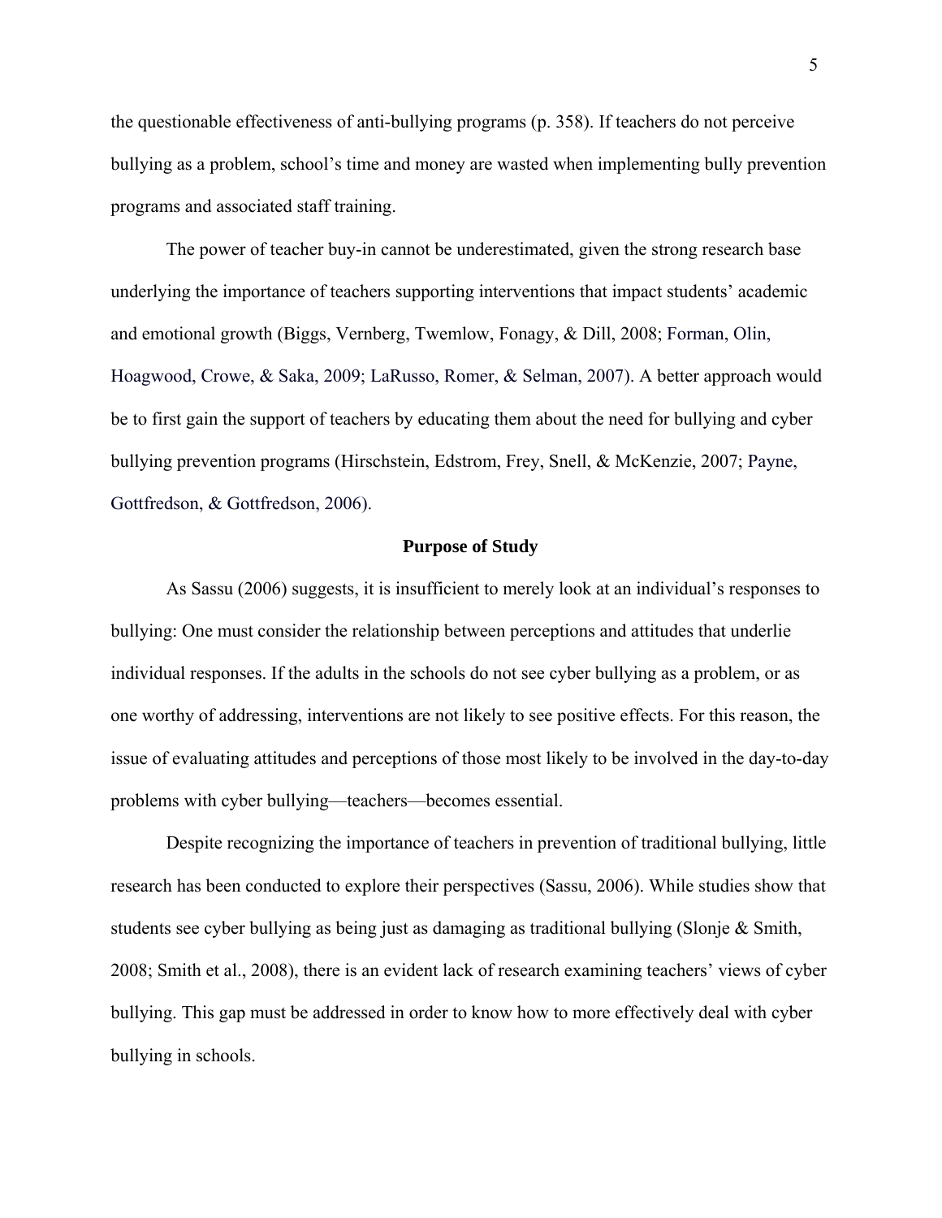the questionable effectiveness of anti-bullying programs (p. 358). If teachers do not perceive bullying as a problem, school's time and money are wasted when implementing bully prevention programs and associated staff training.

The power of teacher buy-in cannot be underestimated, given the strong research base underlying the importance of teachers supporting interventions that impact students' academic and emotional growth (Biggs, Vernberg, Twemlow, Fonagy, & Dill, 2008; Forman, Olin, Hoagwood, Crowe, & Saka, 2009; LaRusso, Romer, & Selman, 2007). A better approach would be to first gain the support of teachers by educating them about the need for bullying and cyber bullying prevention programs (Hirschstein, Edstrom, Frey, Snell, & McKenzie, 2007; Payne, Gottfredson, & Gottfredson, 2006).

## Purpose of Study

As Sassu (2006) suggests, it is insufficient to merely look at an individual's responses to bullying: One must consider the relationship between perceptions and attitudes that underlie individual responses. If the adults in the schools do not see cyber bullying as a problem, or as one worthy of addressing, interventions are not likely to see positive effects. For this reason, the issue of evaluating attitudes and perceptions of those most likely to be involved in the day-to-day problems with cyber bullying—teachers—becomes essential.

Despite recognizing the importance of teachers in prevention of traditional bullying, little research has been conducted to explore their perspectives (Sassu, 2006). While studies show that students see cyber bullying as being just as damaging as traditional bullying (Slonje & Smith, 2008; Smith et al., 2008), there is an evident lack of research examining teachers' views of cyber bullying. This gap must be addressed in order to know how to more effectively deal with cyber bullying in schools.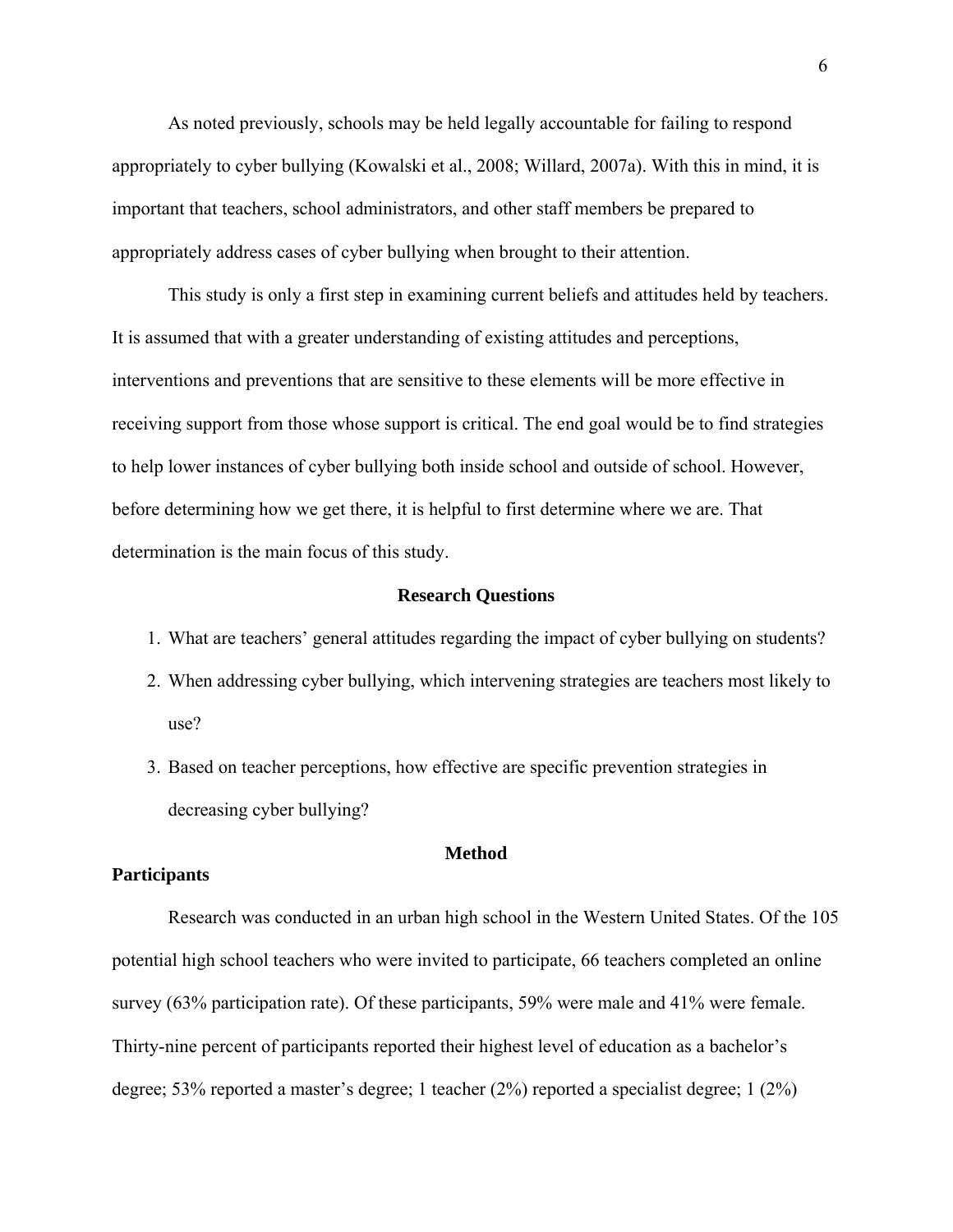As noted previously, schools may be held legally accountable for failing to respond appropriately to cyber bullying (Kowalski et al., 2008; Willard, 2007a). With this in mind, it is important that teachers, school administrators, and other staff members be prepared to appropriately address cases of cyber bullying when brought to their attention.

This study is only a first step in examining current beliefs and attitudes held by teachers. It is assumed that with a greater understanding of existing attitudes and perceptions, interventions and preventions that are sensitive to these elements will be more effective in receiving support from those whose support is critical. The end goal would be to find strategies to help lower instances of cyber bullying both inside school and outside of school. However, before determining how we get there, it is helpful to first determine where we are. That determination is the main focus of this study.

## Research Questions

1. What are teachers' general attitudes regarding the impact of cyber bullying on students?
2. When addressing cyber bullying, which intervening strategies are teachers most likely to use?
3. Based on teacher perceptions, how effective are specific prevention strategies in decreasing cyber bullying?

## Method

### Participants

Research was conducted in an urban high school in the Western United States. Of the 105 potential high school teachers who were invited to participate, 66 teachers completed an online survey (63% participation rate). Of these participants, 59% were male and 41% were female. Thirty-nine percent of participants reported their highest level of education as a bachelor's degree; 53% reported a master's degree; 1 teacher (2%) reported a specialist degree; 1 (2%)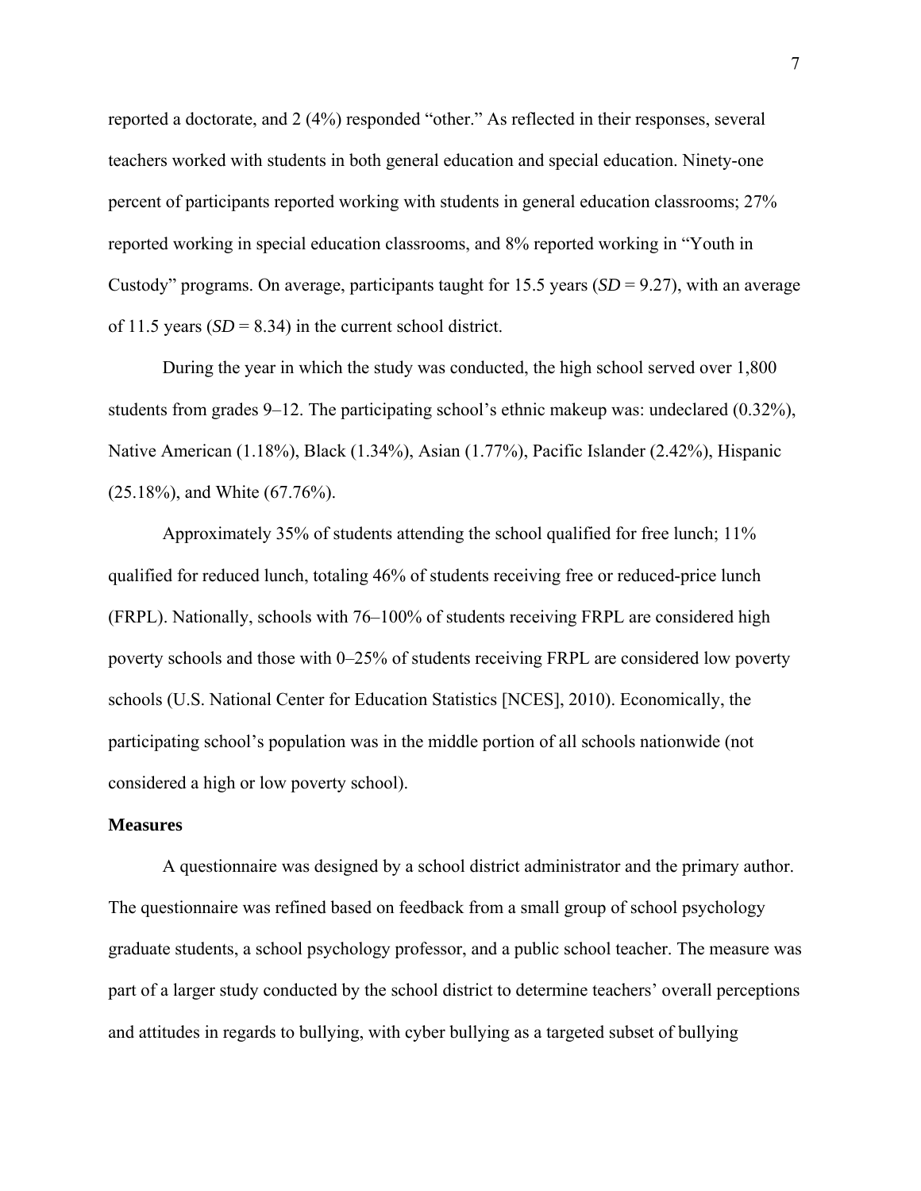reported a doctorate, and 2 (4%) responded "other." As reflected in their responses, several teachers worked with students in both general education and special education. Ninety-one percent of participants reported working with students in general education classrooms; 27% reported working in special education classrooms, and 8% reported working in "Youth in Custody" programs. On average, participants taught for 15.5 years (*SD* = 9.27), with an average of 11.5 years (*SD* = 8.34) in the current school district.

During the year in which the study was conducted, the high school served over 1,800 students from grades 9–12. The participating school's ethnic makeup was: undeclared (0.32%), Native American (1.18%), Black (1.34%), Asian (1.77%), Pacific Islander (2.42%), Hispanic (25.18%), and White (67.76%).

Approximately 35% of students attending the school qualified for free lunch; 11% qualified for reduced lunch, totaling 46% of students receiving free or reduced-price lunch (FRPL). Nationally, schools with 76–100% of students receiving FRPL are considered high poverty schools and those with 0–25% of students receiving FRPL are considered low poverty schools (U.S. National Center for Education Statistics [NCES], 2010). Economically, the participating school's population was in the middle portion of all schools nationwide (not considered a high or low poverty school).

## Measures

A questionnaire was designed by a school district administrator and the primary author. The questionnaire was refined based on feedback from a small group of school psychology graduate students, a school psychology professor, and a public school teacher. The measure was part of a larger study conducted by the school district to determine teachers' overall perceptions and attitudes in regards to bullying, with cyber bullying as a targeted subset of bullying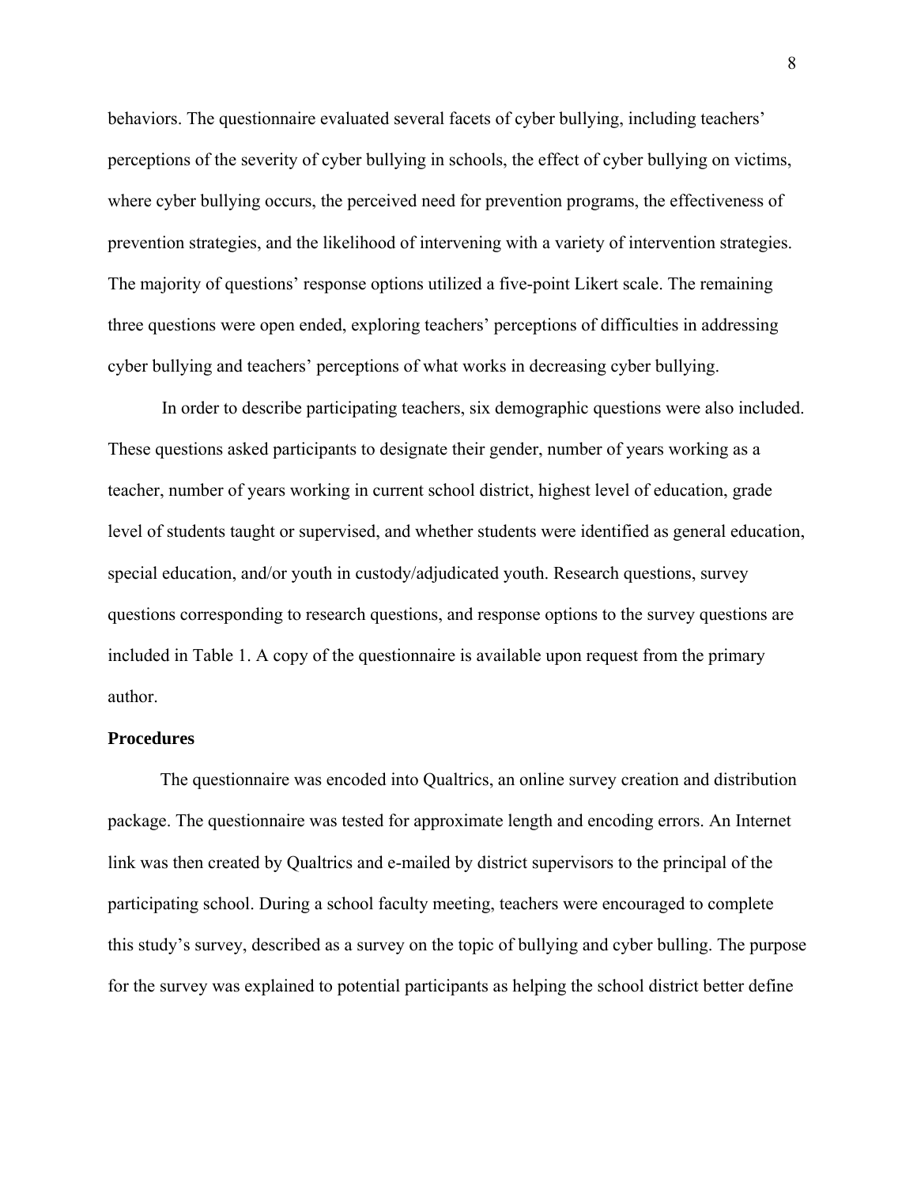behaviors. The questionnaire evaluated several facets of cyber bullying, including teachers' perceptions of the severity of cyber bullying in schools, the effect of cyber bullying on victims, where cyber bullying occurs, the perceived need for prevention programs, the effectiveness of prevention strategies, and the likelihood of intervening with a variety of intervention strategies. The majority of questions' response options utilized a five-point Likert scale. The remaining three questions were open ended, exploring teachers' perceptions of difficulties in addressing cyber bullying and teachers' perceptions of what works in decreasing cyber bullying.

In order to describe participating teachers, six demographic questions were also included. These questions asked participants to designate their gender, number of years working as a teacher, number of years working in current school district, highest level of education, grade level of students taught or supervised, and whether students were identified as general education, special education, and/or youth in custody/adjudicated youth. Research questions, survey questions corresponding to research questions, and response options to the survey questions are included in Table 1. A copy of the questionnaire is available upon request from the primary author.

**Procedures**

The questionnaire was encoded into Qualtrics, an online survey creation and distribution package. The questionnaire was tested for approximate length and encoding errors. An Internet link was then created by Qualtrics and e-mailed by district supervisors to the principal of the participating school. During a school faculty meeting, teachers were encouraged to complete this study's survey, described as a survey on the topic of bullying and cyber bulling. The purpose for the survey was explained to potential participants as helping the school district better define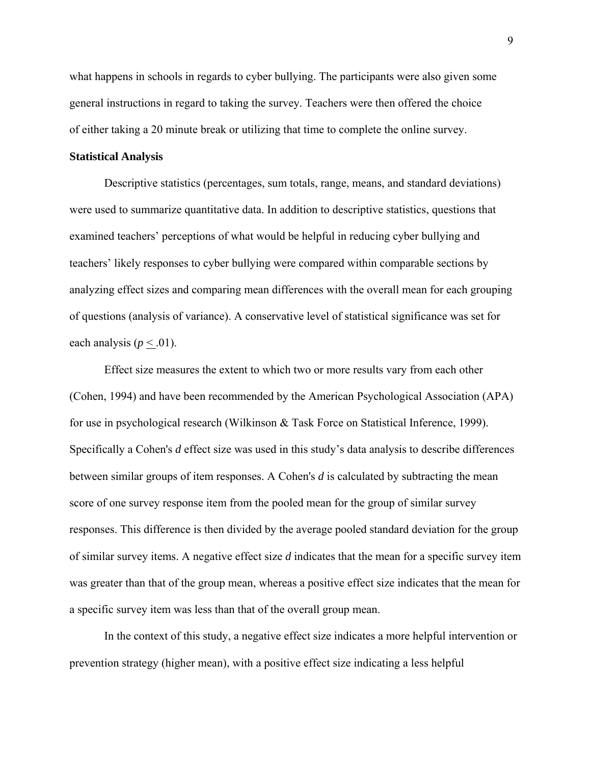what happens in schools in regards to cyber bullying. The participants were also given some general instructions in regard to taking the survey. Teachers were then offered the choice of either taking a 20 minute break or utilizing that time to complete the online survey.

**Statistical Analysis**

Descriptive statistics (percentages, sum totals, range, means, and standard deviations) were used to summarize quantitative data. In addition to descriptive statistics, questions that examined teachers' perceptions of what would be helpful in reducing cyber bullying and teachers' likely responses to cyber bullying were compared within comparable sections by analyzing effect sizes and comparing mean differences with the overall mean for each grouping of questions (analysis of variance). A conservative level of statistical significance was set for each analysis ($p \leq .01$).

Effect size measures the extent to which two or more results vary from each other (Cohen, 1994) and have been recommended by the American Psychological Association (APA) for use in psychological research (Wilkinson & Task Force on Statistical Inference, 1999). Specifically a Cohen's $d$ effect size was used in this study's data analysis to describe differences between similar groups of item responses. A Cohen's $d$ is calculated by subtracting the mean score of one survey response item from the pooled mean for the group of similar survey responses. This difference is then divided by the average pooled standard deviation for the group of similar survey items. A negative effect size $d$ indicates that the mean for a specific survey item was greater than that of the group mean, whereas a positive effect size indicates that the mean for a specific survey item was less than that of the overall group mean.

In the context of this study, a negative effect size indicates a more helpful intervention or prevention strategy (higher mean), with a positive effect size indicating a less helpful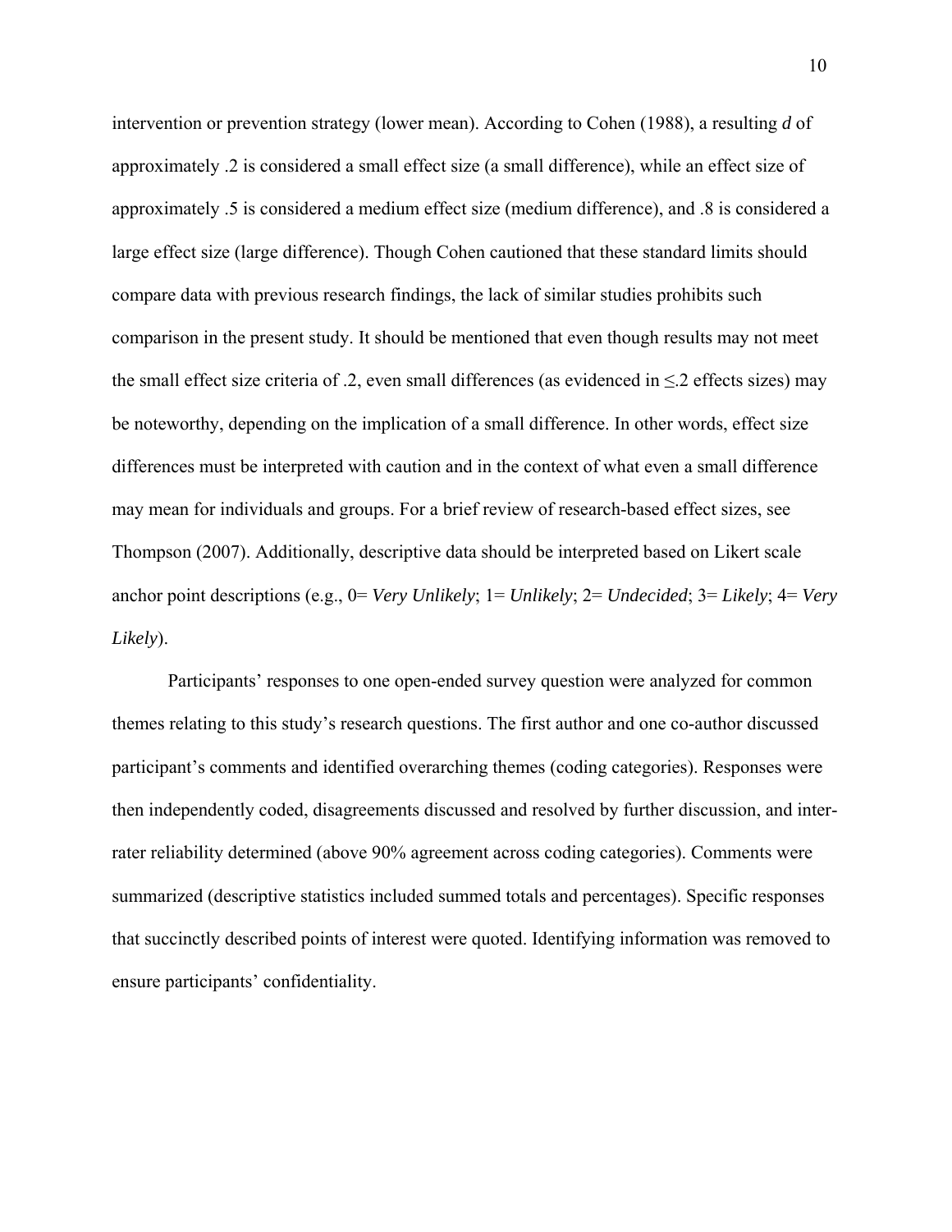intervention or prevention strategy (lower mean). According to Cohen (1988), a resulting *d* of approximately .2 is considered a small effect size (a small difference), while an effect size of approximately .5 is considered a medium effect size (medium difference), and .8 is considered a large effect size (large difference). Though Cohen cautioned that these standard limits should compare data with previous research findings, the lack of similar studies prohibits such comparison in the present study. It should be mentioned that even though results may not meet the small effect size criteria of .2, even small differences (as evidenced in $\leq$.2 effects sizes) may be noteworthy, depending on the implication of a small difference. In other words, effect size differences must be interpreted with caution and in the context of what even a small difference may mean for individuals and groups. For a brief review of research-based effect sizes, see Thompson (2007). Additionally, descriptive data should be interpreted based on Likert scale anchor point descriptions (e.g., 0= *Very Unlikely*; 1= *Unlikely*; 2= *Undecided*; 3= *Likely*; 4= *Very Likely*).

Participants' responses to one open-ended survey question were analyzed for common themes relating to this study's research questions. The first author and one co-author discussed participant's comments and identified overarching themes (coding categories). Responses were then independently coded, disagreements discussed and resolved by further discussion, and inter-rater reliability determined (above 90% agreement across coding categories). Comments were summarized (descriptive statistics included summed totals and percentages). Specific responses that succinctly described points of interest were quoted. Identifying information was removed to ensure participants' confidentiality.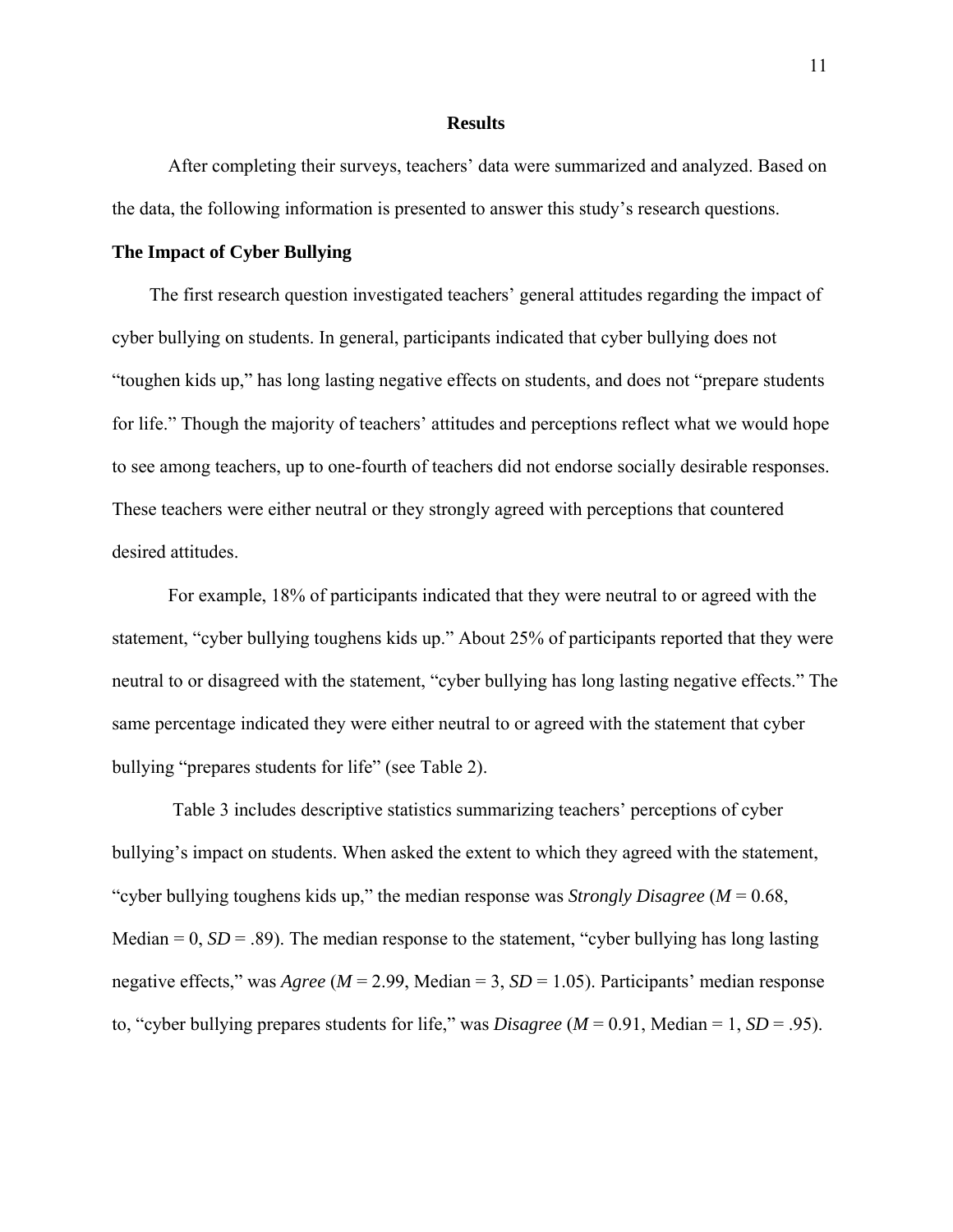## Results

After completing their surveys, teachers' data were summarized and analyzed. Based on the data, the following information is presented to answer this study's research questions.

### The Impact of Cyber Bullying

The first research question investigated teachers' general attitudes regarding the impact of cyber bullying on students. In general, participants indicated that cyber bullying does not "toughen kids up," has long lasting negative effects on students, and does not "prepare students for life." Though the majority of teachers' attitudes and perceptions reflect what we would hope to see among teachers, up to one-fourth of teachers did not endorse socially desirable responses. These teachers were either neutral or they strongly agreed with perceptions that countered desired attitudes.

For example, 18% of participants indicated that they were neutral to or agreed with the statement, "cyber bullying toughens kids up." About 25% of participants reported that they were neutral to or disagreed with the statement, "cyber bullying has long lasting negative effects." The same percentage indicated they were either neutral to or agreed with the statement that cyber bullying "prepares students for life" (see Table 2).

Table 3 includes descriptive statistics summarizing teachers' perceptions of cyber bullying's impact on students. When asked the extent to which they agreed with the statement, "cyber bullying toughens kids up," the median response was *Strongly Disagree* ($M$ = 0.68, Median = 0, $SD$ = .89). The median response to the statement, "cyber bullying has long lasting negative effects," was *Agree* ($M$ = 2.99, Median = 3, $SD$ = 1.05). Participants' median response to, "cyber bullying prepares students for life," was *Disagree* ($M$ = 0.91, Median = 1, $SD$ = .95).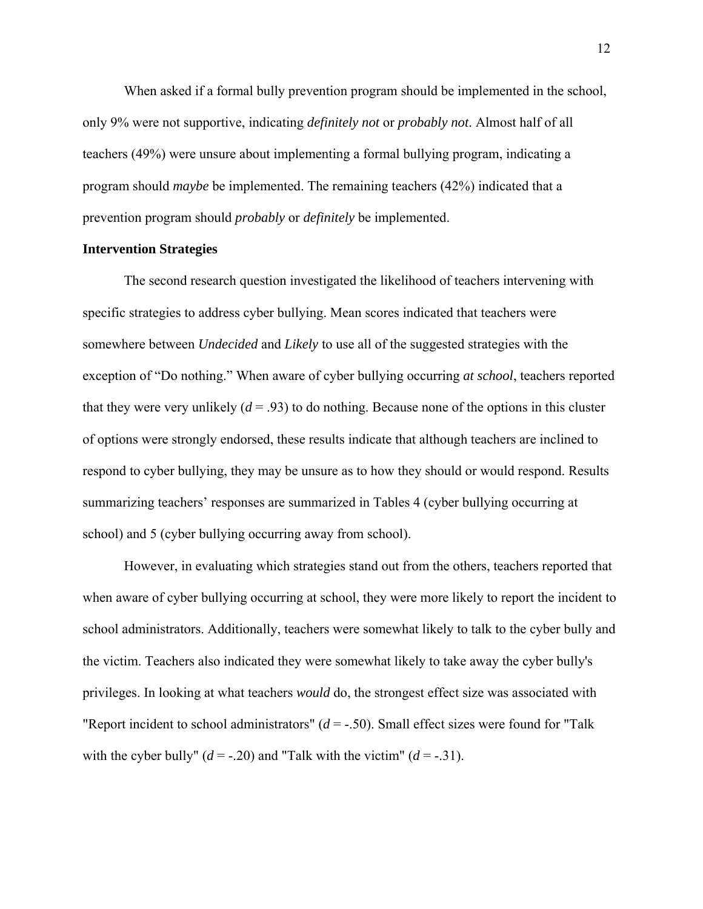When asked if a formal bully prevention program should be implemented in the school, only 9% were not supportive, indicating *definitely not* or *probably not*. Almost half of all teachers (49%) were unsure about implementing a formal bullying program, indicating a program should *maybe* be implemented. The remaining teachers (42%) indicated that a prevention program should *probably* or *definitely* be implemented.

**Intervention Strategies**

The second research question investigated the likelihood of teachers intervening with specific strategies to address cyber bullying. Mean scores indicated that teachers were somewhere between *Undecided* and *Likely* to use all of the suggested strategies with the exception of "Do nothing." When aware of cyber bullying occurring *at school*, teachers reported that they were very unlikely ($d$ = .93) to do nothing. Because none of the options in this cluster of options were strongly endorsed, these results indicate that although teachers are inclined to respond to cyber bullying, they may be unsure as to how they should or would respond. Results summarizing teachers' responses are summarized in Tables 4 (cyber bullying occurring at school) and 5 (cyber bullying occurring away from school).

However, in evaluating which strategies stand out from the others, teachers reported that when aware of cyber bullying occurring at school, they were more likely to report the incident to school administrators. Additionally, teachers were somewhat likely to talk to the cyber bully and the victim. Teachers also indicated they were somewhat likely to take away the cyber bully's privileges. In looking at what teachers *would* do, the strongest effect size was associated with "Report incident to school administrators" ($d$ = -.50). Small effect sizes were found for "Talk with the cyber bully" ($d$ = -.20) and "Talk with the victim" ($d$ = -.31).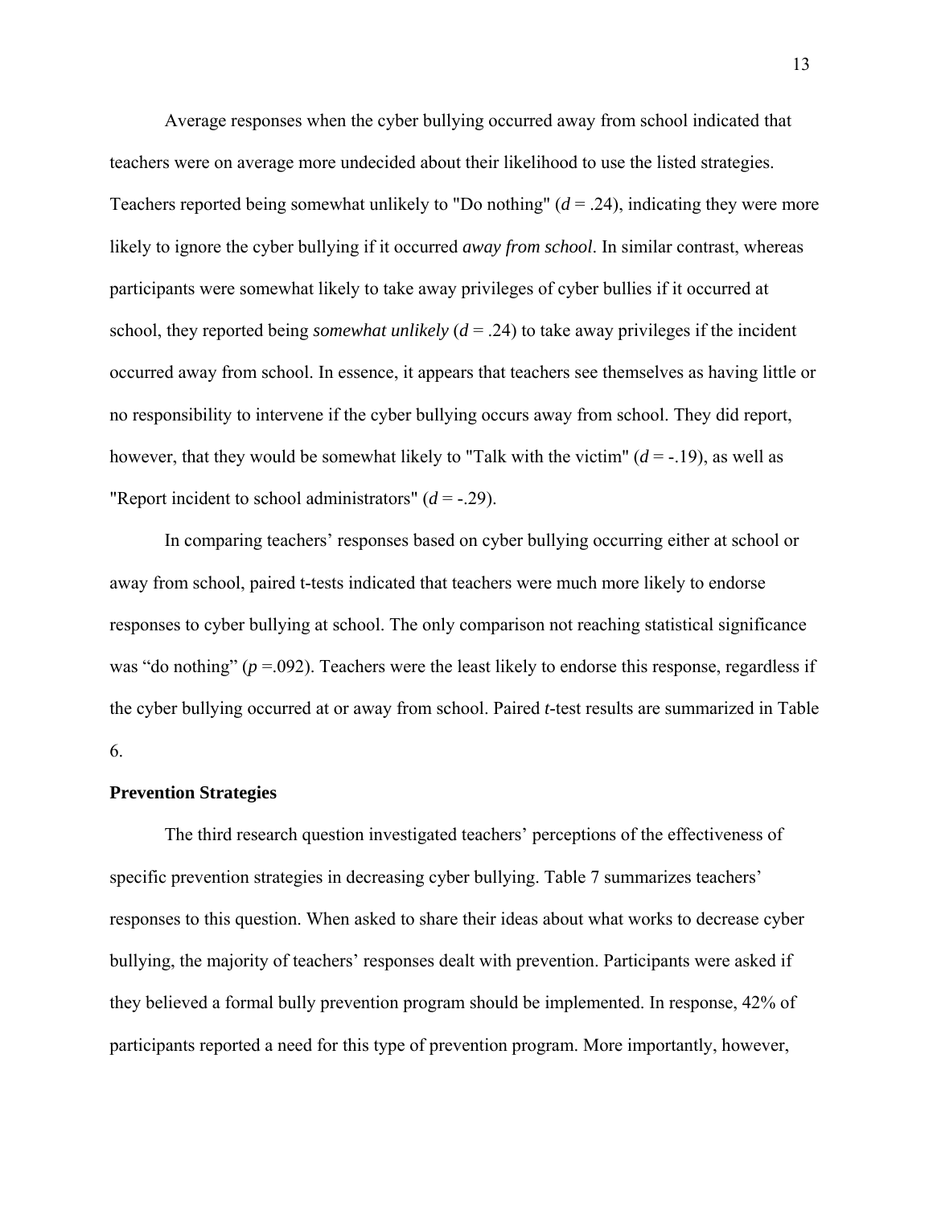Average responses when the cyber bullying occurred away from school indicated that teachers were on average more undecided about their likelihood to use the listed strategies. Teachers reported being somewhat unlikely to "Do nothing" ($d$ = .24), indicating they were more likely to ignore the cyber bullying if it occurred *away from school*. In similar contrast, whereas participants were somewhat likely to take away privileges of cyber bullies if it occurred at school, they reported being *somewhat unlikely* ($d$ = .24) to take away privileges if the incident occurred away from school. In essence, it appears that teachers see themselves as having little or no responsibility to intervene if the cyber bullying occurs away from school. They did report, however, that they would be somewhat likely to "Talk with the victim" ($d$ = -.19), as well as "Report incident to school administrators" ($d$ = -.29).

In comparing teachers' responses based on cyber bullying occurring either at school or away from school, paired t-tests indicated that teachers were much more likely to endorse responses to cyber bullying at school. The only comparison not reaching statistical significance was "do nothing" ($p$ =.092). Teachers were the least likely to endorse this response, regardless if the cyber bullying occurred at or away from school. Paired *t*-test results are summarized in Table 6.

**Prevention Strategies**

The third research question investigated teachers' perceptions of the effectiveness of specific prevention strategies in decreasing cyber bullying. Table 7 summarizes teachers' responses to this question. When asked to share their ideas about what works to decrease cyber bullying, the majority of teachers' responses dealt with prevention. Participants were asked if they believed a formal bully prevention program should be implemented. In response, 42% of participants reported a need for this type of prevention program. More importantly, however,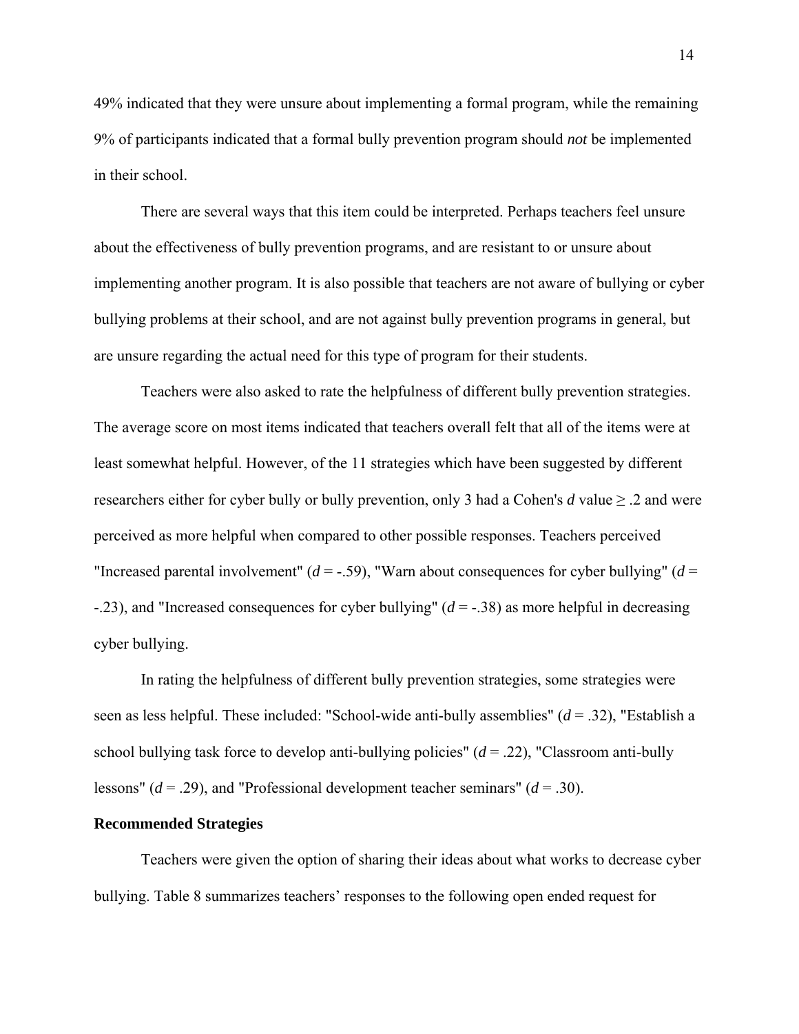49% indicated that they were unsure about implementing a formal program, while the remaining 9% of participants indicated that a formal bully prevention program should *not* be implemented in their school.

There are several ways that this item could be interpreted. Perhaps teachers feel unsure about the effectiveness of bully prevention programs, and are resistant to or unsure about implementing another program. It is also possible that teachers are not aware of bullying or cyber bullying problems at their school, and are not against bully prevention programs in general, but are unsure regarding the actual need for this type of program for their students.

Teachers were also asked to rate the helpfulness of different bully prevention strategies. The average score on most items indicated that teachers overall felt that all of the items were at least somewhat helpful. However, of the 11 strategies which have been suggested by different researchers either for cyber bully or bully prevention, only 3 had a Cohen's $d$ value $\geq .2$ and were perceived as more helpful when compared to other possible responses. Teachers perceived "Increased parental involvement" ($d = -.59$), "Warn about consequences for cyber bullying" ($d = -.23$), and "Increased consequences for cyber bullying" ($d = -.38$) as more helpful in decreasing cyber bullying.

In rating the helpfulness of different bully prevention strategies, some strategies were seen as less helpful. These included: "School-wide anti-bully assemblies" ($d = .32$), "Establish a school bullying task force to develop anti-bullying policies" ($d = .22$), "Classroom anti-bully lessons" ($d = .29$), and "Professional development teacher seminars" ($d = .30$).

**Recommended Strategies**

Teachers were given the option of sharing their ideas about what works to decrease cyber bullying. Table 8 summarizes teachers' responses to the following open ended request for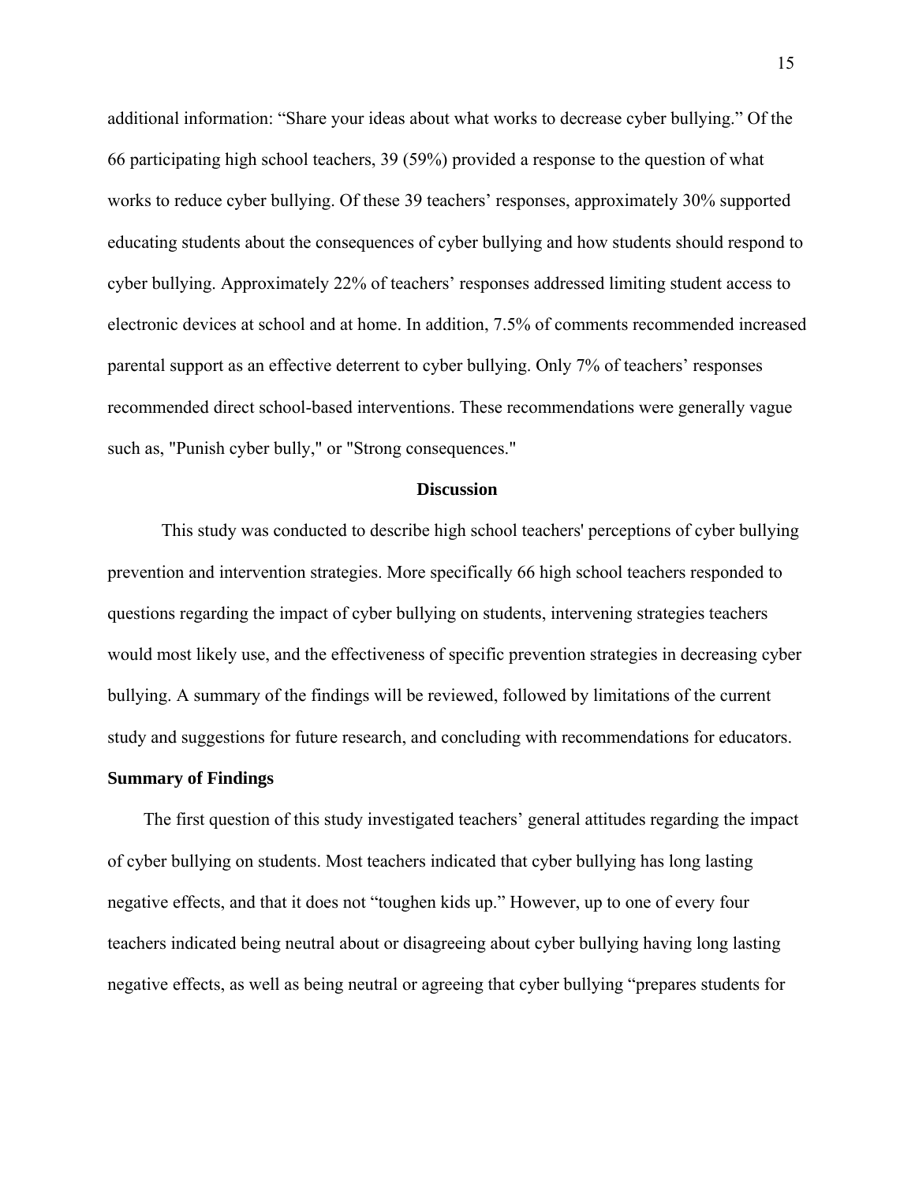additional information: “Share your ideas about what works to decrease cyber bullying.” Of the 66 participating high school teachers, 39 (59%) provided a response to the question of what works to reduce cyber bullying. Of these 39 teachers’ responses, approximately 30% supported educating students about the consequences of cyber bullying and how students should respond to cyber bullying. Approximately 22% of teachers’ responses addressed limiting student access to electronic devices at school and at home. In addition, 7.5% of comments recommended increased parental support as an effective deterrent to cyber bullying. Only 7% of teachers’ responses recommended direct school-based interventions. These recommendations were generally vague such as, "Punish cyber bully," or "Strong consequences."

## Discussion

This study was conducted to describe high school teachers' perceptions of cyber bullying prevention and intervention strategies. More specifically 66 high school teachers responded to questions regarding the impact of cyber bullying on students, intervening strategies teachers would most likely use, and the effectiveness of specific prevention strategies in decreasing cyber bullying. A summary of the findings will be reviewed, followed by limitations of the current study and suggestions for future research, and concluding with recommendations for educators.

### Summary of Findings

The first question of this study investigated teachers’ general attitudes regarding the impact of cyber bullying on students. Most teachers indicated that cyber bullying has long lasting negative effects, and that it does not “toughen kids up.” However, up to one of every four teachers indicated being neutral about or disagreeing about cyber bullying having long lasting negative effects, as well as being neutral or agreeing that cyber bullying “prepares students for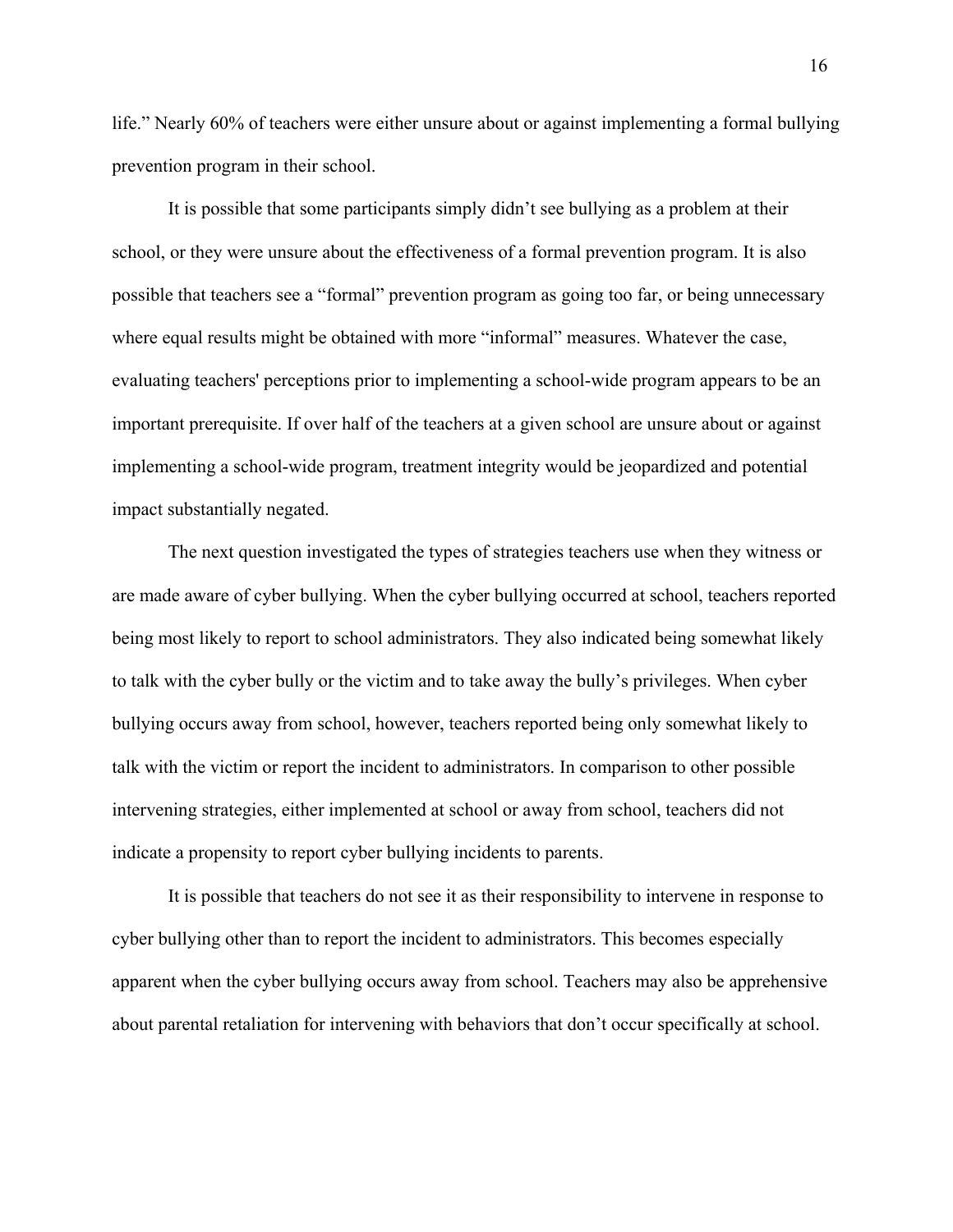life." Nearly 60% of teachers were either unsure about or against implementing a formal bullying prevention program in their school.

It is possible that some participants simply didn't see bullying as a problem at their school, or they were unsure about the effectiveness of a formal prevention program. It is also possible that teachers see a "formal" prevention program as going too far, or being unnecessary where equal results might be obtained with more "informal" measures. Whatever the case, evaluating teachers' perceptions prior to implementing a school-wide program appears to be an important prerequisite. If over half of the teachers at a given school are unsure about or against implementing a school-wide program, treatment integrity would be jeopardized and potential impact substantially negated.

The next question investigated the types of strategies teachers use when they witness or are made aware of cyber bullying. When the cyber bullying occurred at school, teachers reported being most likely to report to school administrators. They also indicated being somewhat likely to talk with the cyber bully or the victim and to take away the bully's privileges. When cyber bullying occurs away from school, however, teachers reported being only somewhat likely to talk with the victim or report the incident to administrators. In comparison to other possible intervening strategies, either implemented at school or away from school, teachers did not indicate a propensity to report cyber bullying incidents to parents.

It is possible that teachers do not see it as their responsibility to intervene in response to cyber bullying other than to report the incident to administrators. This becomes especially apparent when the cyber bullying occurs away from school. Teachers may also be apprehensive about parental retaliation for intervening with behaviors that don't occur specifically at school.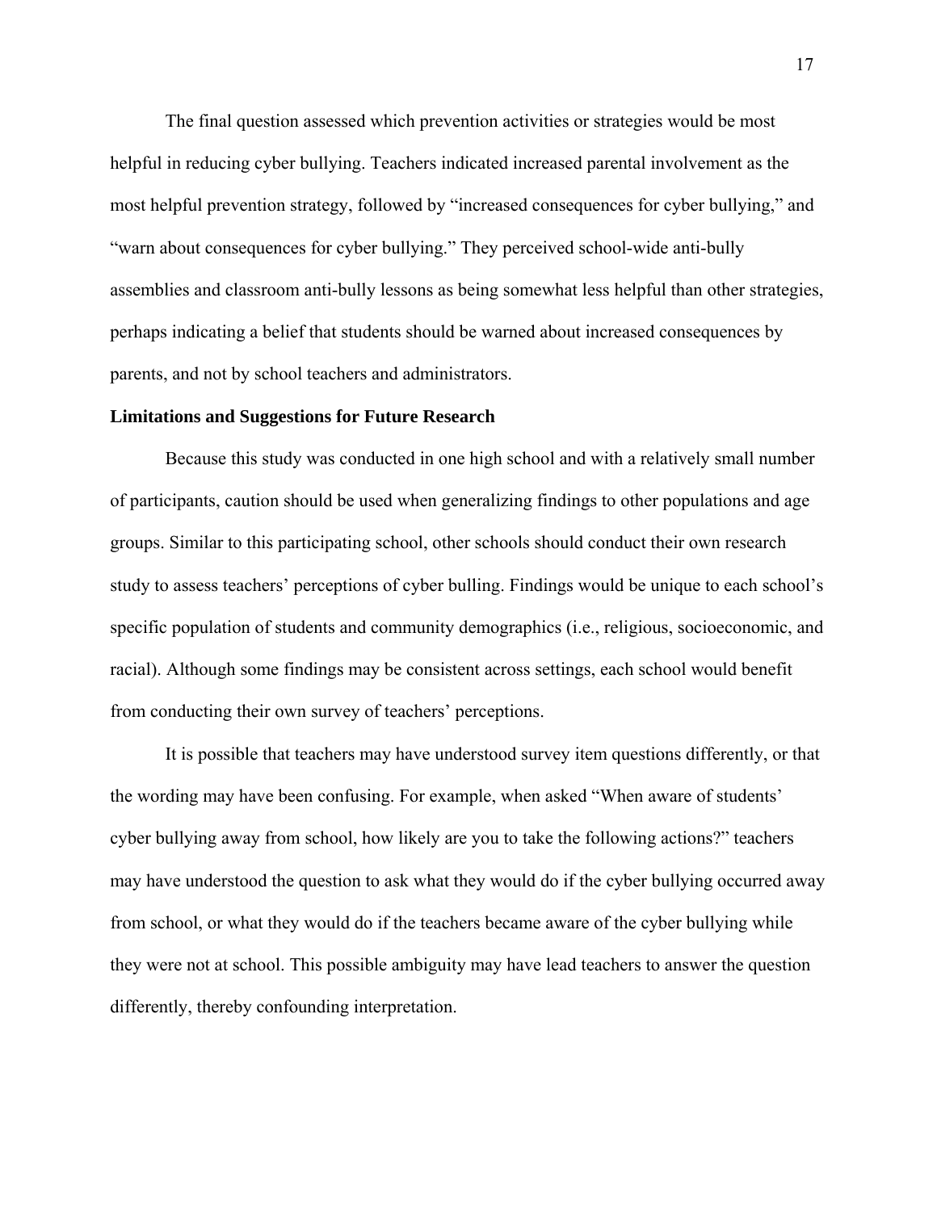The final question assessed which prevention activities or strategies would be most helpful in reducing cyber bullying. Teachers indicated increased parental involvement as the most helpful prevention strategy, followed by "increased consequences for cyber bullying," and "warn about consequences for cyber bullying." They perceived school-wide anti-bully assemblies and classroom anti-bully lessons as being somewhat less helpful than other strategies, perhaps indicating a belief that students should be warned about increased consequences by parents, and not by school teachers and administrators.

**Limitations and Suggestions for Future Research**

Because this study was conducted in one high school and with a relatively small number of participants, caution should be used when generalizing findings to other populations and age groups. Similar to this participating school, other schools should conduct their own research study to assess teachers' perceptions of cyber bulling. Findings would be unique to each school's specific population of students and community demographics (i.e., religious, socioeconomic, and racial). Although some findings may be consistent across settings, each school would benefit from conducting their own survey of teachers' perceptions.

It is possible that teachers may have understood survey item questions differently, or that the wording may have been confusing. For example, when asked "When aware of students' cyber bullying away from school, how likely are you to take the following actions?" teachers may have understood the question to ask what they would do if the cyber bullying occurred away from school, or what they would do if the teachers became aware of the cyber bullying while they were not at school. This possible ambiguity may have lead teachers to answer the question differently, thereby confounding interpretation.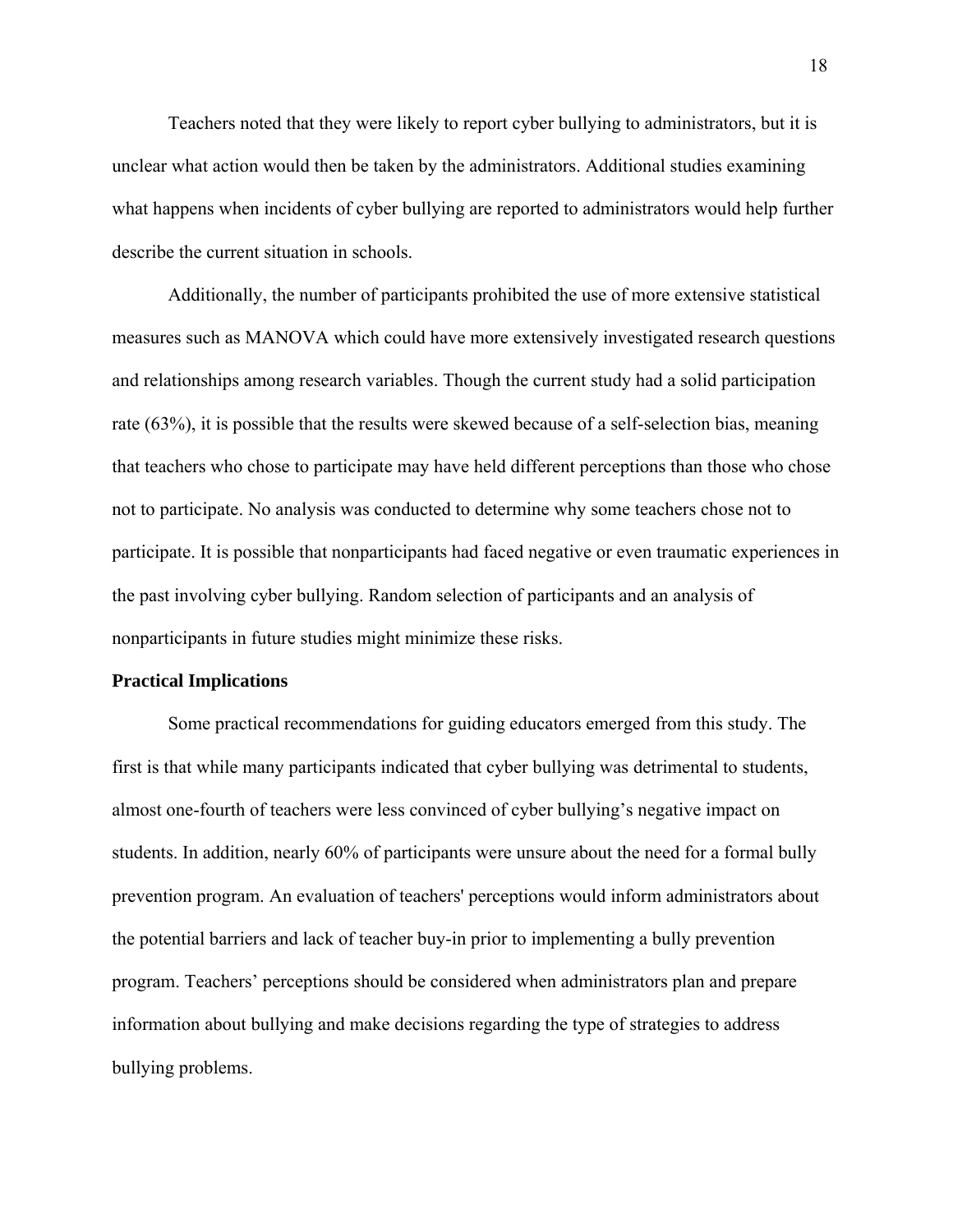Teachers noted that they were likely to report cyber bullying to administrators, but it is unclear what action would then be taken by the administrators. Additional studies examining what happens when incidents of cyber bullying are reported to administrators would help further describe the current situation in schools.

Additionally, the number of participants prohibited the use of more extensive statistical measures such as MANOVA which could have more extensively investigated research questions and relationships among research variables. Though the current study had a solid participation rate (63%), it is possible that the results were skewed because of a self-selection bias, meaning that teachers who chose to participate may have held different perceptions than those who chose not to participate. No analysis was conducted to determine why some teachers chose not to participate. It is possible that nonparticipants had faced negative or even traumatic experiences in the past involving cyber bullying. Random selection of participants and an analysis of nonparticipants in future studies might minimize these risks.

**Practical Implications**

Some practical recommendations for guiding educators emerged from this study. The first is that while many participants indicated that cyber bullying was detrimental to students, almost one-fourth of teachers were less convinced of cyber bullying's negative impact on students. In addition, nearly 60% of participants were unsure about the need for a formal bully prevention program. An evaluation of teachers' perceptions would inform administrators about the potential barriers and lack of teacher buy-in prior to implementing a bully prevention program. Teachers' perceptions should be considered when administrators plan and prepare information about bullying and make decisions regarding the type of strategies to address bullying problems.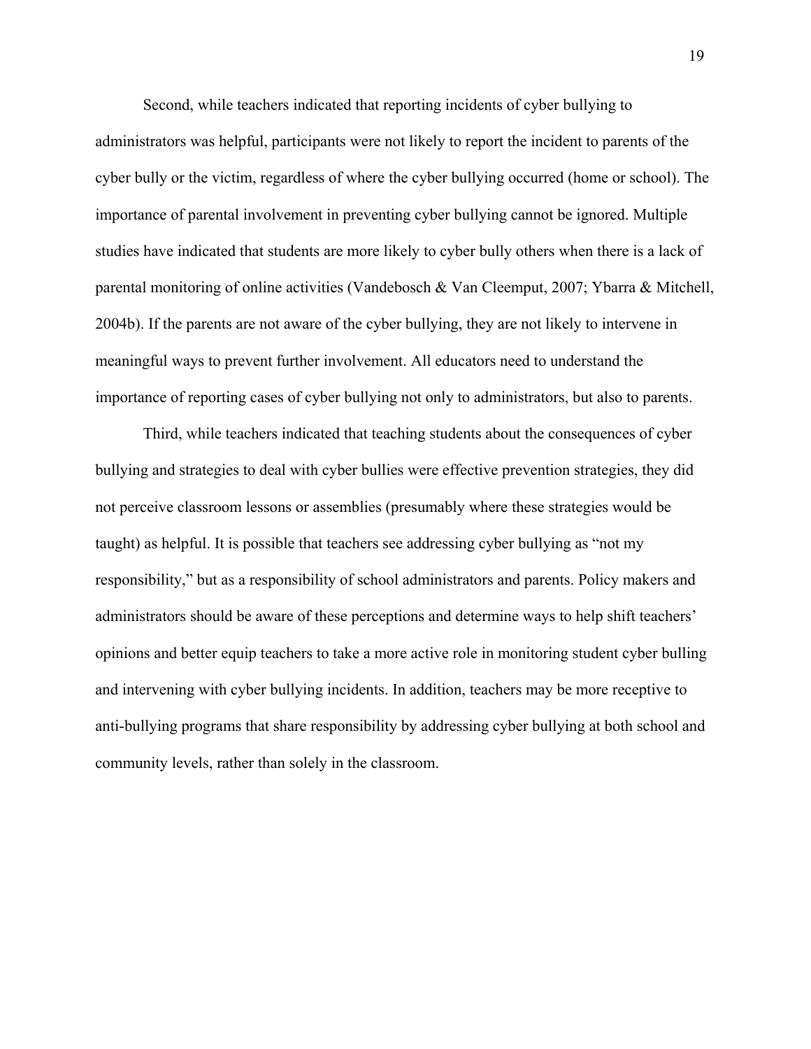Second, while teachers indicated that reporting incidents of cyber bullying to administrators was helpful, participants were not likely to report the incident to parents of the cyber bully or the victim, regardless of where the cyber bullying occurred (home or school). The importance of parental involvement in preventing cyber bullying cannot be ignored. Multiple studies have indicated that students are more likely to cyber bully others when there is a lack of parental monitoring of online activities (Vandebosch & Van Cleemput, 2007; Ybarra & Mitchell, 2004b). If the parents are not aware of the cyber bullying, they are not likely to intervene in meaningful ways to prevent further involvement. All educators need to understand the importance of reporting cases of cyber bullying not only to administrators, but also to parents.

Third, while teachers indicated that teaching students about the consequences of cyber bullying and strategies to deal with cyber bullies were effective prevention strategies, they did not perceive classroom lessons or assemblies (presumably where these strategies would be taught) as helpful. It is possible that teachers see addressing cyber bullying as "not my responsibility," but as a responsibility of school administrators and parents. Policy makers and administrators should be aware of these perceptions and determine ways to help shift teachers' opinions and better equip teachers to take a more active role in monitoring student cyber bulling and intervening with cyber bullying incidents. In addition, teachers may be more receptive to anti-bullying programs that share responsibility by addressing cyber bullying at both school and community levels, rather than solely in the classroom.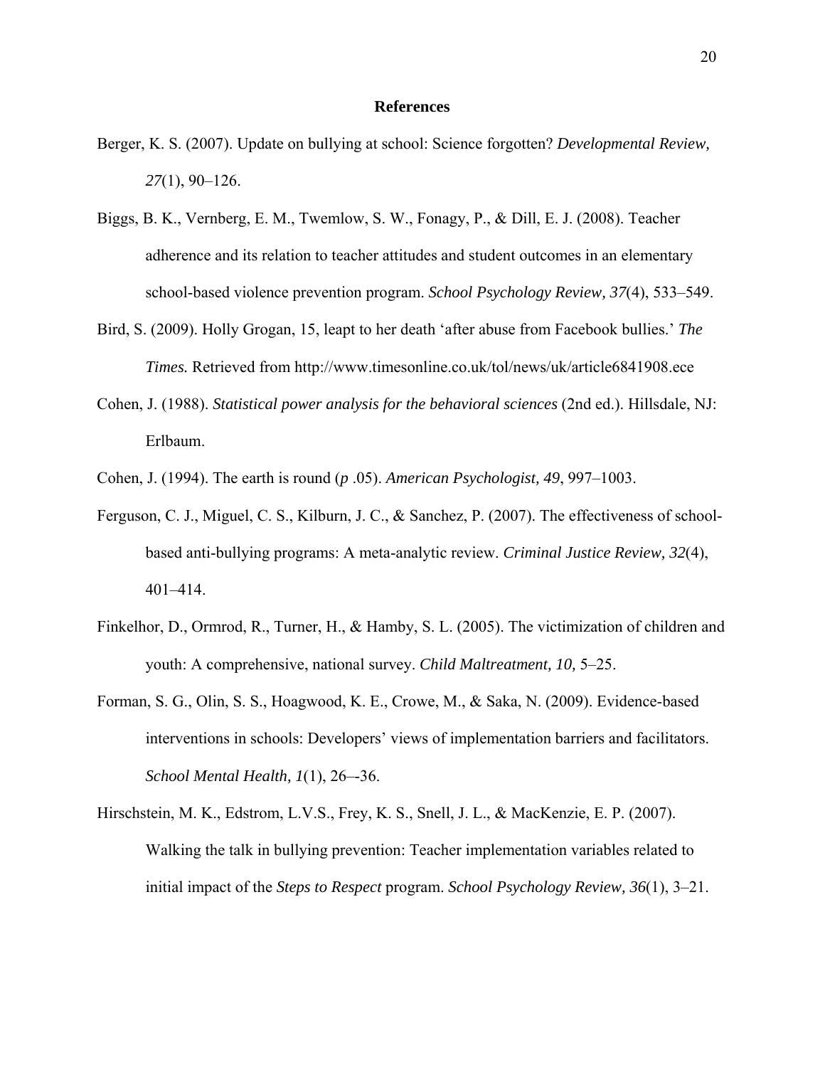# References

Berger, K. S. (2007). Update on bullying at school: Science forgotten? *Developmental Review, 27*(1), 90–126.

Biggs, B. K., Vernberg, E. M., Twemlow, S. W., Fonagy, P., & Dill, E. J. (2008). Teacher adherence and its relation to teacher attitudes and student outcomes in an elementary school-based violence prevention program. *School Psychology Review, 37*(4), 533–549.

Bird, S. (2009). Holly Grogan, 15, leapt to her death 'after abuse from Facebook bullies.' *The Times.* Retrieved from http://www.timesonline.co.uk/tol/news/uk/article6841908.ece

Cohen, J. (1988). *Statistical power analysis for the behavioral sciences* (2nd ed.). Hillsdale, NJ: Erlbaum.

Cohen, J. (1994). The earth is round (*p* .05). *American Psychologist, 49*, 997–1003.

Ferguson, C. J., Miguel, C. S., Kilburn, J. C., & Sanchez, P. (2007). The effectiveness of school-based anti-bullying programs: A meta-analytic review. *Criminal Justice Review, 32*(4), 401–414.

Finkelhor, D., Ormrod, R., Turner, H., & Hamby, S. L. (2005). The victimization of children and youth: A comprehensive, national survey. *Child Maltreatment, 10,* 5–25.

Forman, S. G., Olin, S. S., Hoagwood, K. E., Crowe, M., & Saka, N. (2009). Evidence-based interventions in schools: Developers' views of implementation barriers and facilitators. *School Mental Health, 1*(1), 26–-36.

Hirschstein, M. K., Edstrom, L.V.S., Frey, K. S., Snell, J. L., & MacKenzie, E. P. (2007). Walking the talk in bullying prevention: Teacher implementation variables related to initial impact of the *Steps to Respect* program. *School Psychology Review, 36*(1), 3–21.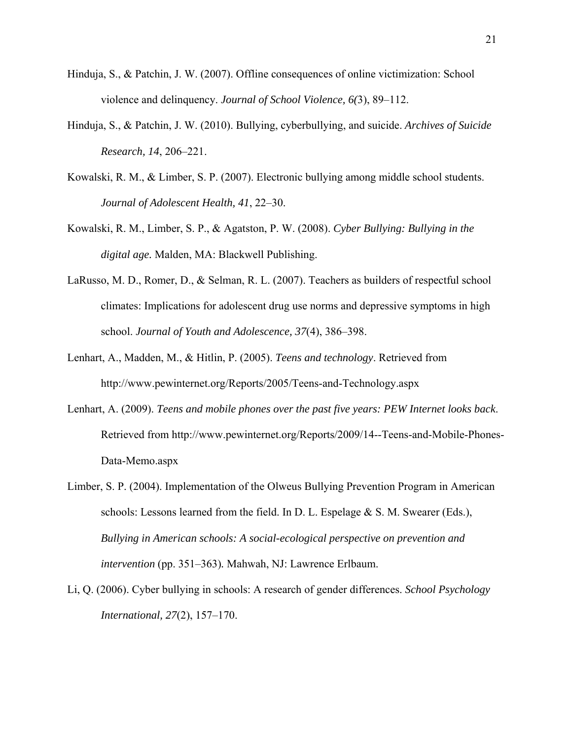Hinduja, S., & Patchin, J. W. (2007). Offline consequences of online victimization: School violence and delinquency. *Journal of School Violence, 6(*3), 89–112.

Hinduja, S., & Patchin, J. W. (2010). Bullying, cyberbullying, and suicide. *Archives of Suicide Research, 14*, 206–221.

Kowalski, R. M., & Limber, S. P. (2007). Electronic bullying among middle school students. *Journal of Adolescent Health, 41*, 22–30.

Kowalski, R. M., Limber, S. P., & Agatston, P. W. (2008). *Cyber Bullying: Bullying in the digital age.* Malden, MA: Blackwell Publishing.

LaRusso, M. D., Romer, D., & Selman, R. L. (2007). Teachers as builders of respectful school climates: Implications for adolescent drug use norms and depressive symptoms in high school. *Journal of Youth and Adolescence, 37*(4), 386–398.

Lenhart, A., Madden, M., & Hitlin, P. (2005). *Teens and technology*. Retrieved from http://www.pewinternet.org/Reports/2005/Teens-and-Technology.aspx

Lenhart, A. (2009). *Teens and mobile phones over the past five years: PEW Internet looks back*. Retrieved from http://www.pewinternet.org/Reports/2009/14--Teens-and-Mobile-Phones-Data-Memo.aspx

Limber, S. P. (2004). Implementation of the Olweus Bullying Prevention Program in American schools: Lessons learned from the field. In D. L. Espelage & S. M. Swearer (Eds.), *Bullying in American schools: A social-ecological perspective on prevention and intervention* (pp. 351–363). Mahwah, NJ: Lawrence Erlbaum.

Li, Q. (2006). Cyber bullying in schools: A research of gender differences. *School Psychology International, 27*(2), 157–170.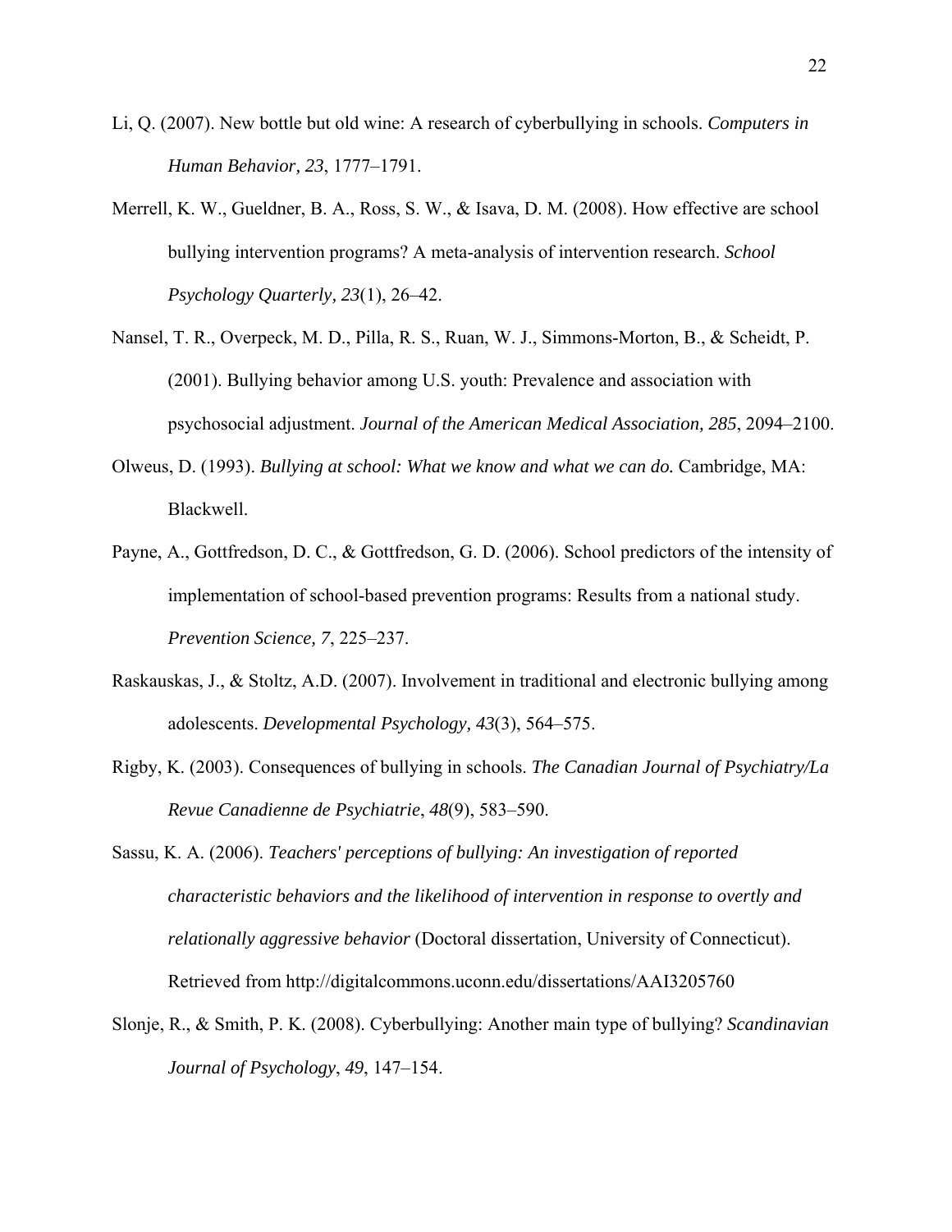Li, Q. (2007). New bottle but old wine: A research of cyberbullying in schools. *Computers in Human Behavior, 23*, 1777–1791.

Merrell, K. W., Gueldner, B. A., Ross, S. W., & Isava, D. M. (2008). How effective are school bullying intervention programs? A meta-analysis of intervention research. *School Psychology Quarterly, 23*(1), 26–42.

Nansel, T. R., Overpeck, M. D., Pilla, R. S., Ruan, W. J., Simmons-Morton, B., & Scheidt, P. (2001). Bullying behavior among U.S. youth: Prevalence and association with psychosocial adjustment. *Journal of the American Medical Association, 285*, 2094–2100.

Olweus, D. (1993). *Bullying at school: What we know and what we can do.* Cambridge, MA: Blackwell.

Payne, A., Gottfredson, D. C., & Gottfredson, G. D. (2006). School predictors of the intensity of implementation of school-based prevention programs: Results from a national study. *Prevention Science, 7*, 225–237.

Raskauskas, J., & Stoltz, A.D. (2007). Involvement in traditional and electronic bullying among adolescents. *Developmental Psychology, 43*(3), 564–575.

Rigby, K. (2003). Consequences of bullying in schools. *The Canadian Journal of Psychiatry/La Revue Canadienne de Psychiatrie*, *48*(9), 583–590.

Sassu, K. A. (2006). *Teachers' perceptions of bullying: An investigation of reported characteristic behaviors and the likelihood of intervention in response to overtly and relationally aggressive behavior* (Doctoral dissertation, University of Connecticut). Retrieved from http://digitalcommons.uconn.edu/dissertations/AAI3205760

Slonje, R., & Smith, P. K. (2008). Cyberbullying: Another main type of bullying? *Scandinavian Journal of Psychology*, *49*, 147–154.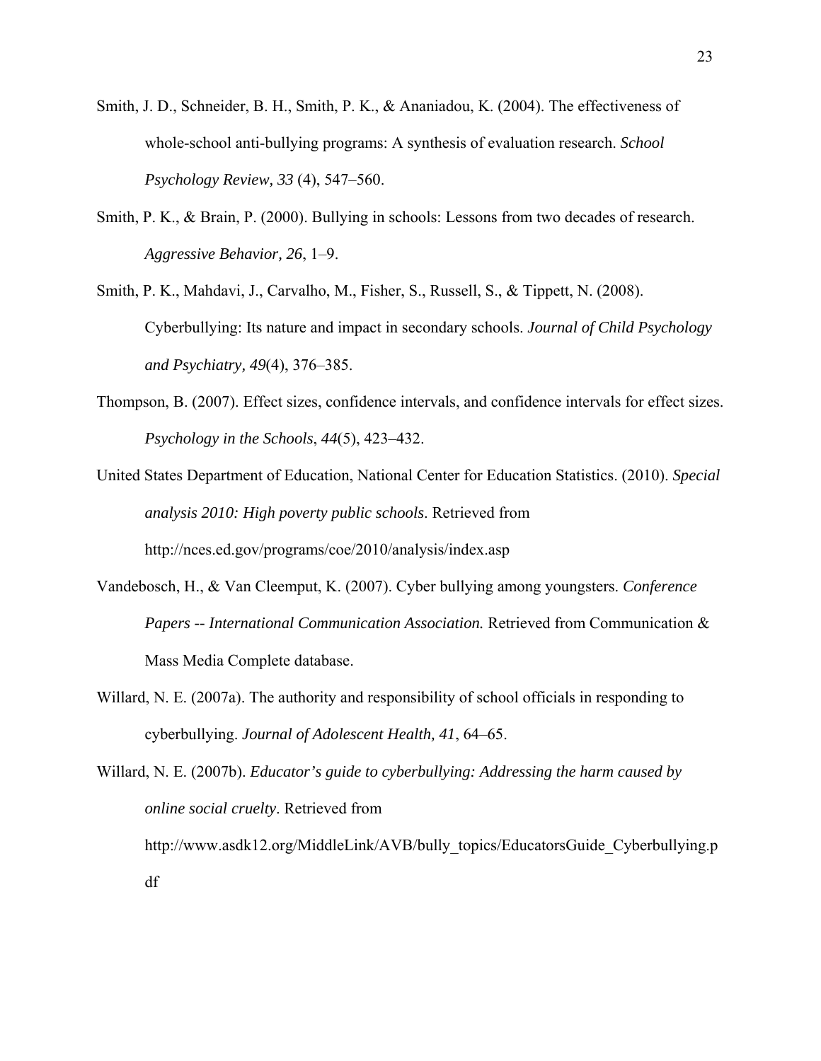Smith, J. D., Schneider, B. H., Smith, P. K., & Ananiadou, K. (2004). The effectiveness of whole-school anti-bullying programs: A synthesis of evaluation research. *School Psychology Review, 33* (4), 547–560.

Smith, P. K., & Brain, P. (2000). Bullying in schools: Lessons from two decades of research. *Aggressive Behavior, 26*, 1–9.

Smith, P. K., Mahdavi, J., Carvalho, M., Fisher, S., Russell, S., & Tippett, N. (2008). Cyberbullying: Its nature and impact in secondary schools. *Journal of Child Psychology and Psychiatry, 49*(4), 376–385.

Thompson, B. (2007). Effect sizes, confidence intervals, and confidence intervals for effect sizes. *Psychology in the Schools*, *44*(5), 423–432.

United States Department of Education, National Center for Education Statistics. (2010). *Special analysis 2010: High poverty public schools*. Retrieved from http://nces.ed.gov/programs/coe/2010/analysis/index.asp

Vandebosch, H., & Van Cleemput, K. (2007). Cyber bullying among youngsters. *Conference Papers -- International Communication Association.* Retrieved from Communication & Mass Media Complete database.

Willard, N. E. (2007a). The authority and responsibility of school officials in responding to cyberbullying. *Journal of Adolescent Health, 41*, 64–65.

Willard, N. E. (2007b). *Educator's guide to cyberbullying: Addressing the harm caused by online social cruelty*. Retrieved from http://www.asdk12.org/MiddleLink/AVB/bully_topics/EducatorsGuide_Cyberbullying.pdf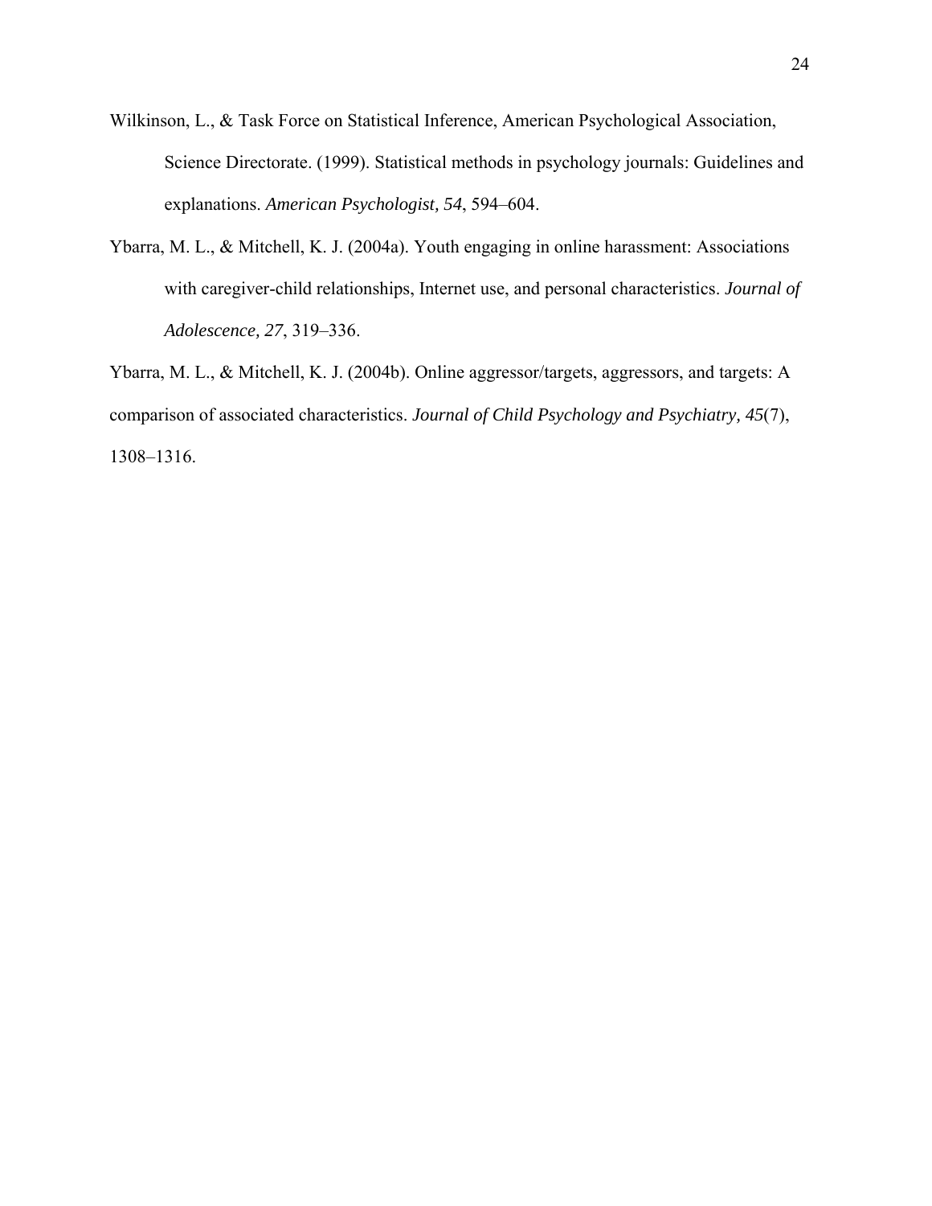Wilkinson, L., & Task Force on Statistical Inference, American Psychological Association, Science Directorate. (1999). Statistical methods in psychology journals: Guidelines and explanations. *American Psychologist, 54*, 594–604.

Ybarra, M. L., & Mitchell, K. J. (2004a). Youth engaging in online harassment: Associations with caregiver-child relationships, Internet use, and personal characteristics. *Journal of Adolescence, 27*, 319–336.

Ybarra, M. L., & Mitchell, K. J. (2004b). Online aggressor/targets, aggressors, and targets: A comparison of associated characteristics. *Journal of Child Psychology and Psychiatry, 45*(7), 1308–1316.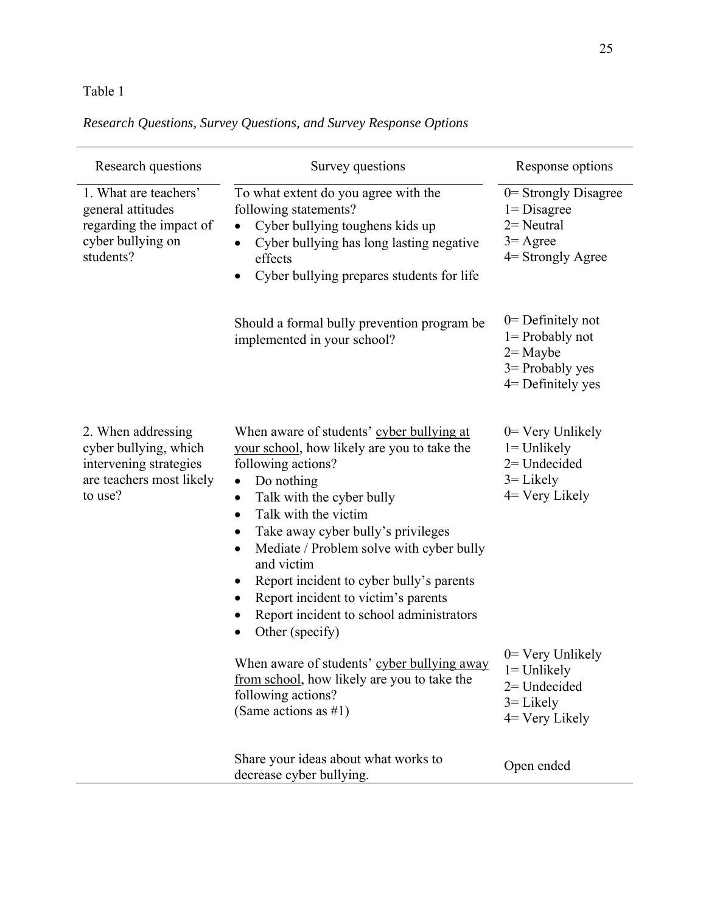Table 1

*Research Questions, Survey Questions, and Survey Response Options*

| Research questions | Survey questions | Response options |
|---|---|---|
| 1. What are teachers' general attitudes regarding the impact of cyber bullying on students? | To what extent do you agree with the following statements?<br>• Cyber bullying toughens kids up<br>• Cyber bullying has long lasting negative effects<br>• Cyber bullying prepares students for life | 0= Strongly Disagree<br>1= Disagree<br>2= Neutral<br>3= Agree<br>4= Strongly Agree |
| | Should a formal bully prevention program be implemented in your school? | 0= Definitely not<br>1= Probably not<br>2= Maybe<br>3= Probably yes<br>4= Definitely yes |
| 2. When addressing cyber bullying, which intervening strategies are teachers most likely to use? | When aware of students' <u>cyber bullying at your school</u>, how likely are you to take the following actions?<br>• Do nothing<br>• Talk with the cyber bully<br>• Talk with the victim<br>• Take away cyber bully's privileges<br>• Mediate / Problem solve with cyber bully and victim<br>• Report incident to cyber bully's parents<br>• Report incident to victim's parents<br>• Report incident to school administrators<br>• Other (specify) | 0= Very Unlikely<br>1= Unlikely<br>2= Undecided<br>3= Likely<br>4= Very Likely |
| | When aware of students' <u>cyber bullying away from school</u>, how likely are you to take the following actions?<br>(Same actions as #1) | 0= Very Unlikely<br>1= Unlikely<br>2= Undecided<br>3= Likely<br>4= Very Likely |
| | Share your ideas about what works to decrease cyber bullying. | Open ended |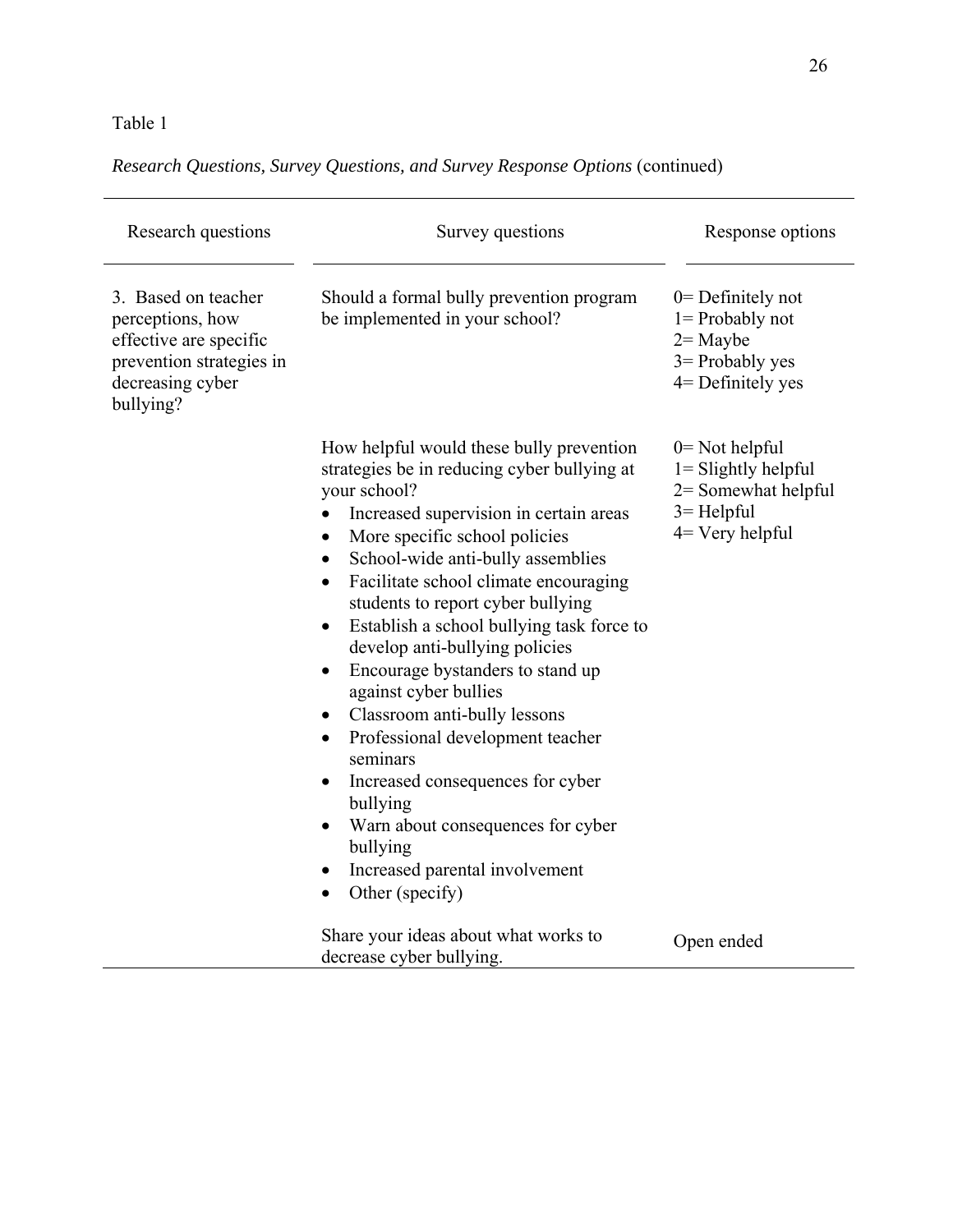Table 1

*Research Questions, Survey Questions, and Survey Response Options* (continued)

| Research questions | Survey questions | Response options |
|---|---|---|
| 3. Based on teacher perceptions, how effective are specific prevention strategies in decreasing cyber bullying? | Should a formal bully prevention program be implemented in your school? | 0= Definitely not<br>1= Probably not<br>2= Maybe<br>3= Probably yes<br>4= Definitely yes |
| | How helpful would these bully prevention strategies be in reducing cyber bullying at your school?<br>• Increased supervision in certain areas<br>• More specific school policies<br>• School-wide anti-bully assemblies<br>• Facilitate school climate encouraging students to report cyber bullying<br>• Establish a school bullying task force to develop anti-bullying policies<br>• Encourage bystanders to stand up against cyber bullies<br>• Classroom anti-bully lessons<br>• Professional development teacher seminars<br>• Increased consequences for cyber bullying<br>• Warn about consequences for cyber bullying<br>• Increased parental involvement<br>• Other (specify) | 0= Not helpful<br>1= Slightly helpful<br>2= Somewhat helpful<br>3= Helpful<br>4= Very helpful |
| | Share your ideas about what works to decrease cyber bullying. | Open ended |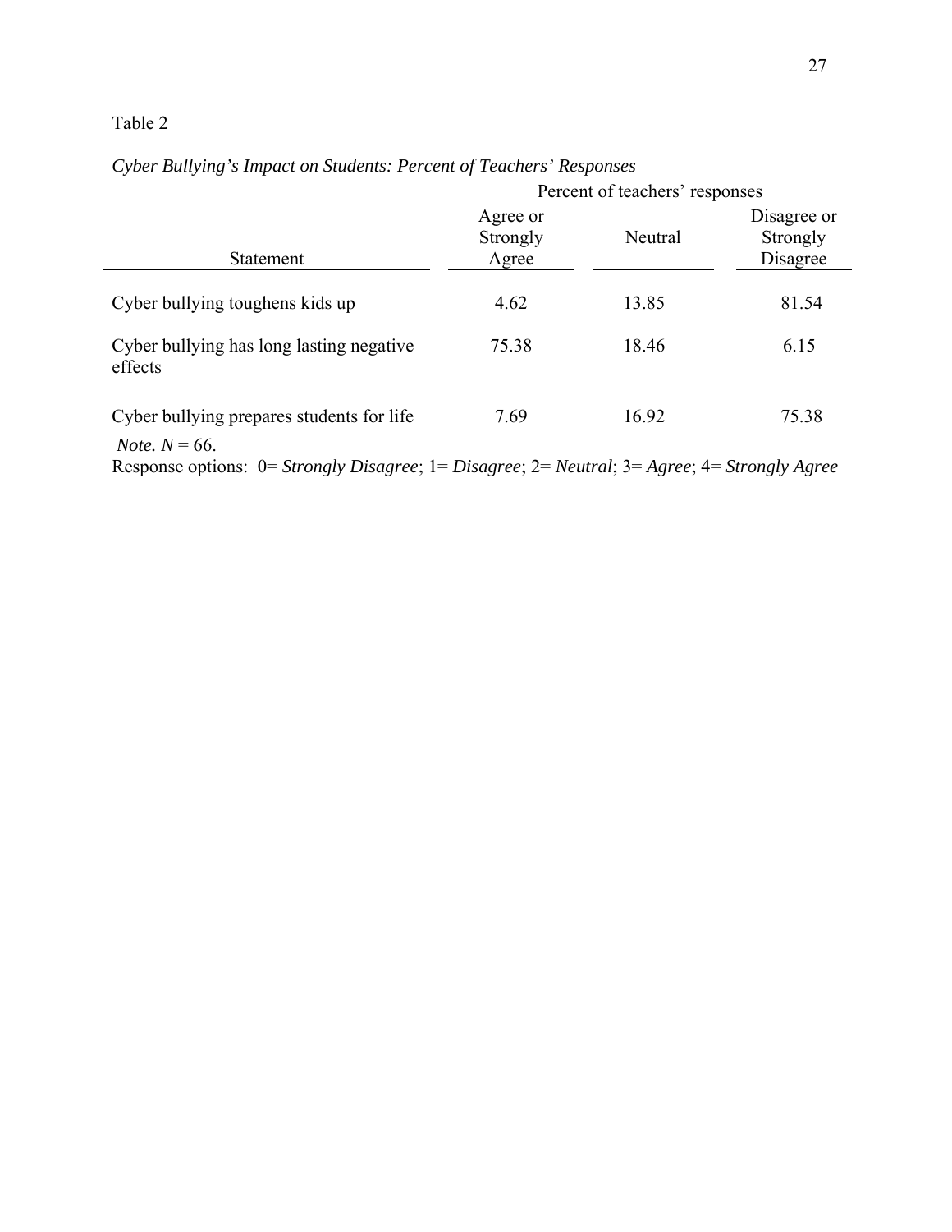Table 2

*Cyber Bullying's Impact on Students: Percent of Teachers' Responses*

| Statement | Percent of teachers' responses | | |
|---|---|---|---|
| | Agree or Strongly Agree | Neutral | Disagree or Strongly Disagree |
| Cyber bullying toughens kids up | 4.62 | 13.85 | 81.54 |
| Cyber bullying has long lasting negative effects | 75.38 | 18.46 | 6.15 |
| Cyber bullying prepares students for life | 7.69 | 16.92 | 75.38 |

*Note.* $N = 66$.

Response options: 0= *Strongly Disagree*; 1= *Disagree*; 2= *Neutral*; 3= *Agree*; 4= *Strongly Agree*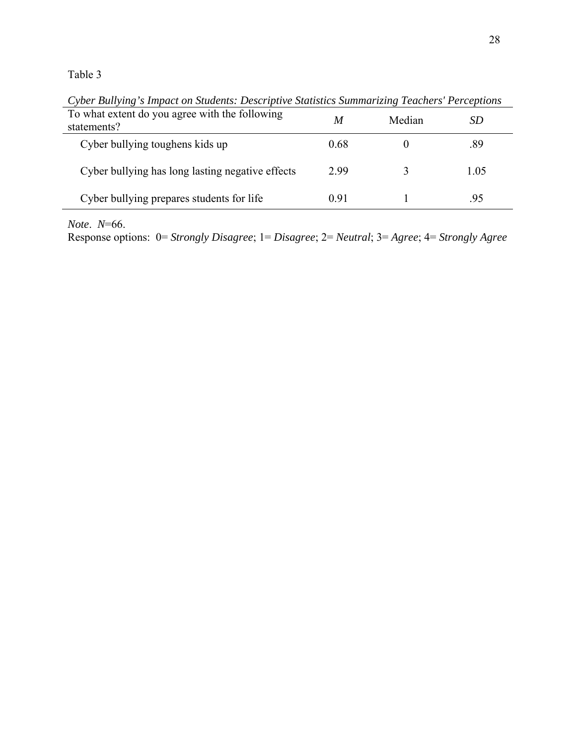Table 3

*Cyber Bullying's Impact on Students: Descriptive Statistics Summarizing Teachers' Perceptions*

| To what extent do you agree with the following statements? | *M* | Median | *SD* |
|---|---|---|---|
| Cyber bullying toughens kids up | 0.68 | 0 | .89 |
| Cyber bullying has long lasting negative effects | 2.99 | 3 | 1.05 |
| Cyber bullying prepares students for life | 0.91 | 1 | .95 |

*Note*. *N*=66.
Response options: 0= *Strongly Disagree*; 1= *Disagree*; 2= *Neutral*; 3= *Agree*; 4= *Strongly Agree*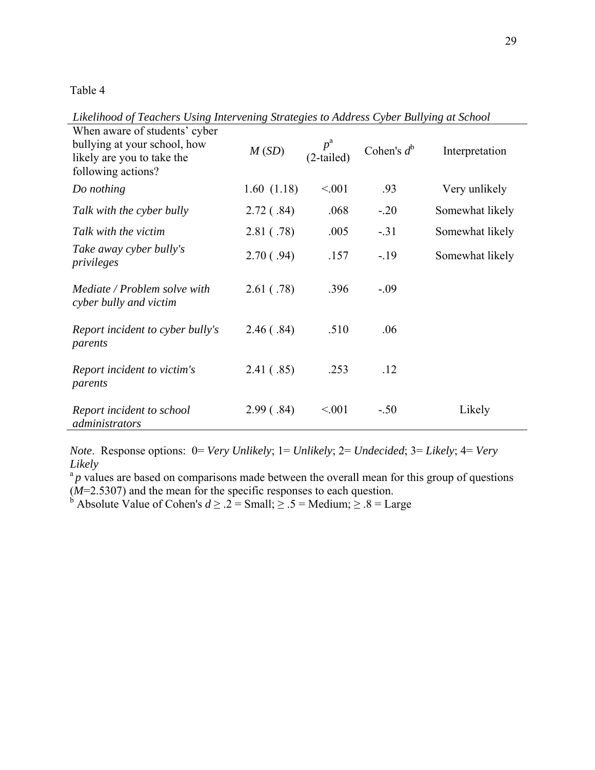Table 4

*Likelihood of Teachers Using Intervening Strategies to Address Cyber Bullying at School*

| When aware of students' cyber bullying at your school, how likely are you to take the following actions? | *M* (*SD*) | $p$[a] (2-tailed) | Cohen's $d$[b] | Interpretation |
|---|---|---|---|---|
| *Do nothing* | 1.60 (1.18) | <.001 | .93 | Very unlikely |
| *Talk with the cyber bully* | 2.72 ( .84) | .068 | -.20 | Somewhat likely |
| *Talk with the victim* | 2.81 ( .78) | .005 | -.31 | Somewhat likely |
| *Take away cyber bully's privileges* | 2.70 ( .94) | .157 | -.19 | Somewhat likely |
| *Mediate / Problem solve with cyber bully and victim* | 2.61 ( .78) | .396 | -.09 | |
| *Report incident to cyber bully's parents* | 2.46 ( .84) | .510 | .06 | |
| *Report incident to victim's parents* | 2.41 ( .85) | .253 | .12 | |
| *Report incident to school administrators* | 2.99 ( .84) | <.001 | -.50 | Likely |

*Note*. Response options: 0= *Very Unlikely*; 1= *Unlikely*; 2= *Undecided*; 3= *Likely*; 4= *Very Likely*

[a] $p$ values are based on comparisons made between the overall mean for this group of questions ($M$=2.5307) and the mean for the specific responses to each question.

[b] Absolute Value of Cohen's $d \geq .2$ = Small; $\geq .5$ = Medium; $\geq .8$ = Large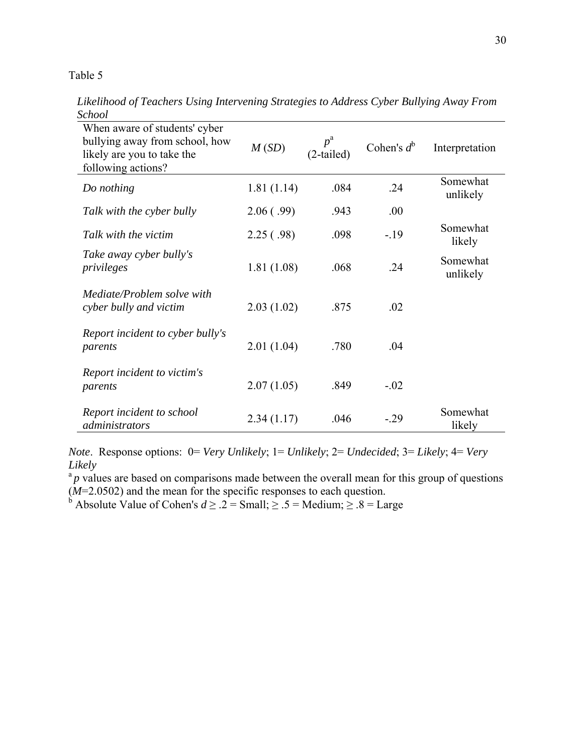Table 5

*Likelihood of Teachers Using Intervening Strategies to Address Cyber Bullying Away From School*

| When aware of students' cyber bullying away from school, how likely are you to take the following actions? | *M* (*SD*) | $p^a$ (2-tailed) | Cohen's $d^b$ | Interpretation |
|---|---|---|---|---|
| *Do nothing* | 1.81 (1.14) | .084 | .24 | Somewhat unlikely |
| *Talk with the cyber bully* | 2.06 ( .99) | .943 | .00 | |
| *Talk with the victim* | 2.25 ( .98) | .098 | -.19 | Somewhat likely |
| *Take away cyber bully's privileges* | 1.81 (1.08) | .068 | .24 | Somewhat unlikely |
| *Mediate/Problem solve with cyber bully and victim* | 2.03 (1.02) | .875 | .02 | |
| *Report incident to cyber bully's parents* | 2.01 (1.04) | .780 | .04 | |
| *Report incident to victim's parents* | 2.07 (1.05) | .849 | -.02 | |
| *Report incident to school administrators* | 2.34 (1.17) | .046 | -.29 | Somewhat likely |

*Note*. Response options: 0= *Very Unlikely*; 1= *Unlikely*; 2= *Undecided*; 3= *Likely*; 4= *Very Likely*

[a] *p* values are based on comparisons made between the overall mean for this group of questions (*M*=2.0502) and the mean for the specific responses to each question.

[b] Absolute Value of Cohen's $d \geq .2$ = Small; $\geq .5$ = Medium; $\geq .8$ = Large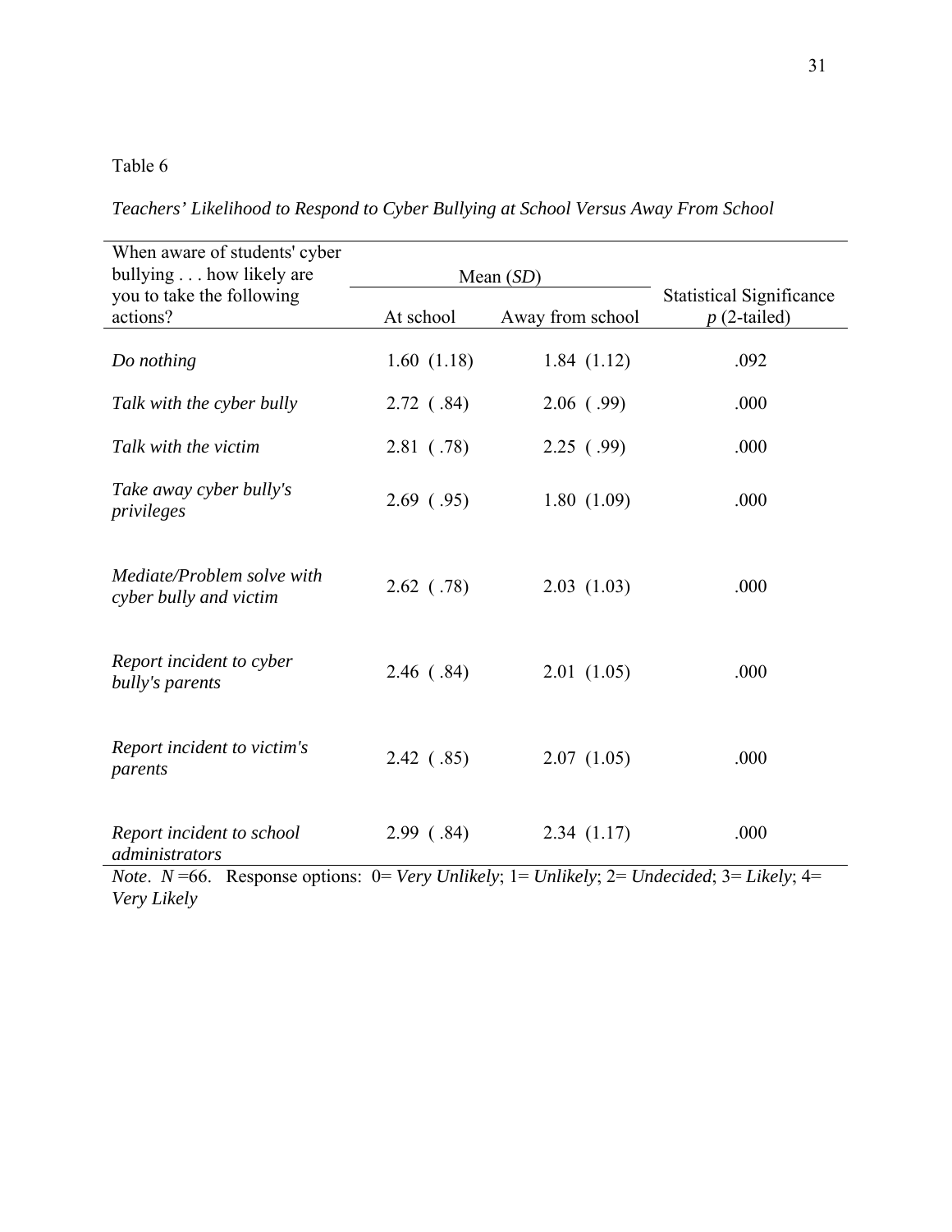Table 6

*Teachers' Likelihood to Respond to Cyber Bullying at School Versus Away From School*

| When aware of students' cyber bullying . . . how likely are you to take the following actions? | Mean (*SD*) | | Statistical Significance |
|---|---|---|---|
| | At school | Away from school | *p* (2-tailed) |
| *Do nothing* | 1.60 (1.18) | 1.84 (1.12) | .092 |
| *Talk with the cyber bully* | 2.72 ( .84) | 2.06 ( .99) | .000 |
| *Talk with the victim* | 2.81 ( .78) | 2.25 ( .99) | .000 |
| *Take away cyber bully's privileges* | 2.69 ( .95) | 1.80 (1.09) | .000 |
| *Mediate/Problem solve with cyber bully and victim* | 2.62 ( .78) | 2.03 (1.03) | .000 |
| *Report incident to cyber bully's parents* | 2.46 ( .84) | 2.01 (1.05) | .000 |
| *Report incident to victim's parents* | 2.42 ( .85) | 2.07 (1.05) | .000 |
| *Report incident to school administrators* | 2.99 ( .84) | 2.34 (1.17) | .000 |

*Note*. *N* =66. Response options: 0= *Very Unlikely*; 1= *Unlikely*; 2= *Undecided*; 3= *Likely*; 4= *Very Likely*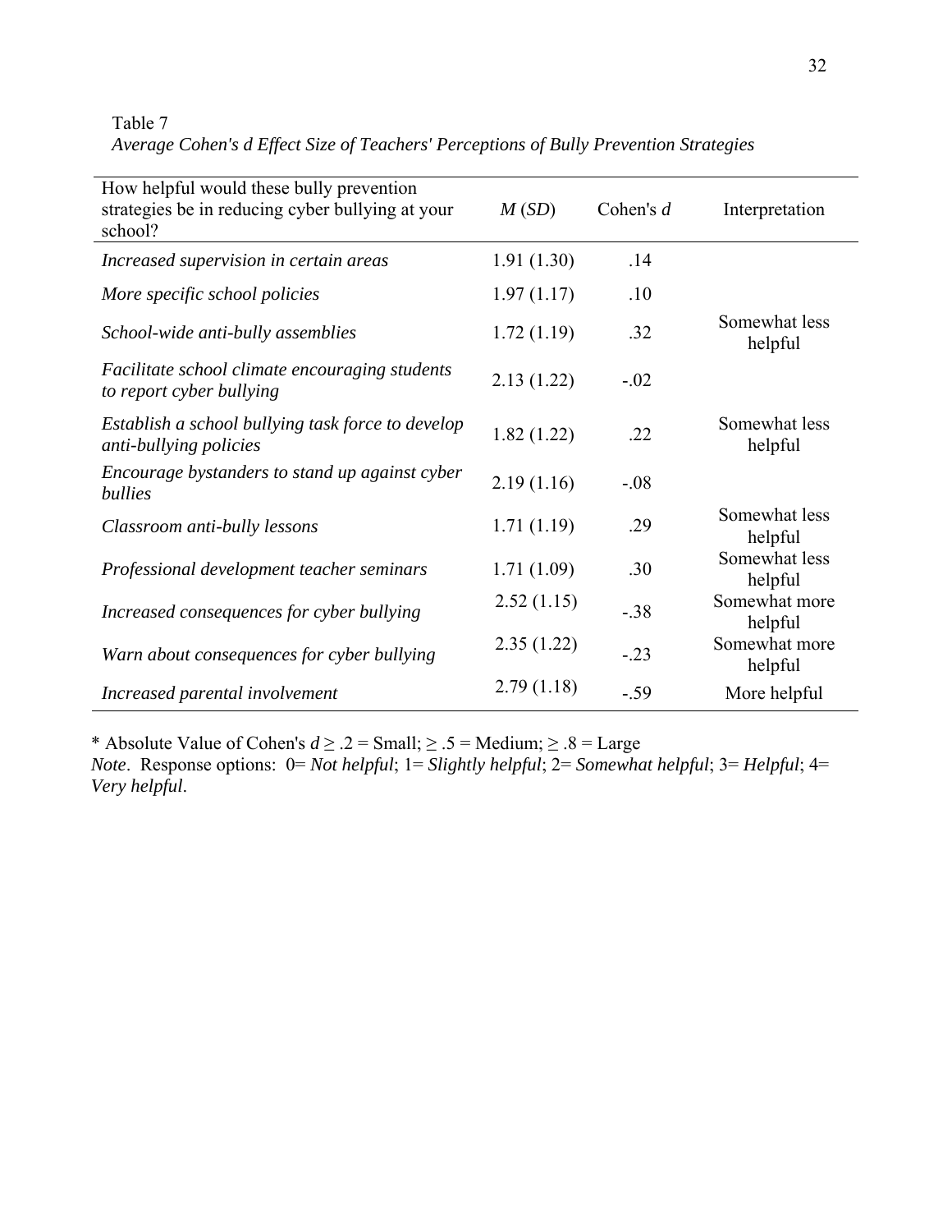Table 7

*Average Cohen's d Effect Size of Teachers' Perceptions of Bully Prevention Strategies*

| How helpful would these bully prevention strategies be in reducing cyber bullying at your school? | *M* (*SD*) | Cohen's *d* | Interpretation |
|---|---|---|---|
| *Increased supervision in certain areas* | 1.91 (1.30) | .14 | |
| *More specific school policies* | 1.97 (1.17) | .10 | |
| *School-wide anti-bully assemblies* | 1.72 (1.19) | .32 | Somewhat less helpful |
| *Facilitate school climate encouraging students to report cyber bullying* | 2.13 (1.22) | -.02 | |
| *Establish a school bullying task force to develop anti-bullying policies* | 1.82 (1.22) | .22 | Somewhat less helpful |
| *Encourage bystanders to stand up against cyber bullies* | 2.19 (1.16) | -.08 | |
| *Classroom anti-bully lessons* | 1.71 (1.19) | .29 | Somewhat less helpful |
| *Professional development teacher seminars* | 1.71 (1.09) | .30 | Somewhat less helpful |
| *Increased consequences for cyber bullying* | 2.52 (1.15) | -.38 | Somewhat more helpful |
| *Warn about consequences for cyber bullying* | 2.35 (1.22) | -.23 | Somewhat more helpful |
| *Increased parental involvement* | 2.79 (1.18) | -.59 | More helpful |

* Absolute Value of Cohen's $d \geq .2$ = Small; $\geq .5$ = Medium; $\geq .8$ = Large

*Note*. Response options: 0= *Not helpful*; 1= *Slightly helpful*; 2= *Somewhat helpful*; 3= *Helpful*; 4= *Very helpful*.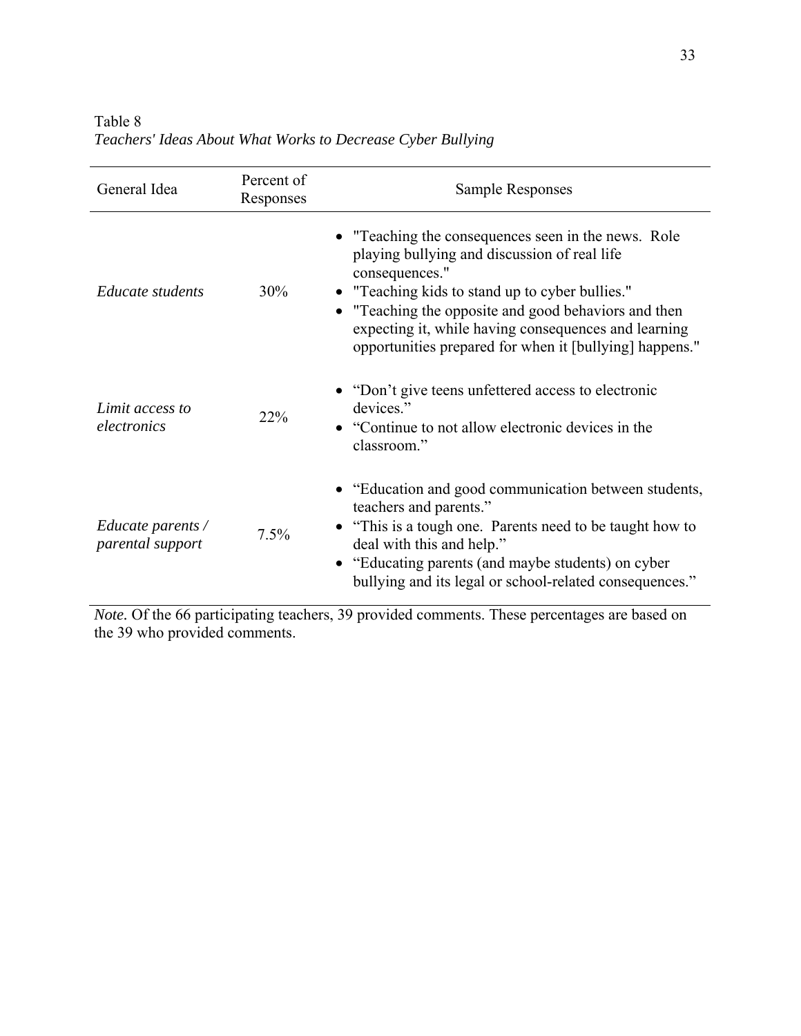Table 8

*Teachers' Ideas About What Works to Decrease Cyber Bullying*

| General Idea | Percent of Responses | Sample Responses |
| --- | --- | --- |
| *Educate students* | 30% | • "Teaching the consequences seen in the news. Role playing bullying and discussion of real life consequences." <br> • "Teaching kids to stand up to cyber bullies." <br> • "Teaching the opposite and good behaviors and then expecting it, while having consequences and learning opportunities prepared for when it [bullying] happens." |
| *Limit access to electronics* | 22% | • "Don't give teens unfettered access to electronic devices." <br> • "Continue to not allow electronic devices in the classroom." |
| *Educate parents / parental support* | 7.5% | • "Education and good communication between students, teachers and parents." <br> • "This is a tough one. Parents need to be taught how to deal with this and help." <br> • "Educating parents (and maybe students) on cyber bullying and its legal or school-related consequences." |

*Note.* Of the 66 participating teachers, 39 provided comments. These percentages are based on the 39 who provided comments.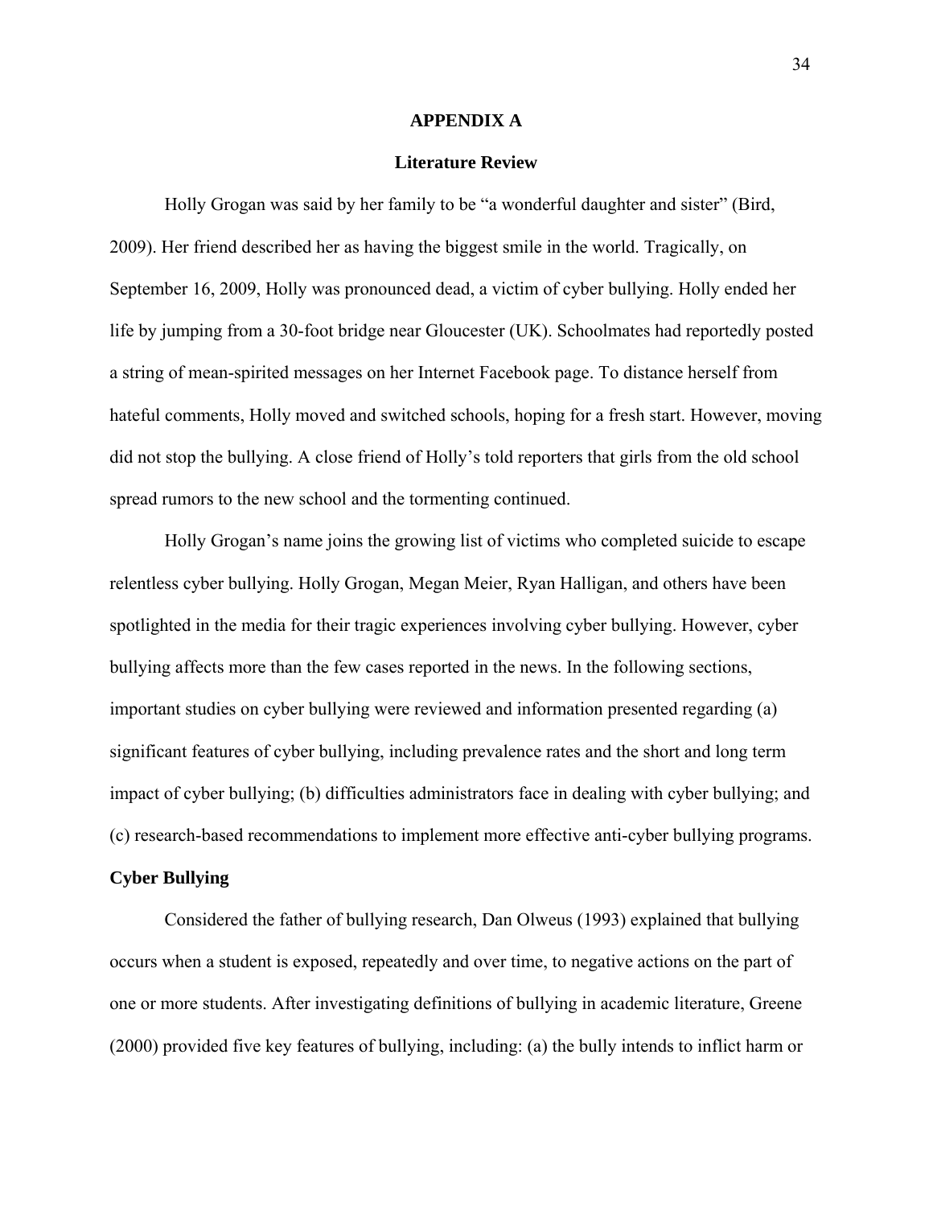# APPENDIX A

## Literature Review

Holly Grogan was said by her family to be "a wonderful daughter and sister" (Bird, 2009). Her friend described her as having the biggest smile in the world. Tragically, on September 16, 2009, Holly was pronounced dead, a victim of cyber bullying. Holly ended her life by jumping from a 30-foot bridge near Gloucester (UK). Schoolmates had reportedly posted a string of mean-spirited messages on her Internet Facebook page. To distance herself from hateful comments, Holly moved and switched schools, hoping for a fresh start. However, moving did not stop the bullying. A close friend of Holly's told reporters that girls from the old school spread rumors to the new school and the tormenting continued.

Holly Grogan's name joins the growing list of victims who completed suicide to escape relentless cyber bullying. Holly Grogan, Megan Meier, Ryan Halligan, and others have been spotlighted in the media for their tragic experiences involving cyber bullying. However, cyber bullying affects more than the few cases reported in the news. In the following sections, important studies on cyber bullying were reviewed and information presented regarding (a) significant features of cyber bullying, including prevalence rates and the short and long term impact of cyber bullying; (b) difficulties administrators face in dealing with cyber bullying; and (c) research-based recommendations to implement more effective anti-cyber bullying programs.

### Cyber Bullying

Considered the father of bullying research, Dan Olweus (1993) explained that bullying occurs when a student is exposed, repeatedly and over time, to negative actions on the part of one or more students. After investigating definitions of bullying in academic literature, Greene (2000) provided five key features of bullying, including: (a) the bully intends to inflict harm or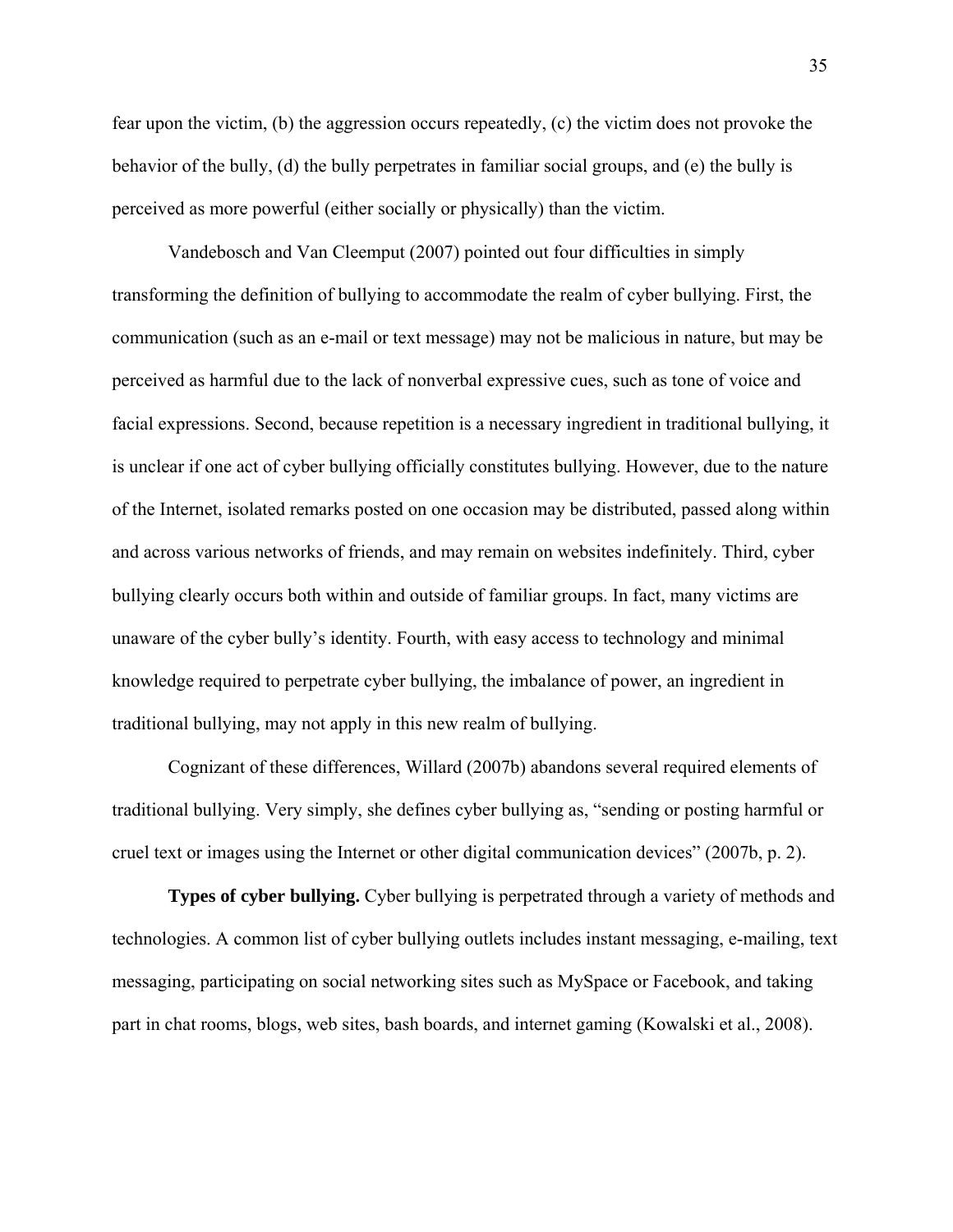fear upon the victim, (b) the aggression occurs repeatedly, (c) the victim does not provoke the behavior of the bully, (d) the bully perpetrates in familiar social groups, and (e) the bully is perceived as more powerful (either socially or physically) than the victim.

Vandebosch and Van Cleemput (2007) pointed out four difficulties in simply transforming the definition of bullying to accommodate the realm of cyber bullying. First, the communication (such as an e-mail or text message) may not be malicious in nature, but may be perceived as harmful due to the lack of nonverbal expressive cues, such as tone of voice and facial expressions. Second, because repetition is a necessary ingredient in traditional bullying, it is unclear if one act of cyber bullying officially constitutes bullying. However, due to the nature of the Internet, isolated remarks posted on one occasion may be distributed, passed along within and across various networks of friends, and may remain on websites indefinitely. Third, cyber bullying clearly occurs both within and outside of familiar groups. In fact, many victims are unaware of the cyber bully's identity. Fourth, with easy access to technology and minimal knowledge required to perpetrate cyber bullying, the imbalance of power, an ingredient in traditional bullying, may not apply in this new realm of bullying.

Cognizant of these differences, Willard (2007b) abandons several required elements of traditional bullying. Very simply, she defines cyber bullying as, "sending or posting harmful or cruel text or images using the Internet or other digital communication devices" (2007b, p. 2).

**Types of cyber bullying.** Cyber bullying is perpetrated through a variety of methods and technologies. A common list of cyber bullying outlets includes instant messaging, e-mailing, text messaging, participating on social networking sites such as MySpace or Facebook, and taking part in chat rooms, blogs, web sites, bash boards, and internet gaming (Kowalski et al., 2008).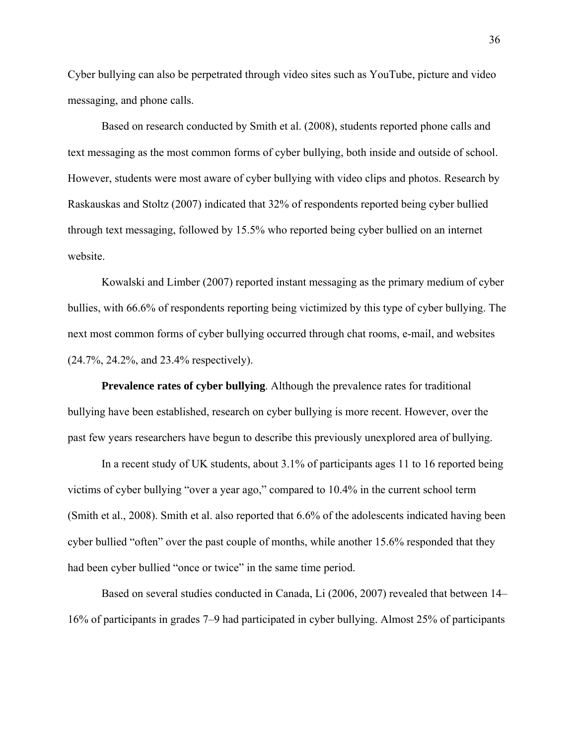Cyber bullying can also be perpetrated through video sites such as YouTube, picture and video messaging, and phone calls.

Based on research conducted by Smith et al. (2008), students reported phone calls and text messaging as the most common forms of cyber bullying, both inside and outside of school. However, students were most aware of cyber bullying with video clips and photos. Research by Raskauskas and Stoltz (2007) indicated that 32% of respondents reported being cyber bullied through text messaging, followed by 15.5% who reported being cyber bullied on an internet website.

Kowalski and Limber (2007) reported instant messaging as the primary medium of cyber bullies, with 66.6% of respondents reporting being victimized by this type of cyber bullying. The next most common forms of cyber bullying occurred through chat rooms, e-mail, and websites (24.7%, 24.2%, and 23.4% respectively).

**Prevalence rates of cyber bullying**. Although the prevalence rates for traditional bullying have been established, research on cyber bullying is more recent. However, over the past few years researchers have begun to describe this previously unexplored area of bullying.

In a recent study of UK students, about 3.1% of participants ages 11 to 16 reported being victims of cyber bullying “over a year ago,” compared to 10.4% in the current school term (Smith et al., 2008). Smith et al. also reported that 6.6% of the adolescents indicated having been cyber bullied “often” over the past couple of months, while another 15.6% responded that they had been cyber bullied “once or twice” in the same time period.

Based on several studies conducted in Canada, Li (2006, 2007) revealed that between 14–16% of participants in grades 7–9 had participated in cyber bullying. Almost 25% of participants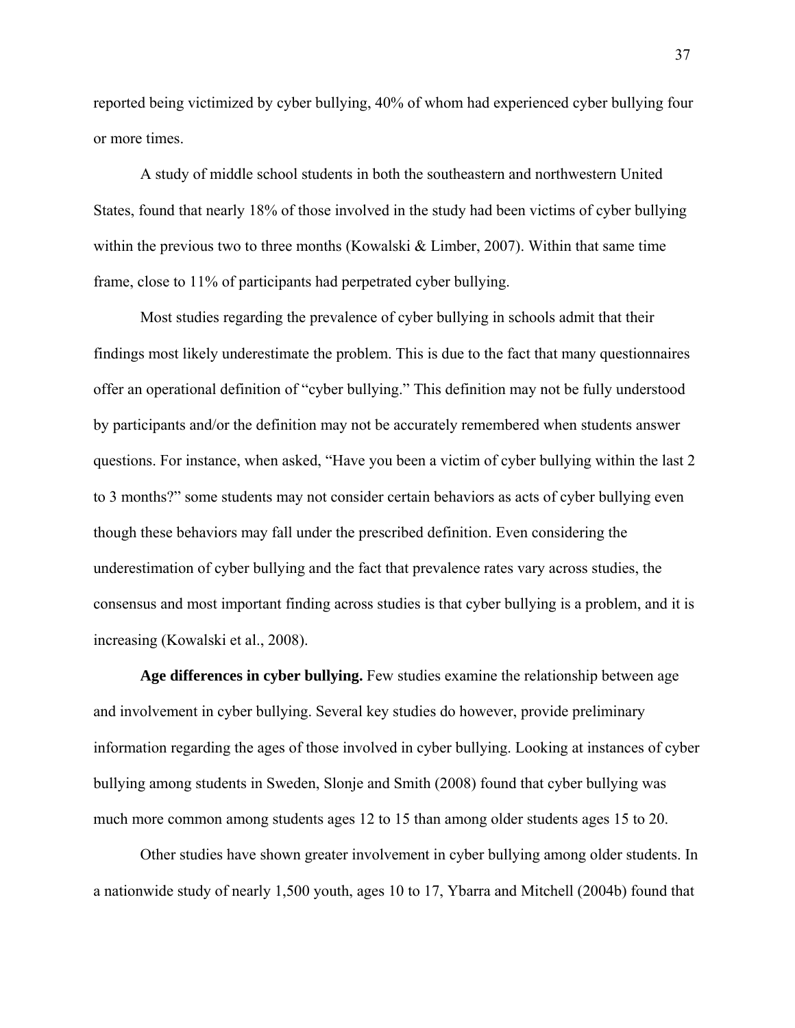reported being victimized by cyber bullying, 40% of whom had experienced cyber bullying four or more times.

A study of middle school students in both the southeastern and northwestern United States, found that nearly 18% of those involved in the study had been victims of cyber bullying within the previous two to three months (Kowalski & Limber, 2007). Within that same time frame, close to 11% of participants had perpetrated cyber bullying.

Most studies regarding the prevalence of cyber bullying in schools admit that their findings most likely underestimate the problem. This is due to the fact that many questionnaires offer an operational definition of "cyber bullying." This definition may not be fully understood by participants and/or the definition may not be accurately remembered when students answer questions. For instance, when asked, "Have you been a victim of cyber bullying within the last 2 to 3 months?" some students may not consider certain behaviors as acts of cyber bullying even though these behaviors may fall under the prescribed definition. Even considering the underestimation of cyber bullying and the fact that prevalence rates vary across studies, the consensus and most important finding across studies is that cyber bullying is a problem, and it is increasing (Kowalski et al., 2008).

**Age differences in cyber bullying.** Few studies examine the relationship between age and involvement in cyber bullying. Several key studies do however, provide preliminary information regarding the ages of those involved in cyber bullying. Looking at instances of cyber bullying among students in Sweden, Slonje and Smith (2008) found that cyber bullying was much more common among students ages 12 to 15 than among older students ages 15 to 20.

Other studies have shown greater involvement in cyber bullying among older students. In a nationwide study of nearly 1,500 youth, ages 10 to 17, Ybarra and Mitchell (2004b) found that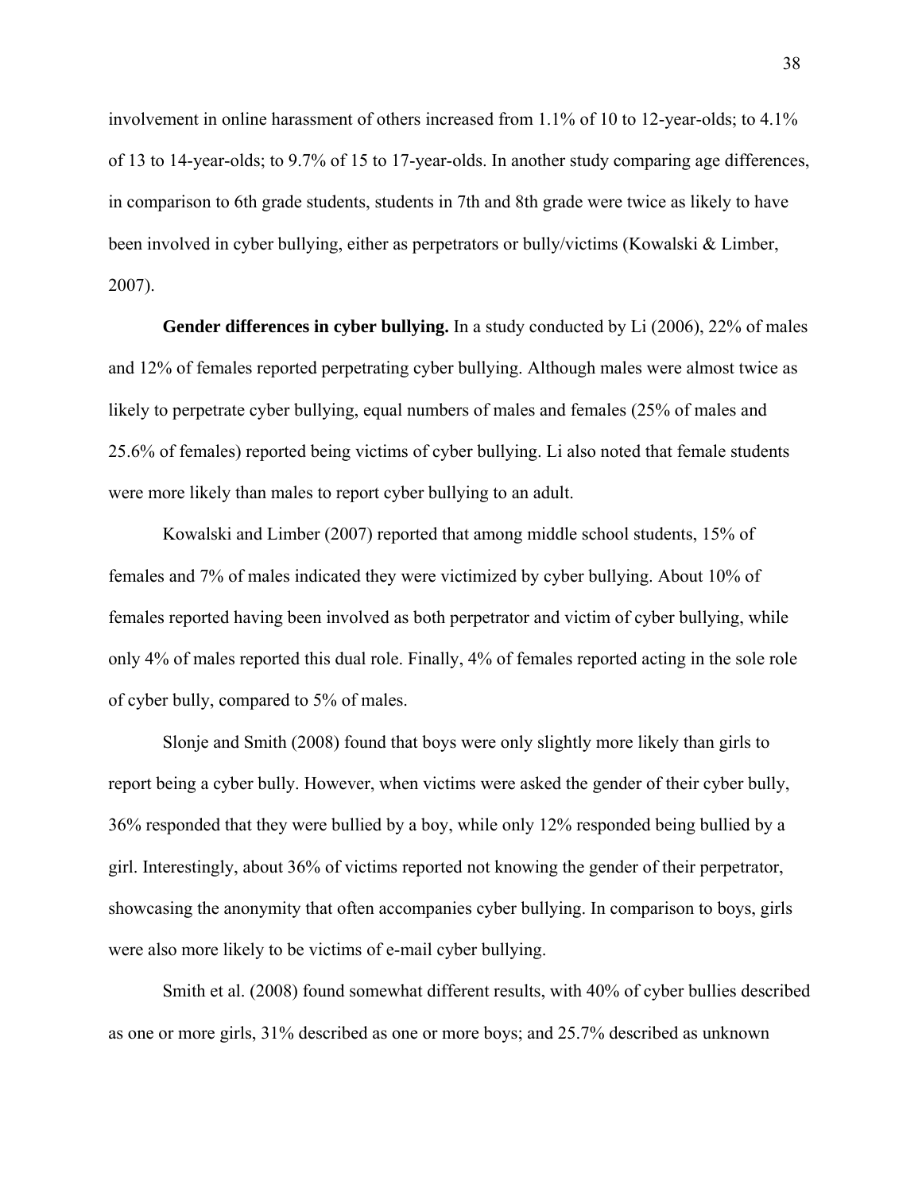involvement in online harassment of others increased from 1.1% of 10 to 12-year-olds; to 4.1% of 13 to 14-year-olds; to 9.7% of 15 to 17-year-olds. In another study comparing age differences, in comparison to 6th grade students, students in 7th and 8th grade were twice as likely to have been involved in cyber bullying, either as perpetrators or bully/victims (Kowalski & Limber, 2007).

**Gender differences in cyber bullying.** In a study conducted by Li (2006), 22% of males and 12% of females reported perpetrating cyber bullying. Although males were almost twice as likely to perpetrate cyber bullying, equal numbers of males and females (25% of males and 25.6% of females) reported being victims of cyber bullying. Li also noted that female students were more likely than males to report cyber bullying to an adult.

Kowalski and Limber (2007) reported that among middle school students, 15% of females and 7% of males indicated they were victimized by cyber bullying. About 10% of females reported having been involved as both perpetrator and victim of cyber bullying, while only 4% of males reported this dual role. Finally, 4% of females reported acting in the sole role of cyber bully, compared to 5% of males.

Slonje and Smith (2008) found that boys were only slightly more likely than girls to report being a cyber bully. However, when victims were asked the gender of their cyber bully, 36% responded that they were bullied by a boy, while only 12% responded being bullied by a girl. Interestingly, about 36% of victims reported not knowing the gender of their perpetrator, showcasing the anonymity that often accompanies cyber bullying. In comparison to boys, girls were also more likely to be victims of e-mail cyber bullying.

Smith et al. (2008) found somewhat different results, with 40% of cyber bullies described as one or more girls, 31% described as one or more boys; and 25.7% described as unknown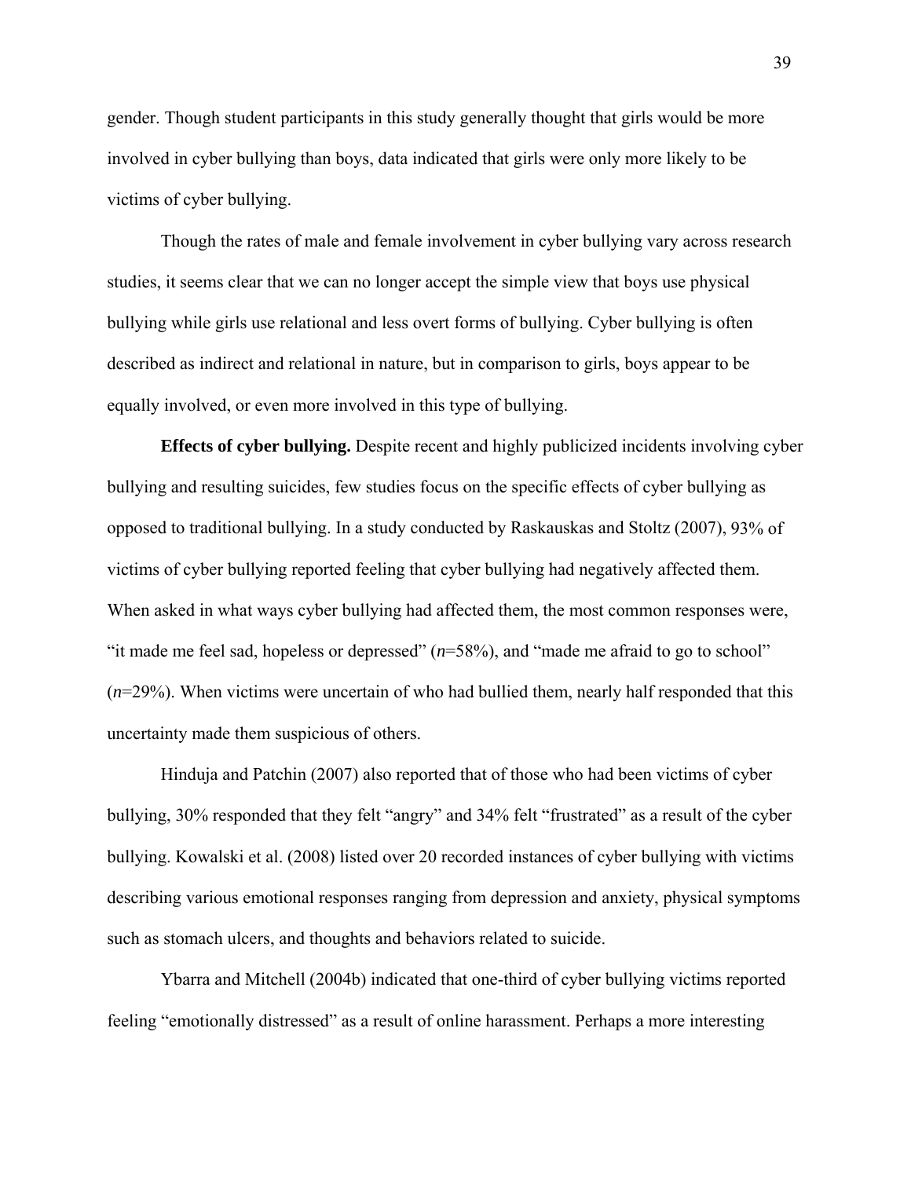gender. Though student participants in this study generally thought that girls would be more involved in cyber bullying than boys, data indicated that girls were only more likely to be victims of cyber bullying.

Though the rates of male and female involvement in cyber bullying vary across research studies, it seems clear that we can no longer accept the simple view that boys use physical bullying while girls use relational and less overt forms of bullying. Cyber bullying is often described as indirect and relational in nature, but in comparison to girls, boys appear to be equally involved, or even more involved in this type of bullying.

**Effects of cyber bullying.** Despite recent and highly publicized incidents involving cyber bullying and resulting suicides, few studies focus on the specific effects of cyber bullying as opposed to traditional bullying. In a study conducted by Raskauskas and Stoltz (2007), 93% of victims of cyber bullying reported feeling that cyber bullying had negatively affected them. When asked in what ways cyber bullying had affected them, the most common responses were, "it made me feel sad, hopeless or depressed" ($n$=58%), and "made me afraid to go to school" ($n$=29%). When victims were uncertain of who had bullied them, nearly half responded that this uncertainty made them suspicious of others.

Hinduja and Patchin (2007) also reported that of those who had been victims of cyber bullying, 30% responded that they felt "angry" and 34% felt "frustrated" as a result of the cyber bullying. Kowalski et al. (2008) listed over 20 recorded instances of cyber bullying with victims describing various emotional responses ranging from depression and anxiety, physical symptoms such as stomach ulcers, and thoughts and behaviors related to suicide.

Ybarra and Mitchell (2004b) indicated that one-third of cyber bullying victims reported feeling "emotionally distressed" as a result of online harassment. Perhaps a more interesting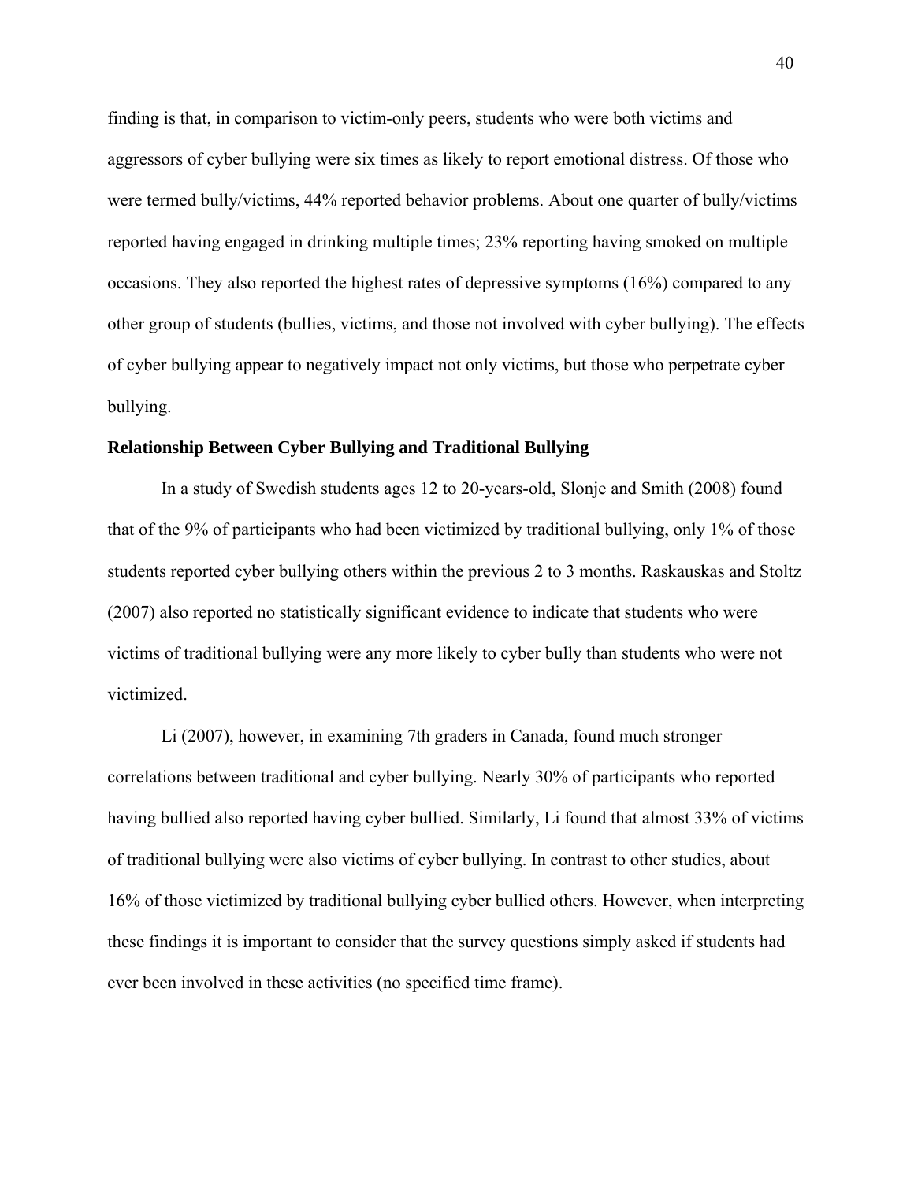finding is that, in comparison to victim-only peers, students who were both victims and aggressors of cyber bullying were six times as likely to report emotional distress. Of those who were termed bully/victims, 44% reported behavior problems. About one quarter of bully/victims reported having engaged in drinking multiple times; 23% reporting having smoked on multiple occasions. They also reported the highest rates of depressive symptoms (16%) compared to any other group of students (bullies, victims, and those not involved with cyber bullying). The effects of cyber bullying appear to negatively impact not only victims, but those who perpetrate cyber bullying.

**Relationship Between Cyber Bullying and Traditional Bullying**

In a study of Swedish students ages 12 to 20-years-old, Slonje and Smith (2008) found that of the 9% of participants who had been victimized by traditional bullying, only 1% of those students reported cyber bullying others within the previous 2 to 3 months. Raskauskas and Stoltz (2007) also reported no statistically significant evidence to indicate that students who were victims of traditional bullying were any more likely to cyber bully than students who were not victimized.

Li (2007), however, in examining 7th graders in Canada, found much stronger correlations between traditional and cyber bullying. Nearly 30% of participants who reported having bullied also reported having cyber bullied. Similarly, Li found that almost 33% of victims of traditional bullying were also victims of cyber bullying. In contrast to other studies, about 16% of those victimized by traditional bullying cyber bullied others. However, when interpreting these findings it is important to consider that the survey questions simply asked if students had ever been involved in these activities (no specified time frame).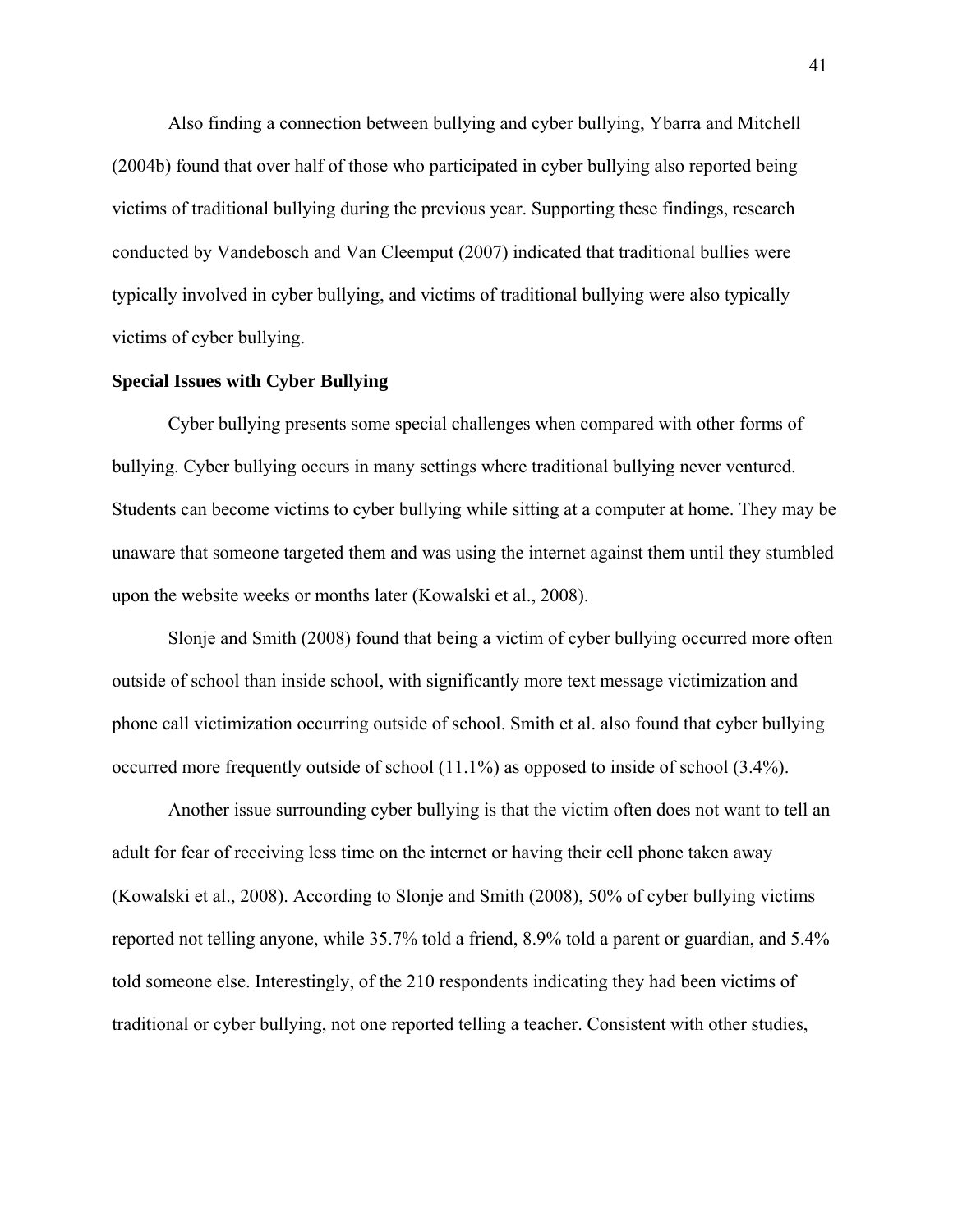Also finding a connection between bullying and cyber bullying, Ybarra and Mitchell (2004b) found that over half of those who participated in cyber bullying also reported being victims of traditional bullying during the previous year. Supporting these findings, research conducted by Vandebosch and Van Cleemput (2007) indicated that traditional bullies were typically involved in cyber bullying, and victims of traditional bullying were also typically victims of cyber bullying.

**Special Issues with Cyber Bullying**

Cyber bullying presents some special challenges when compared with other forms of bullying. Cyber bullying occurs in many settings where traditional bullying never ventured. Students can become victims to cyber bullying while sitting at a computer at home. They may be unaware that someone targeted them and was using the internet against them until they stumbled upon the website weeks or months later (Kowalski et al., 2008).

Slonje and Smith (2008) found that being a victim of cyber bullying occurred more often outside of school than inside school, with significantly more text message victimization and phone call victimization occurring outside of school. Smith et al. also found that cyber bullying occurred more frequently outside of school (11.1%) as opposed to inside of school (3.4%).

Another issue surrounding cyber bullying is that the victim often does not want to tell an adult for fear of receiving less time on the internet or having their cell phone taken away (Kowalski et al., 2008). According to Slonje and Smith (2008), 50% of cyber bullying victims reported not telling anyone, while 35.7% told a friend, 8.9% told a parent or guardian, and 5.4% told someone else. Interestingly, of the 210 respondents indicating they had been victims of traditional or cyber bullying, not one reported telling a teacher. Consistent with other studies,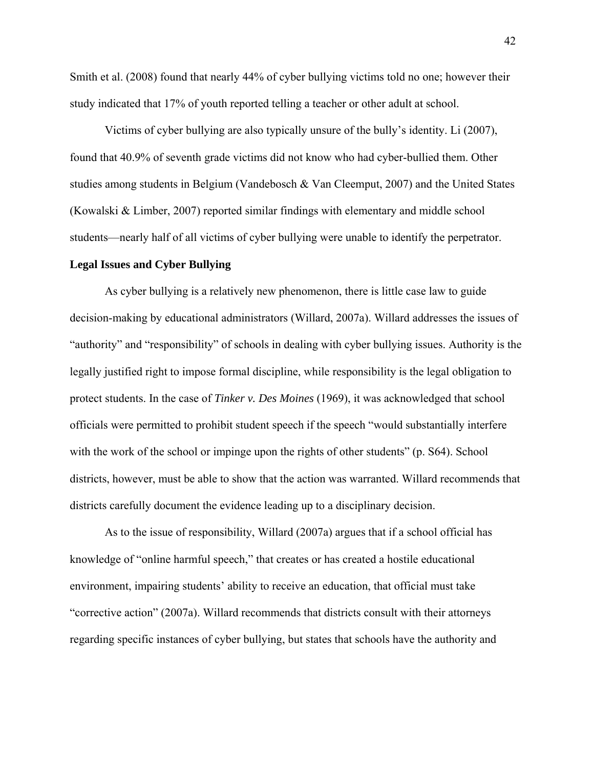Smith et al. (2008) found that nearly 44% of cyber bullying victims told no one; however their study indicated that 17% of youth reported telling a teacher or other adult at school.

Victims of cyber bullying are also typically unsure of the bully's identity. Li (2007), found that 40.9% of seventh grade victims did not know who had cyber-bullied them. Other studies among students in Belgium (Vandebosch & Van Cleemput, 2007) and the United States (Kowalski & Limber, 2007) reported similar findings with elementary and middle school students—nearly half of all victims of cyber bullying were unable to identify the perpetrator.

**Legal Issues and Cyber Bullying**

As cyber bullying is a relatively new phenomenon, there is little case law to guide decision-making by educational administrators (Willard, 2007a). Willard addresses the issues of "authority" and "responsibility" of schools in dealing with cyber bullying issues. Authority is the legally justified right to impose formal discipline, while responsibility is the legal obligation to protect students. In the case of *Tinker v. Des Moines* (1969), it was acknowledged that school officials were permitted to prohibit student speech if the speech "would substantially interfere with the work of the school or impinge upon the rights of other students" (p. S64). School districts, however, must be able to show that the action was warranted. Willard recommends that districts carefully document the evidence leading up to a disciplinary decision.

As to the issue of responsibility, Willard (2007a) argues that if a school official has knowledge of "online harmful speech," that creates or has created a hostile educational environment, impairing students' ability to receive an education, that official must take "corrective action" (2007a). Willard recommends that districts consult with their attorneys regarding specific instances of cyber bullying, but states that schools have the authority and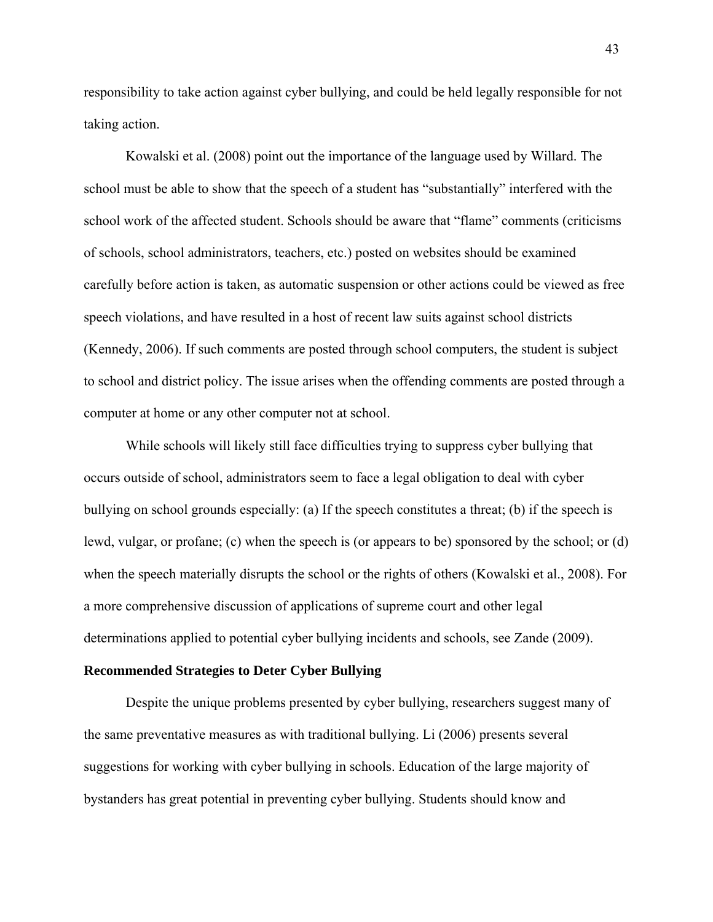responsibility to take action against cyber bullying, and could be held legally responsible for not taking action.

Kowalski et al. (2008) point out the importance of the language used by Willard. The school must be able to show that the speech of a student has "substantially" interfered with the school work of the affected student. Schools should be aware that "flame" comments (criticisms of schools, school administrators, teachers, etc.) posted on websites should be examined carefully before action is taken, as automatic suspension or other actions could be viewed as free speech violations, and have resulted in a host of recent law suits against school districts (Kennedy, 2006). If such comments are posted through school computers, the student is subject to school and district policy. The issue arises when the offending comments are posted through a computer at home or any other computer not at school.

While schools will likely still face difficulties trying to suppress cyber bullying that occurs outside of school, administrators seem to face a legal obligation to deal with cyber bullying on school grounds especially: (a) If the speech constitutes a threat; (b) if the speech is lewd, vulgar, or profane; (c) when the speech is (or appears to be) sponsored by the school; or (d) when the speech materially disrupts the school or the rights of others (Kowalski et al., 2008). For a more comprehensive discussion of applications of supreme court and other legal determinations applied to potential cyber bullying incidents and schools, see Zande (2009).

**Recommended Strategies to Deter Cyber Bullying**

Despite the unique problems presented by cyber bullying, researchers suggest many of the same preventative measures as with traditional bullying. Li (2006) presents several suggestions for working with cyber bullying in schools. Education of the large majority of bystanders has great potential in preventing cyber bullying. Students should know and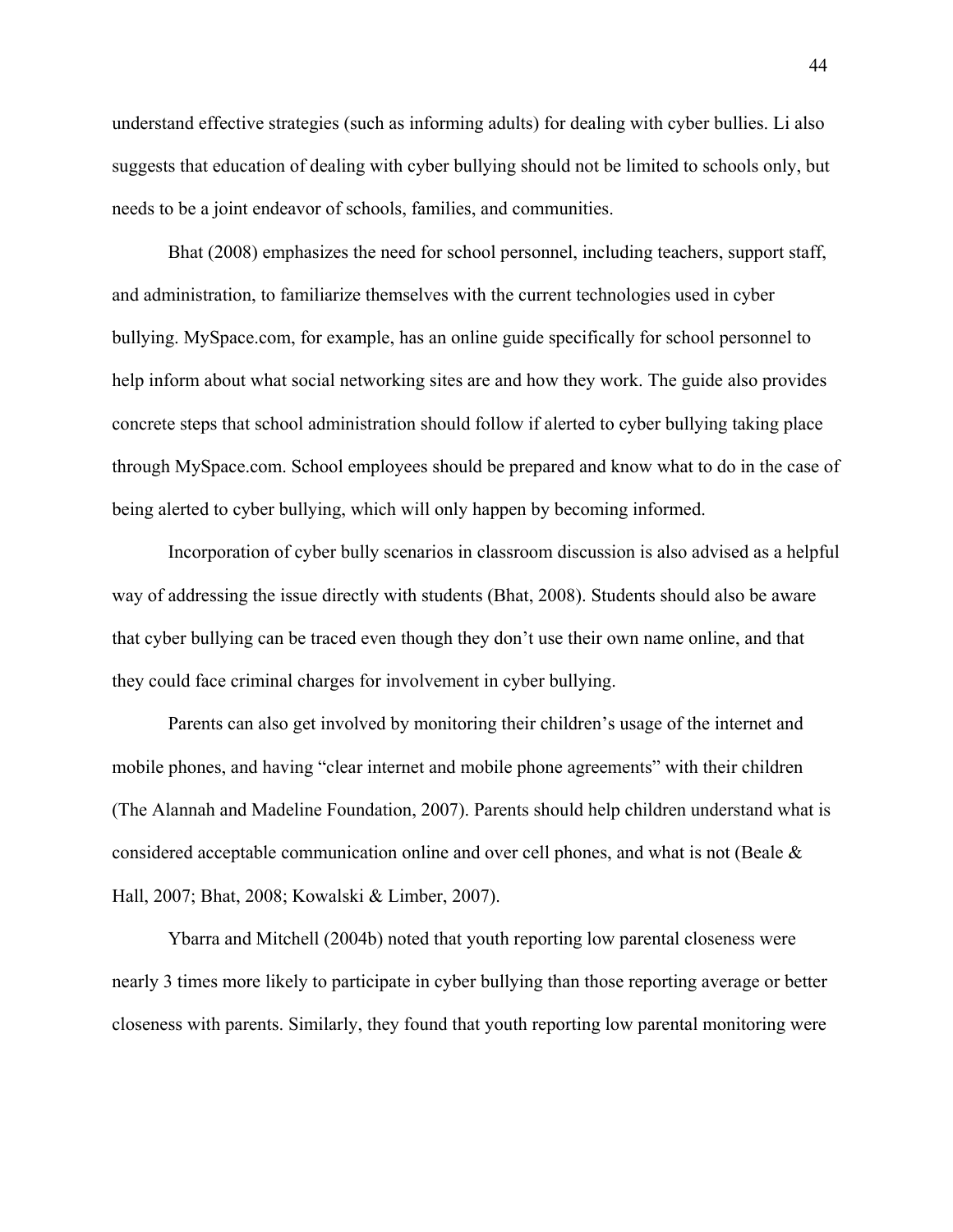understand effective strategies (such as informing adults) for dealing with cyber bullies. Li also suggests that education of dealing with cyber bullying should not be limited to schools only, but needs to be a joint endeavor of schools, families, and communities.

Bhat (2008) emphasizes the need for school personnel, including teachers, support staff, and administration, to familiarize themselves with the current technologies used in cyber bullying. MySpace.com, for example, has an online guide specifically for school personnel to help inform about what social networking sites are and how they work. The guide also provides concrete steps that school administration should follow if alerted to cyber bullying taking place through MySpace.com. School employees should be prepared and know what to do in the case of being alerted to cyber bullying, which will only happen by becoming informed.

Incorporation of cyber bully scenarios in classroom discussion is also advised as a helpful way of addressing the issue directly with students (Bhat, 2008). Students should also be aware that cyber bullying can be traced even though they don't use their own name online, and that they could face criminal charges for involvement in cyber bullying.

Parents can also get involved by monitoring their children's usage of the internet and mobile phones, and having "clear internet and mobile phone agreements" with their children (The Alannah and Madeline Foundation, 2007). Parents should help children understand what is considered acceptable communication online and over cell phones, and what is not (Beale & Hall, 2007; Bhat, 2008; Kowalski & Limber, 2007).

Ybarra and Mitchell (2004b) noted that youth reporting low parental closeness were nearly 3 times more likely to participate in cyber bullying than those reporting average or better closeness with parents. Similarly, they found that youth reporting low parental monitoring were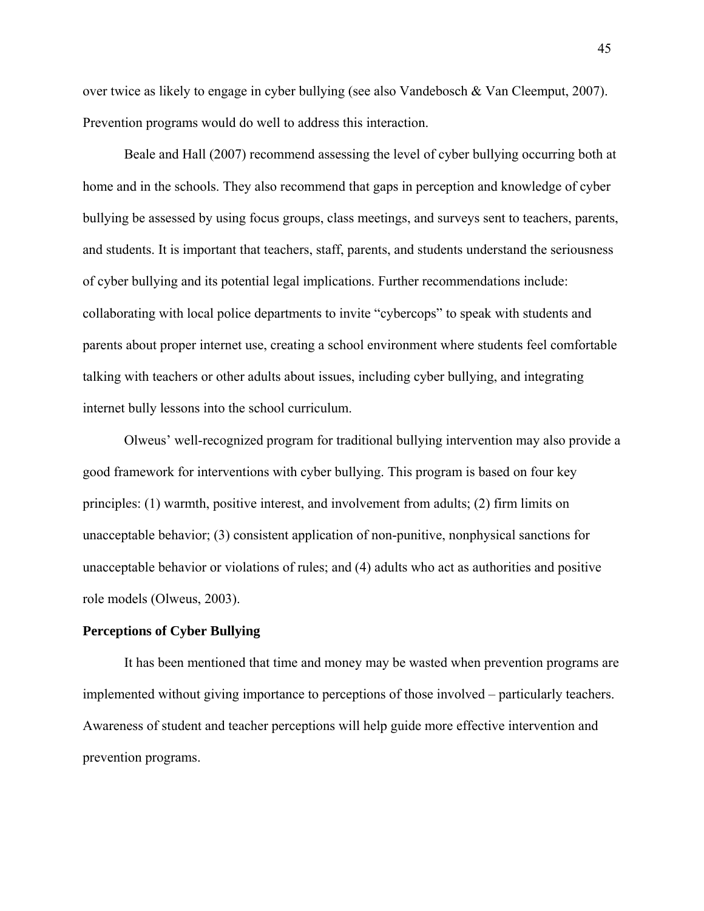over twice as likely to engage in cyber bullying (see also Vandebosch & Van Cleemput, 2007). Prevention programs would do well to address this interaction.

Beale and Hall (2007) recommend assessing the level of cyber bullying occurring both at home and in the schools. They also recommend that gaps in perception and knowledge of cyber bullying be assessed by using focus groups, class meetings, and surveys sent to teachers, parents, and students. It is important that teachers, staff, parents, and students understand the seriousness of cyber bullying and its potential legal implications. Further recommendations include: collaborating with local police departments to invite "cybercops" to speak with students and parents about proper internet use, creating a school environment where students feel comfortable talking with teachers or other adults about issues, including cyber bullying, and integrating internet bully lessons into the school curriculum.

Olweus' well-recognized program for traditional bullying intervention may also provide a good framework for interventions with cyber bullying. This program is based on four key principles: (1) warmth, positive interest, and involvement from adults; (2) firm limits on unacceptable behavior; (3) consistent application of non-punitive, nonphysical sanctions for unacceptable behavior or violations of rules; and (4) adults who act as authorities and positive role models (Olweus, 2003).

**Perceptions of Cyber Bullying**

It has been mentioned that time and money may be wasted when prevention programs are implemented without giving importance to perceptions of those involved – particularly teachers. Awareness of student and teacher perceptions will help guide more effective intervention and prevention programs.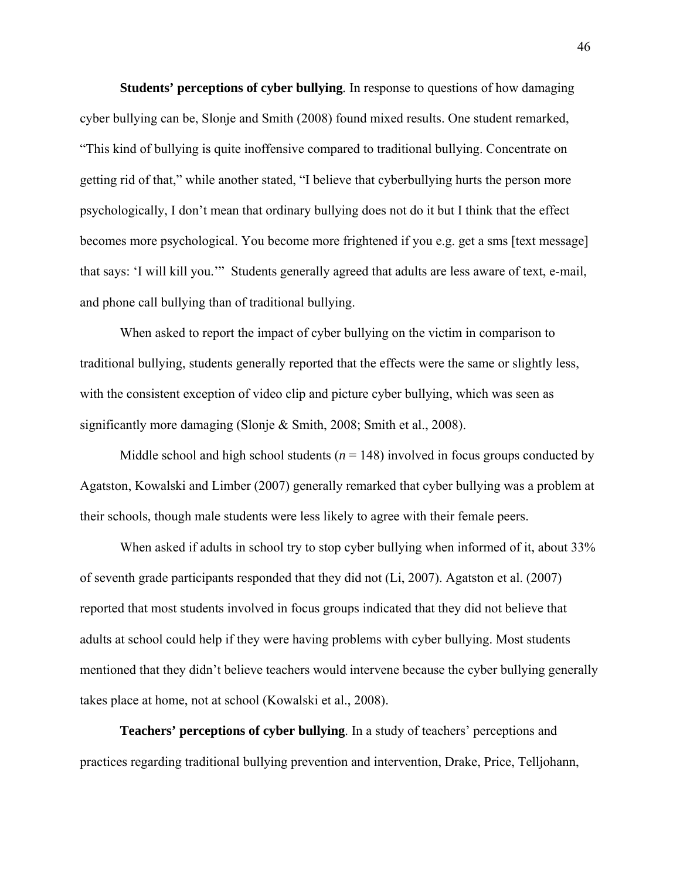**Students' perceptions of cyber bullying**. In response to questions of how damaging cyber bullying can be, Slonje and Smith (2008) found mixed results. One student remarked, "This kind of bullying is quite inoffensive compared to traditional bullying. Concentrate on getting rid of that," while another stated, "I believe that cyberbullying hurts the person more psychologically, I don't mean that ordinary bullying does not do it but I think that the effect becomes more psychological. You become more frightened if you e.g. get a sms [text message] that says: 'I will kill you.'" Students generally agreed that adults are less aware of text, e-mail, and phone call bullying than of traditional bullying.

When asked to report the impact of cyber bullying on the victim in comparison to traditional bullying, students generally reported that the effects were the same or slightly less, with the consistent exception of video clip and picture cyber bullying, which was seen as significantly more damaging (Slonje & Smith, 2008; Smith et al., 2008).

Middle school and high school students ($n$ = 148) involved in focus groups conducted by Agatston, Kowalski and Limber (2007) generally remarked that cyber bullying was a problem at their schools, though male students were less likely to agree with their female peers.

When asked if adults in school try to stop cyber bullying when informed of it, about 33% of seventh grade participants responded that they did not (Li, 2007). Agatston et al. (2007) reported that most students involved in focus groups indicated that they did not believe that adults at school could help if they were having problems with cyber bullying. Most students mentioned that they didn't believe teachers would intervene because the cyber bullying generally takes place at home, not at school (Kowalski et al., 2008).

**Teachers' perceptions of cyber bullying**. In a study of teachers' perceptions and practices regarding traditional bullying prevention and intervention, Drake, Price, Telljohann,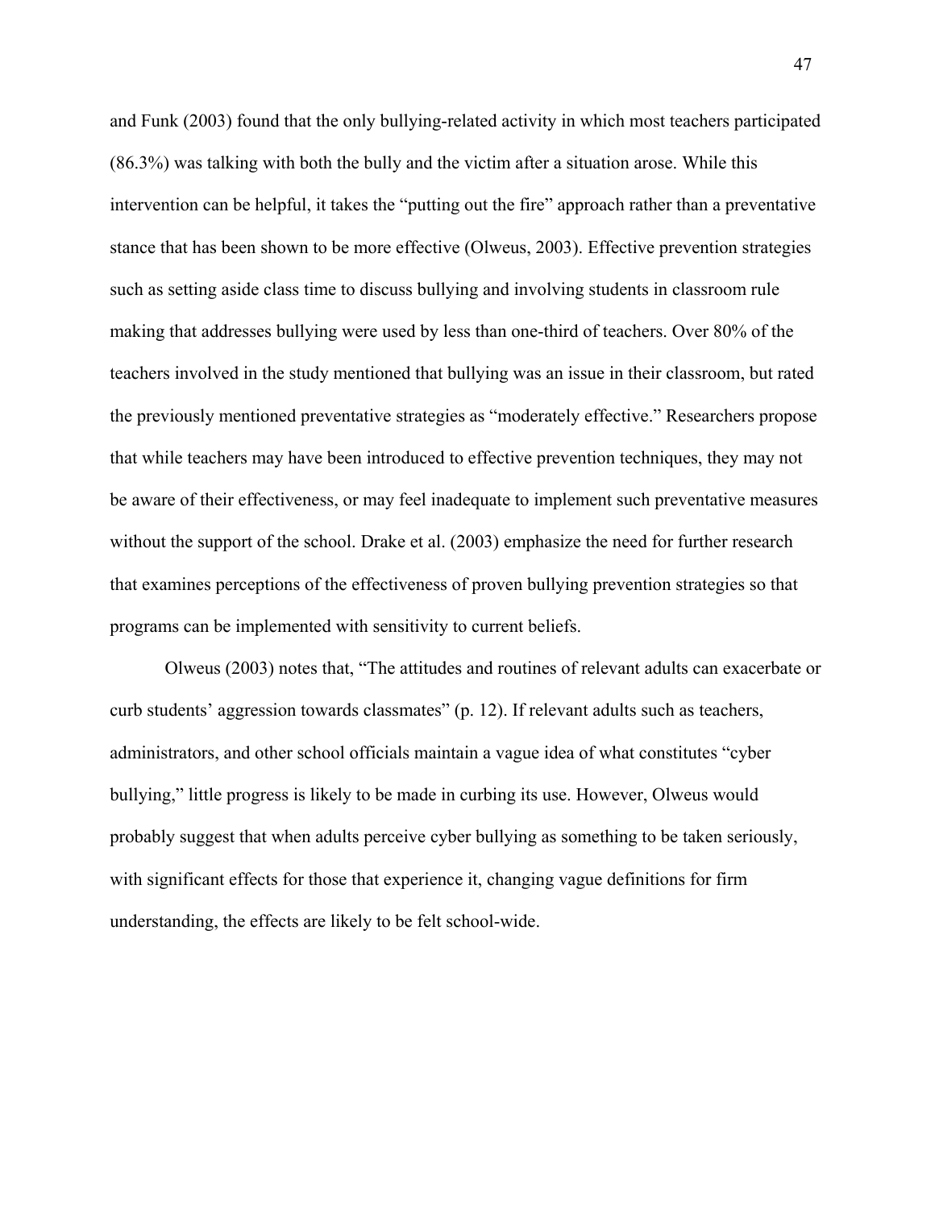and Funk (2003) found that the only bullying-related activity in which most teachers participated (86.3%) was talking with both the bully and the victim after a situation arose. While this intervention can be helpful, it takes the "putting out the fire" approach rather than a preventative stance that has been shown to be more effective (Olweus, 2003). Effective prevention strategies such as setting aside class time to discuss bullying and involving students in classroom rule making that addresses bullying were used by less than one-third of teachers. Over 80% of the teachers involved in the study mentioned that bullying was an issue in their classroom, but rated the previously mentioned preventative strategies as "moderately effective." Researchers propose that while teachers may have been introduced to effective prevention techniques, they may not be aware of their effectiveness, or may feel inadequate to implement such preventative measures without the support of the school. Drake et al. (2003) emphasize the need for further research that examines perceptions of the effectiveness of proven bullying prevention strategies so that programs can be implemented with sensitivity to current beliefs.

Olweus (2003) notes that, "The attitudes and routines of relevant adults can exacerbate or curb students' aggression towards classmates" (p. 12). If relevant adults such as teachers, administrators, and other school officials maintain a vague idea of what constitutes "cyber bullying," little progress is likely to be made in curbing its use. However, Olweus would probably suggest that when adults perceive cyber bullying as something to be taken seriously, with significant effects for those that experience it, changing vague definitions for firm understanding, the effects are likely to be felt school-wide.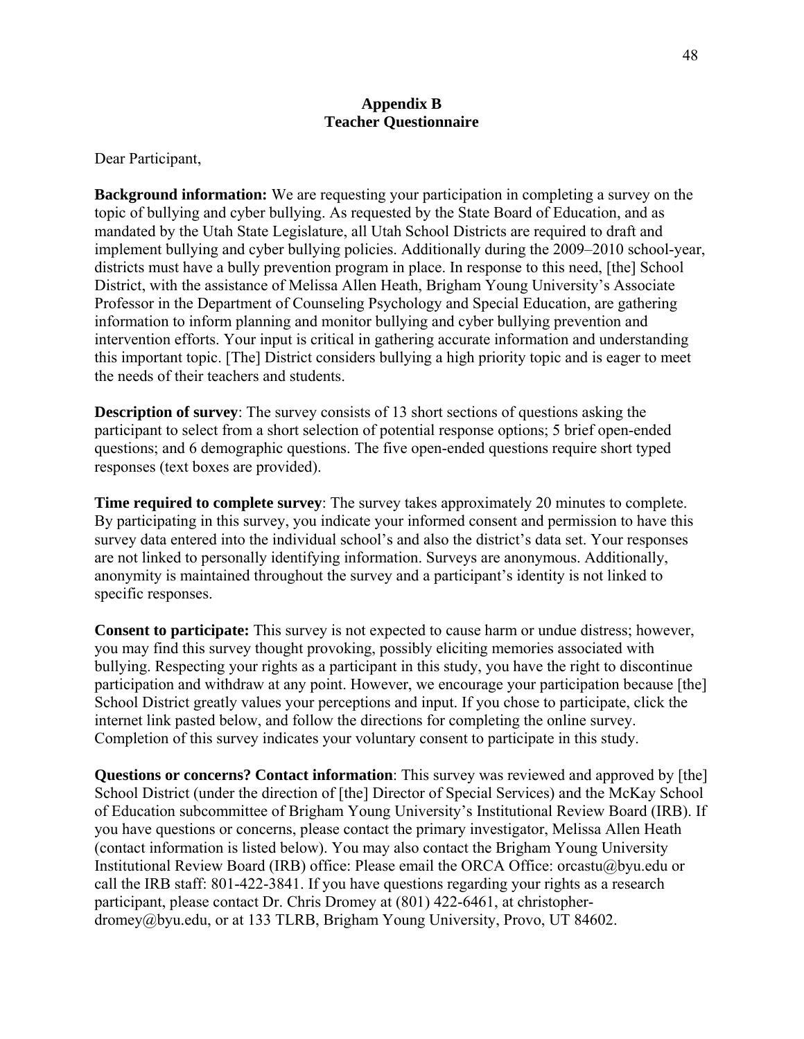# Appendix B
## Teacher Questionnaire

Dear Participant,

**Background information:** We are requesting your participation in completing a survey on the topic of bullying and cyber bullying. As requested by the State Board of Education, and as mandated by the Utah State Legislature, all Utah School Districts are required to draft and implement bullying and cyber bullying policies. Additionally during the 2009–2010 school-year, districts must have a bully prevention program in place. In response to this need, [the] School District, with the assistance of Melissa Allen Heath, Brigham Young University's Associate Professor in the Department of Counseling Psychology and Special Education, are gathering information to inform planning and monitor bullying and cyber bullying prevention and intervention efforts. Your input is critical in gathering accurate information and understanding this important topic. [The] District considers bullying a high priority topic and is eager to meet the needs of their teachers and students.

**Description of survey**: The survey consists of 13 short sections of questions asking the participant to select from a short selection of potential response options; 5 brief open-ended questions; and 6 demographic questions. The five open-ended questions require short typed responses (text boxes are provided).

**Time required to complete survey**: The survey takes approximately 20 minutes to complete. By participating in this survey, you indicate your informed consent and permission to have this survey data entered into the individual school's and also the district's data set. Your responses are not linked to personally identifying information. Surveys are anonymous. Additionally, anonymity is maintained throughout the survey and a participant's identity is not linked to specific responses.

**Consent to participate:** This survey is not expected to cause harm or undue distress; however, you may find this survey thought provoking, possibly eliciting memories associated with bullying. Respecting your rights as a participant in this study, you have the right to discontinue participation and withdraw at any point. However, we encourage your participation because [the] School District greatly values your perceptions and input. If you chose to participate, click the internet link pasted below, and follow the directions for completing the online survey. Completion of this survey indicates your voluntary consent to participate in this study.

**Questions or concerns? Contact information**: This survey was reviewed and approved by [the] School District (under the direction of [the] Director of Special Services) and the McKay School of Education subcommittee of Brigham Young University's Institutional Review Board (IRB). If you have questions or concerns, please contact the primary investigator, Melissa Allen Heath (contact information is listed below). You may also contact the Brigham Young University Institutional Review Board (IRB) office: Please email the ORCA Office: orcastu@byu.edu or call the IRB staff: 801-422-3841. If you have questions regarding your rights as a research participant, please contact Dr. Chris Dromey at (801) 422-6461, at christopher-dromey@byu.edu, or at 133 TLRB, Brigham Young University, Provo, UT 84602.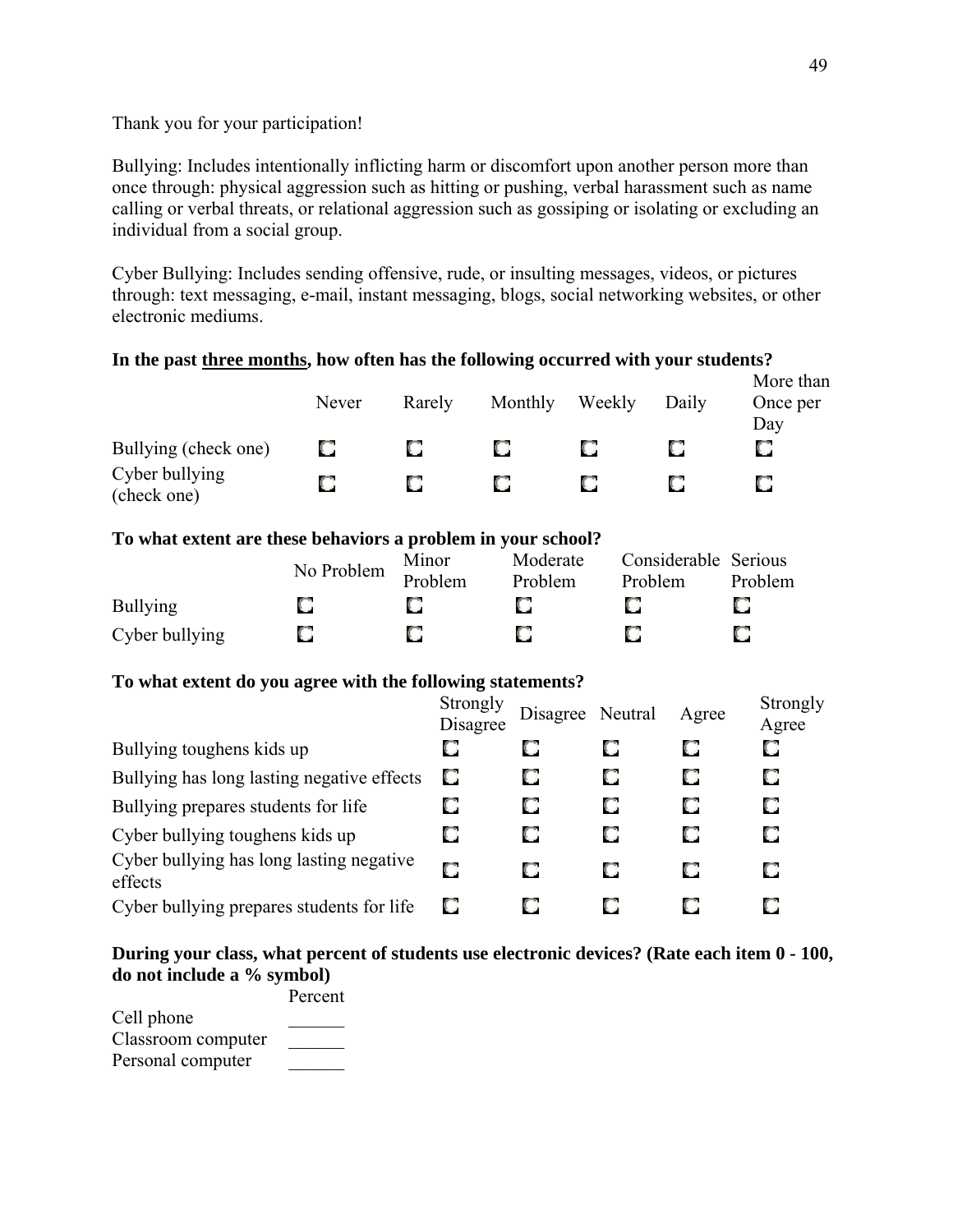Thank you for your participation!

Bullying: Includes intentionally inflicting harm or discomfort upon another person more than once through: physical aggression such as hitting or pushing, verbal harassment such as name calling or verbal threats, or relational aggression such as gossiping or isolating or excluding an individual from a social group.

Cyber Bullying: Includes sending offensive, rude, or insulting messages, videos, or pictures through: text messaging, e-mail, instant messaging, blogs, social networking websites, or other electronic mediums.

**In the past <u>three months</u>, how often has the following occurred with your students?**

| | Never | Rarely | Monthly | Weekly | Daily | More than Once per Day |
|---|---|---|---|---|---|---|
| Bullying (check one) | ☐ | ☐ | ☐ | ☐ | ☐ | ☐ |
| Cyber bullying (check one) | ☐ | ☐ | ☐ | ☐ | ☐ | ☐ |

**To what extent are these behaviors a problem in your school?**

| | No Problem | Minor Problem | Moderate Problem | Considerable Problem | Serious Problem |
|---|---|---|---|---|---|
| Bullying | ☐ | ☐ | ☐ | ☐ | ☐ |
| Cyber bullying | ☐ | ☐ | ☐ | ☐ | ☐ |

**To what extent do you agree with the following statements?**

| | Strongly Disagree | Disagree | Neutral | Agree | Strongly Agree |
|---|---|---|---|---|---|
| Bullying toughens kids up | ☐ | ☐ | ☐ | ☐ | ☐ |
| Bullying has long lasting negative effects | ☐ | ☐ | ☐ | ☐ | ☐ |
| Bullying prepares students for life | ☐ | ☐ | ☐ | ☐ | ☐ |
| Cyber bullying toughens kids up | ☐ | ☐ | ☐ | ☐ | ☐ |
| Cyber bullying has long lasting negative effects | ☐ | ☐ | ☐ | ☐ | ☐ |
| Cyber bullying prepares students for life | ☐ | ☐ | ☐ | ☐ | ☐ |

**During your class, what percent of students use electronic devices? (Rate each item 0 - 100, do not include a % symbol)**

| | Percent |
|---|---|
| Cell phone | ______ |
| Classroom computer | ______ |
| Personal computer | ______ |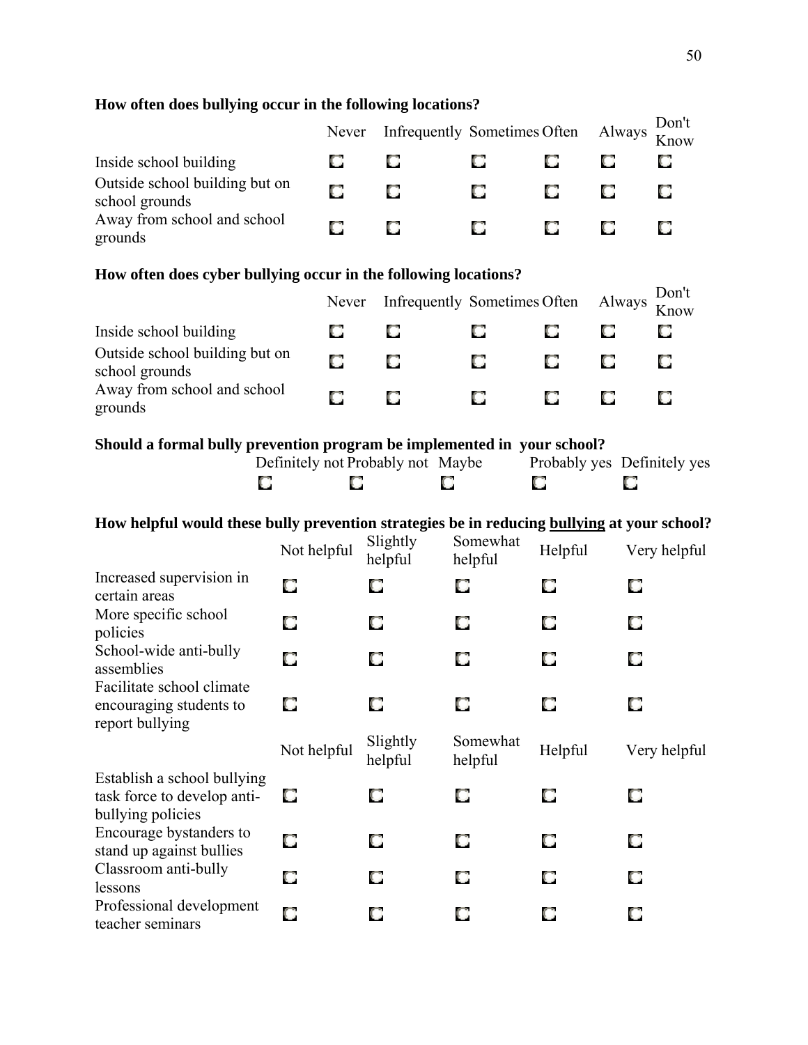**How often does bullying occur in the following locations?**

| | Never | Infrequently | Sometimes | Often | Always | Don't Know |
|---|---|---|---|---|---|---|
| Inside school building | ☐ | ☐ | ☐ | ☐ | ☐ | ☐ |
| Outside school building but on school grounds | ☐ | ☐ | ☐ | ☐ | ☐ | ☐ |
| Away from school and school grounds | ☐ | ☐ | ☐ | ☐ | ☐ | ☐ |

**How often does cyber bullying occur in the following locations?**

| | Never | Infrequently | Sometimes | Often | Always | Don't Know |
|---|---|---|---|---|---|---|
| Inside school building | ☐ | ☐ | ☐ | ☐ | ☐ | ☐ |
| Outside school building but on school grounds | ☐ | ☐ | ☐ | ☐ | ☐ | ☐ |
| Away from school and school grounds | ☐ | ☐ | ☐ | ☐ | ☐ | ☐ |

**Should a formal bully prevention program be implemented in your school?**

| Definitely not | Probably not | Maybe | Probably yes | Definitely yes |
|---|---|---|---|---|
| ☐ | ☐ | ☐ | ☐ | ☐ |

**How helpful would these bully prevention strategies be in reducing <u>bullying</u> at your school?**

| | Not helpful | Slightly helpful | Somewhat helpful | Helpful | Very helpful |
|---|---|---|---|---|---|
| Increased supervision in certain areas | ☐ | ☐ | ☐ | ☐ | ☐ |
| More specific school policies | ☐ | ☐ | ☐ | ☐ | ☐ |
| School-wide anti-bully assemblies | ☐ | ☐ | ☐ | ☐ | ☐ |
| Facilitate school climate encouraging students to report bullying | ☐ | ☐ | ☐ | ☐ | ☐ |
| | Not helpful | Slightly helpful | Somewhat helpful | Helpful | Very helpful |
| Establish a school bullying task force to develop anti-bullying policies | ☐ | ☐ | ☐ | ☐ | ☐ |
| Encourage bystanders to stand up against bullies | ☐ | ☐ | ☐ | ☐ | ☐ |
| Classroom anti-bully lessons | ☐ | ☐ | ☐ | ☐ | ☐ |
| Professional development teacher seminars | ☐ | ☐ | ☐ | ☐ | ☐ |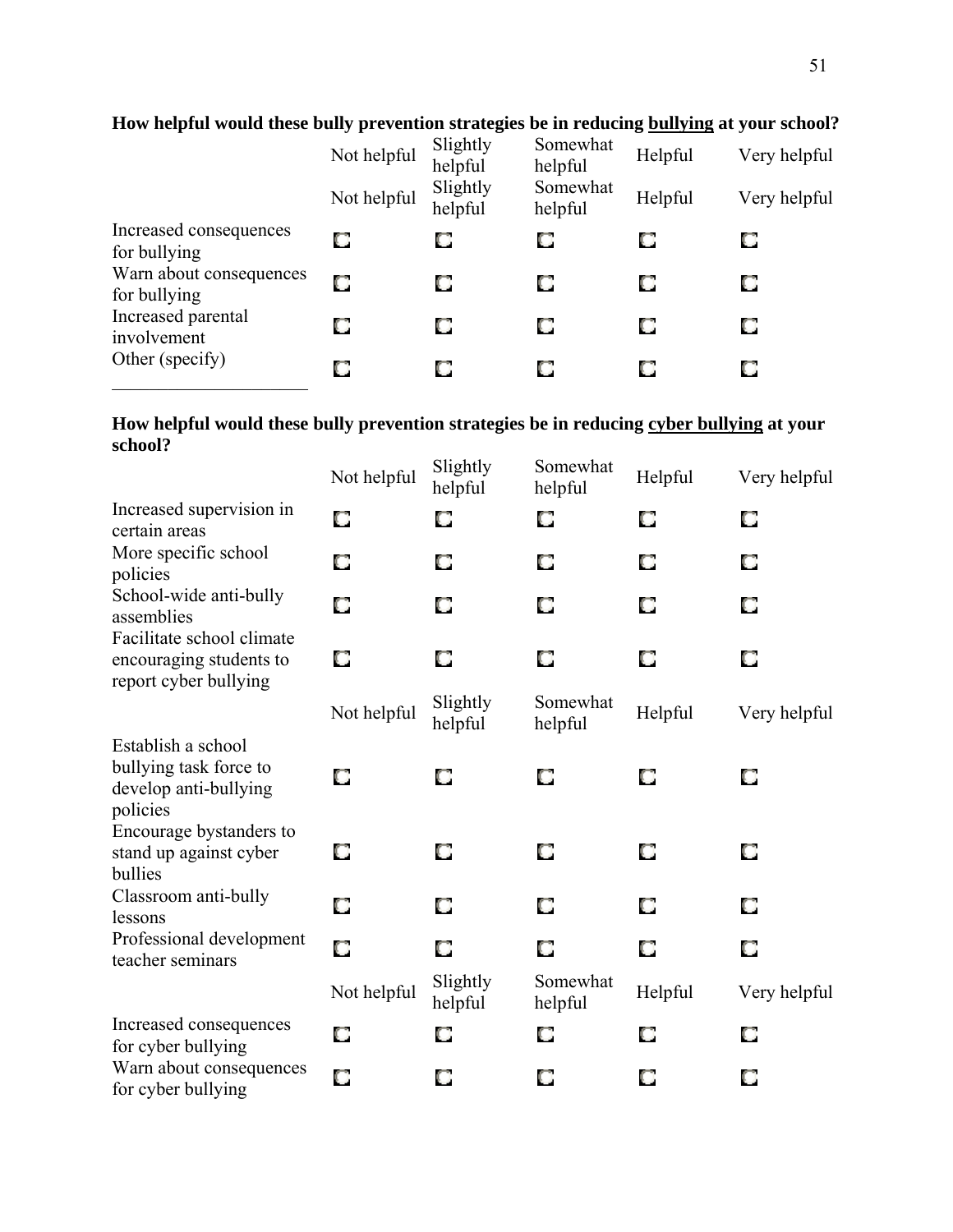**How helpful would these bully prevention strategies be in reducing <u>bullying</u> at your school?**

| | Not helpful | Slightly helpful | Somewhat helpful | Helpful | Very helpful |
|---|---|---|---|---|---|
| | Not helpful | Slightly helpful | Somewhat helpful | Helpful | Very helpful |
| Increased consequences for bullying | ☐ | ☐ | ☐ | ☐ | ☐ |
| Warn about consequences for bullying | ☐ | ☐ | ☐ | ☐ | ☐ |
| Increased parental involvement | ☐ | ☐ | ☐ | ☐ | ☐ |
| Other (specify) ____________________ | ☐ | ☐ | ☐ | ☐ | ☐ |

**How helpful would these bully prevention strategies be in reducing <u>cyber bullying</u> at your school?**

| | Not helpful | Slightly helpful | Somewhat helpful | Helpful | Very helpful |
|---|---|---|---|---|---|
| Increased supervision in certain areas | ☐ | ☐ | ☐ | ☐ | ☐ |
| More specific school policies | ☐ | ☐ | ☐ | ☐ | ☐ |
| School-wide anti-bully assemblies | ☐ | ☐ | ☐ | ☐ | ☐ |
| Facilitate school climate encouraging students to report cyber bullying | ☐ | ☐ | ☐ | ☐ | ☐ |
| | Not helpful | Slightly helpful | Somewhat helpful | Helpful | Very helpful |
| Establish a school bullying task force to develop anti-bullying policies | ☐ | ☐ | ☐ | ☐ | ☐ |
| Encourage bystanders to stand up against cyber bullies | ☐ | ☐ | ☐ | ☐ | ☐ |
| Classroom anti-bully lessons | ☐ | ☐ | ☐ | ☐ | ☐ |
| Professional development teacher seminars | ☐ | ☐ | ☐ | ☐ | ☐ |
| | Not helpful | Slightly helpful | Somewhat helpful | Helpful | Very helpful |
| Increased consequences for cyber bullying | ☐ | ☐ | ☐ | ☐ | ☐ |
| Warn about consequences for cyber bullying | ☐ | ☐ | ☐ | ☐ | ☐ |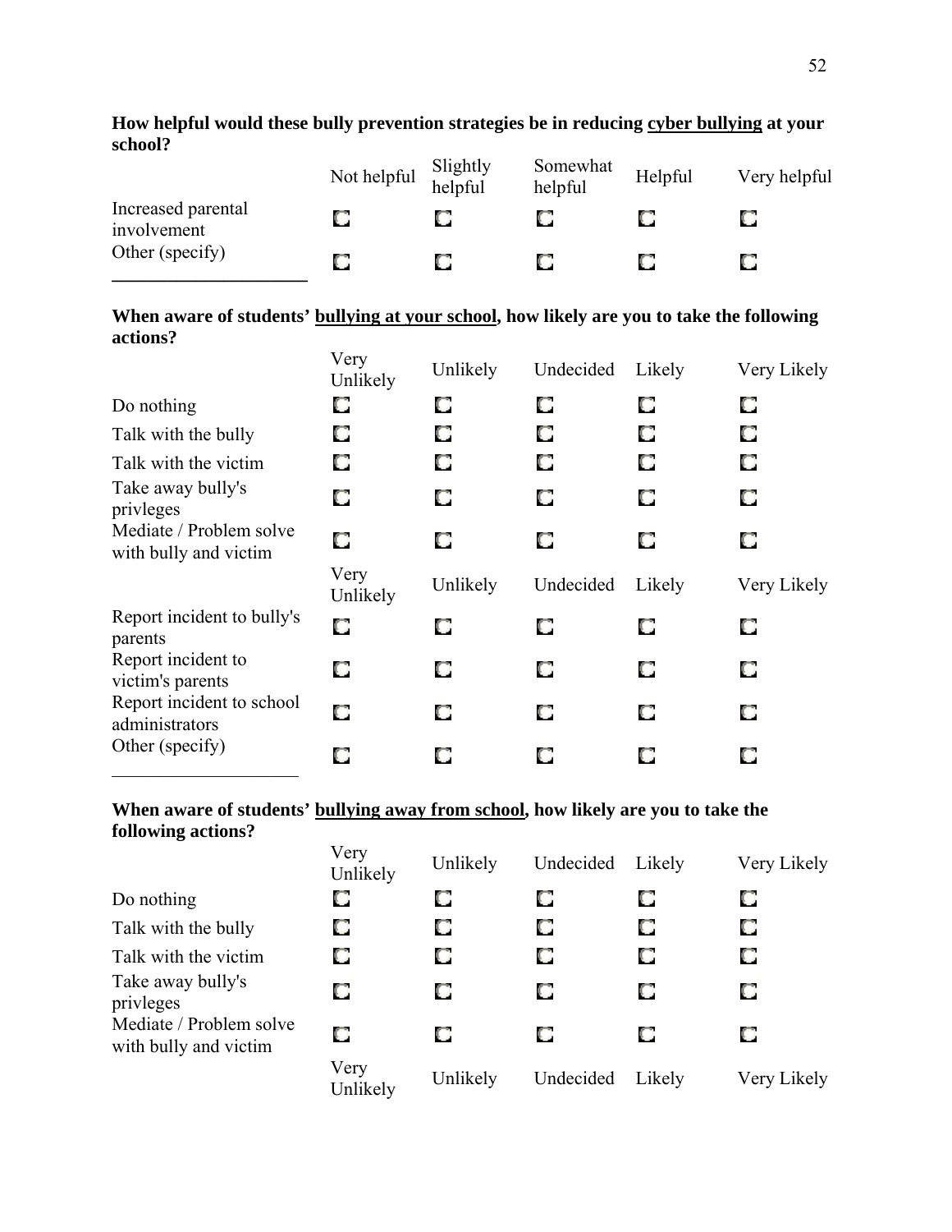**How helpful would these bully prevention strategies be in reducing <u>cyber bullying</u> at your school?**

| | Not helpful | Slightly helpful | Somewhat helpful | Helpful | Very helpful |
|---|---|---|---|---|---|
| Increased parental involvement | ☐ | ☐ | ☐ | ☐ | ☐ |
| Other (specify) ____________________ | ☐ | ☐ | ☐ | ☐ | ☐ |

**When aware of students' <u>bullying at your school</u>, how likely are you to take the following actions?**

| | Very Unlikely | Unlikely | Undecided | Likely | Very Likely |
|---|---|---|---|---|---|
| Do nothing | ☐ | ☐ | ☐ | ☐ | ☐ |
| Talk with the bully | ☐ | ☐ | ☐ | ☐ | ☐ |
| Talk with the victim | ☐ | ☐ | ☐ | ☐ | ☐ |
| Take away bully's privleges | ☐ | ☐ | ☐ | ☐ | ☐ |
| Mediate / Problem solve with bully and victim | ☐ | ☐ | ☐ | ☐ | ☐ |
| | Very Unlikely | Unlikely | Undecided | Likely | Very Likely |
| Report incident to bully's parents | ☐ | ☐ | ☐ | ☐ | ☐ |
| Report incident to victim's parents | ☐ | ☐ | ☐ | ☐ | ☐ |
| Report incident to school administrators | ☐ | ☐ | ☐ | ☐ | ☐ |
| Other (specify) ____________________ | ☐ | ☐ | ☐ | ☐ | ☐ |

**When aware of students' <u>bullying away from school</u>, how likely are you to take the following actions?**

| | Very Unlikely | Unlikely | Undecided | Likely | Very Likely |
|---|---|---|---|---|---|
| Do nothing | ☐ | ☐ | ☐ | ☐ | ☐ |
| Talk with the bully | ☐ | ☐ | ☐ | ☐ | ☐ |
| Talk with the victim | ☐ | ☐ | ☐ | ☐ | ☐ |
| Take away bully's privleges | ☐ | ☐ | ☐ | ☐ | ☐ |
| Mediate / Problem solve with bully and victim | ☐ | ☐ | ☐ | ☐ | ☐ |
| | Very Unlikely | Unlikely | Undecided | Likely | Very Likely |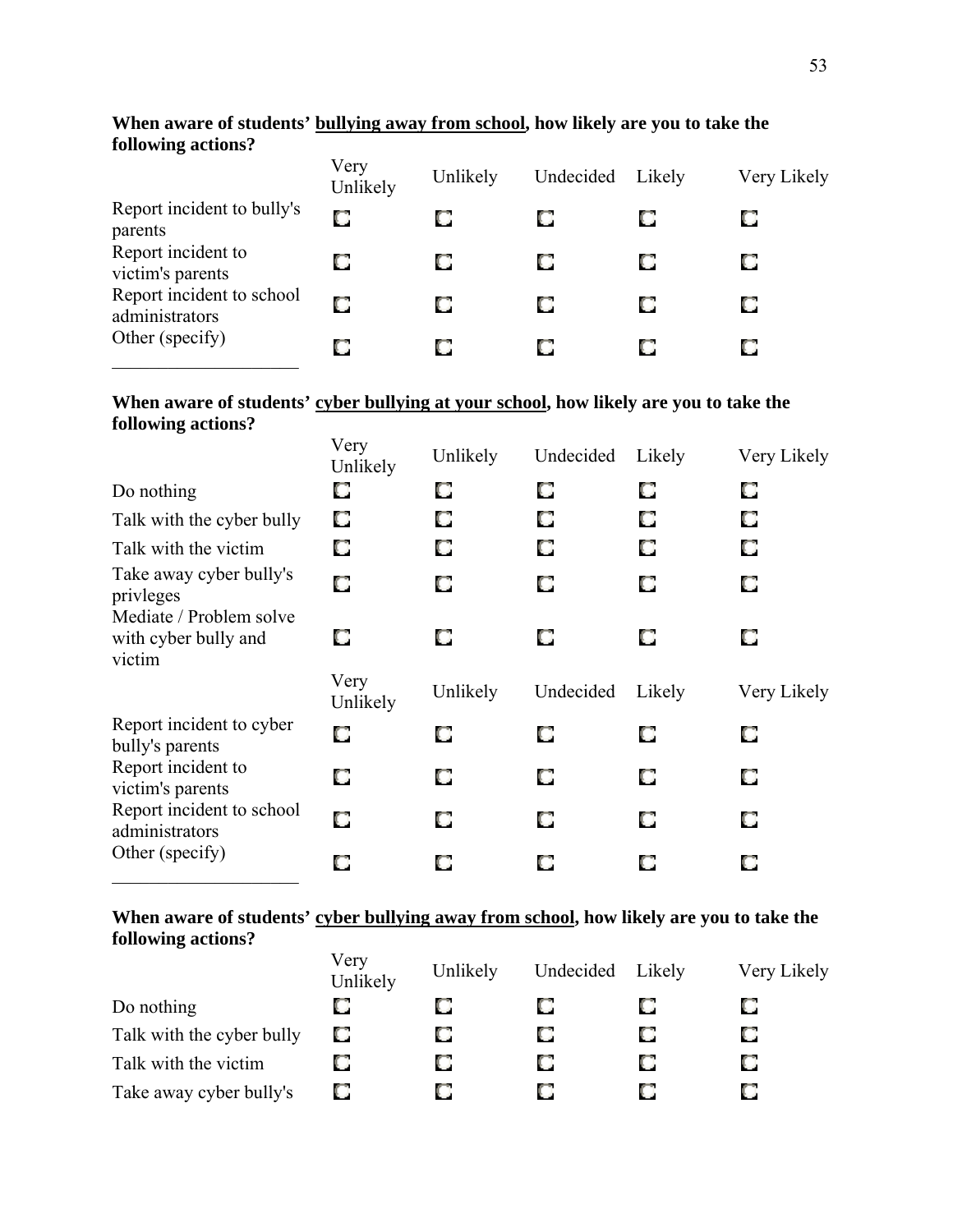**When aware of students' <u>bullying away from school</u>, how likely are you to take the following actions?**

| | Very Unlikely | Unlikely | Undecided | Likely | Very Likely |
|---|---|---|---|---|---|
| Report incident to bully's parents | ◘ | ◘ | ◘ | ◘ | ◘ |
| Report incident to victim's parents | ◘ | ◘ | ◘ | ◘ | ◘ |
| Report incident to school administrators | ◘ | ◘ | ◘ | ◘ | ◘ |
| Other (specify) ____________________ | ◘ | ◘ | ◘ | ◘ | ◘ |

**When aware of students' <u>cyber bullying at your school</u>, how likely are you to take the following actions?**

| | Very Unlikely | Unlikely | Undecided | Likely | Very Likely |
|---|---|---|---|---|---|
| Do nothing | ◘ | ◘ | ◘ | ◘ | ◘ |
| Talk with the cyber bully | ◘ | ◘ | ◘ | ◘ | ◘ |
| Talk with the victim | ◘ | ◘ | ◘ | ◘ | ◘ |
| Take away cyber bully's privleges | ◘ | ◘ | ◘ | ◘ | ◘ |
| Mediate / Problem solve with cyber bully and victim | ◘ | ◘ | ◘ | ◘ | ◘ |
| | Very Unlikely | Unlikely | Undecided | Likely | Very Likely |
| Report incident to cyber bully's parents | ◘ | ◘ | ◘ | ◘ | ◘ |
| Report incident to victim's parents | ◘ | ◘ | ◘ | ◘ | ◘ |
| Report incident to school administrators | ◘ | ◘ | ◘ | ◘ | ◘ |
| Other (specify) ____________________ | ◘ | ◘ | ◘ | ◘ | ◘ |

**When aware of students' <u>cyber bullying away from school</u>, how likely are you to take the following actions?**

| | Very Unlikely | Unlikely | Undecided | Likely | Very Likely |
|---|---|---|---|---|---|
| Do nothing | ◘ | ◘ | ◘ | ◘ | ◘ |
| Talk with the cyber bully | ◘ | ◘ | ◘ | ◘ | ◘ |
| Talk with the victim | ◘ | ◘ | ◘ | ◘ | ◘ |
| Take away cyber bully's | ◘ | ◘ | ◘ | ◘ | ◘ |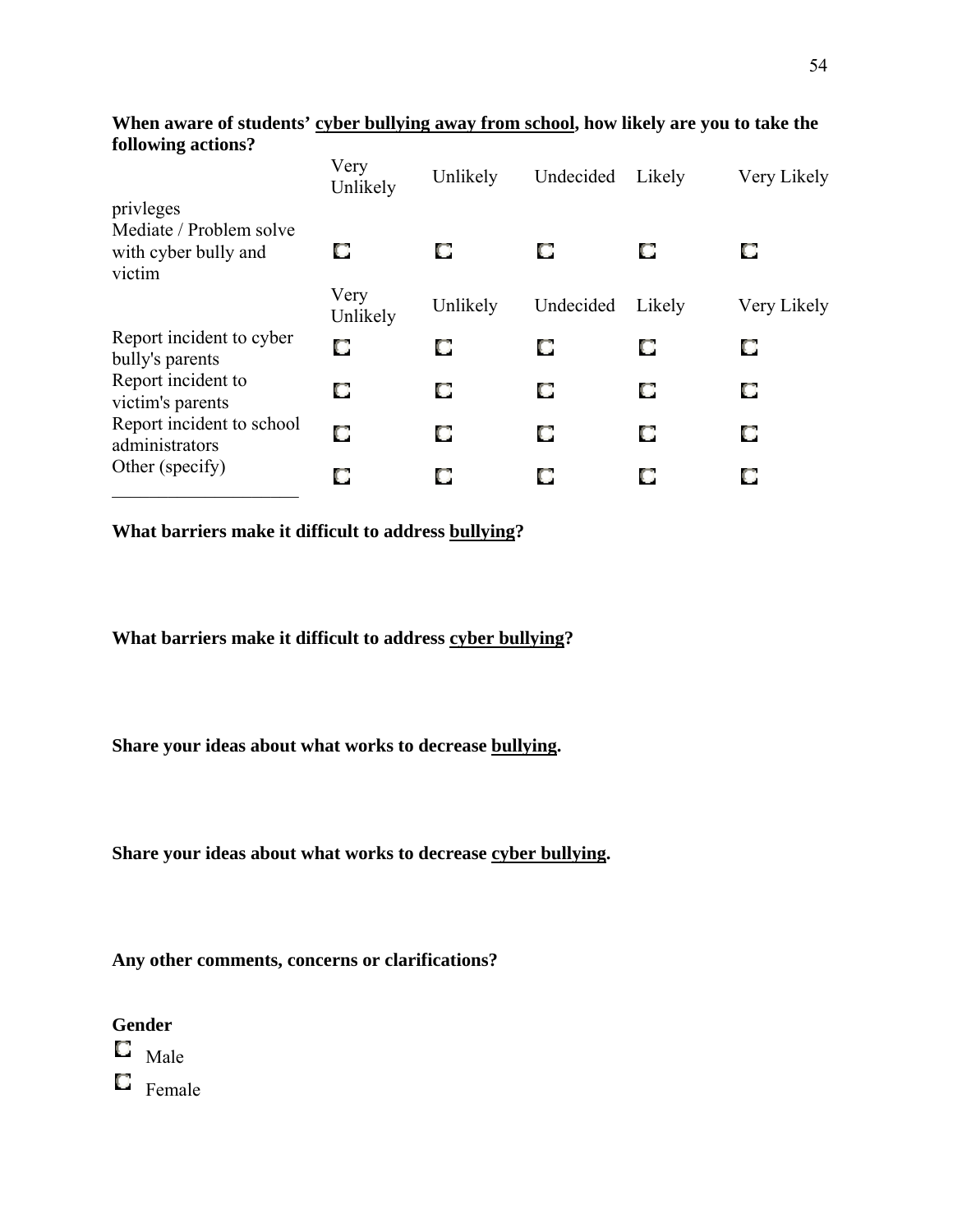**When aware of students' <u>cyber bullying away from school</u>, how likely are you to take the following actions?**

| | Very Unlikely | Unlikely | Undecided | Likely | Very Likely |
|---|---|---|---|---|---|
| privleges | | | | | |
| Mediate / Problem solve with cyber bully and victim | ◻ | ◻ | ◻ | ◻ | ◻ |
| | Very Unlikely | Unlikely | Undecided | Likely | Very Likely |
| Report incident to cyber bully's parents | ◻ | ◻ | ◻ | ◻ | ◻ |
| Report incident to victim's parents | ◻ | ◻ | ◻ | ◻ | ◻ |
| Report incident to school administrators | ◻ | ◻ | ◻ | ◻ | ◻ |
| Other (specify) ____________________ | ◻ | ◻ | ◻ | ◻ | ◻ |

**What barriers make it difficult to address <u>bullying</u>?**

**What barriers make it difficult to address <u>cyber bullying</u>?**

**Share your ideas about what works to decrease <u>bullying</u>.**

**Share your ideas about what works to decrease <u>cyber bullying</u>.**

**Any other comments, concerns or clarifications?**

**Gender**

◻ Male

◻ Female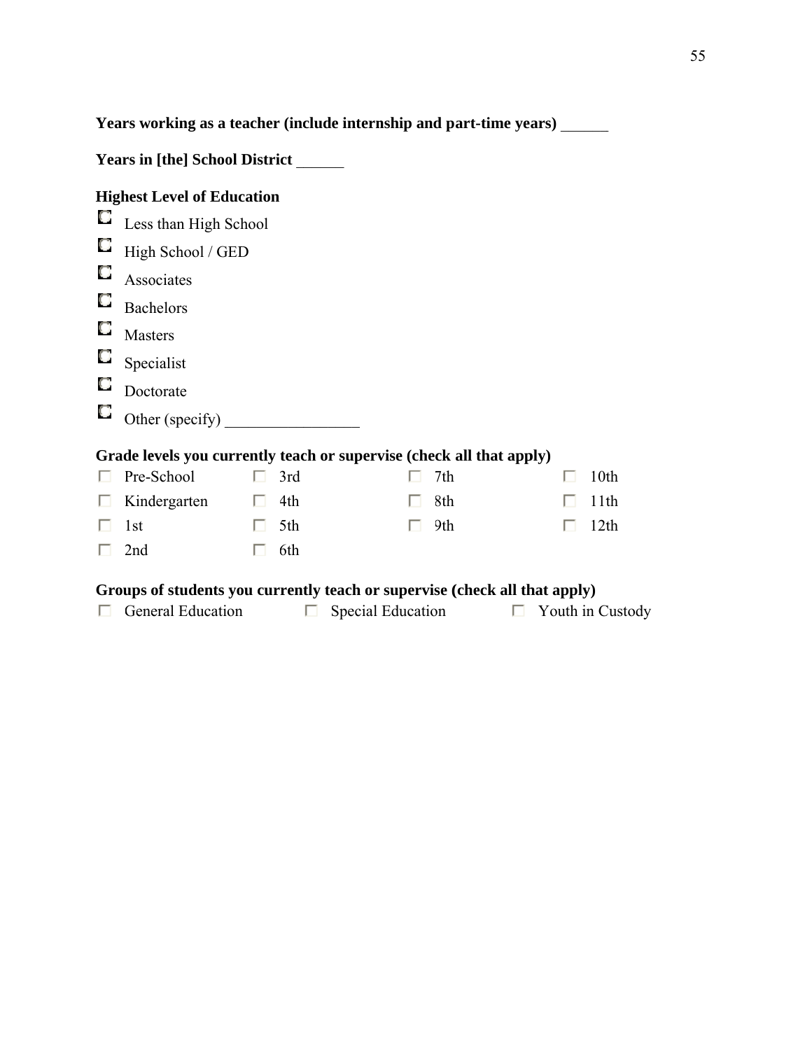**Years working as a teacher (include internship and part-time years)** ______

**Years in [the] School District** ______

**Highest Level of Education**

- ☐ Less than High School
- ☐ High School / GED
- ☐ Associates
- ☐ Bachelors
- ☐ Masters
- ☐ Specialist
- ☐ Doctorate
- ☐ Other (specify) _________________

**Grade levels you currently teach or supervise (check all that apply)**

| | | | |
|---|---|---|---|
| ☐ Pre-School | ☐ 3rd | ☐ 7th | ☐ 10th |
| ☐ Kindergarten | ☐ 4th | ☐ 8th | ☐ 11th |
| ☐ 1st | ☐ 5th | ☐ 9th | ☐ 12th |
| ☐ 2nd | ☐ 6th | | |

**Groups of students you currently teach or supervise (check all that apply)**

☐ General Education ☐ Special Education ☐ Youth in Custody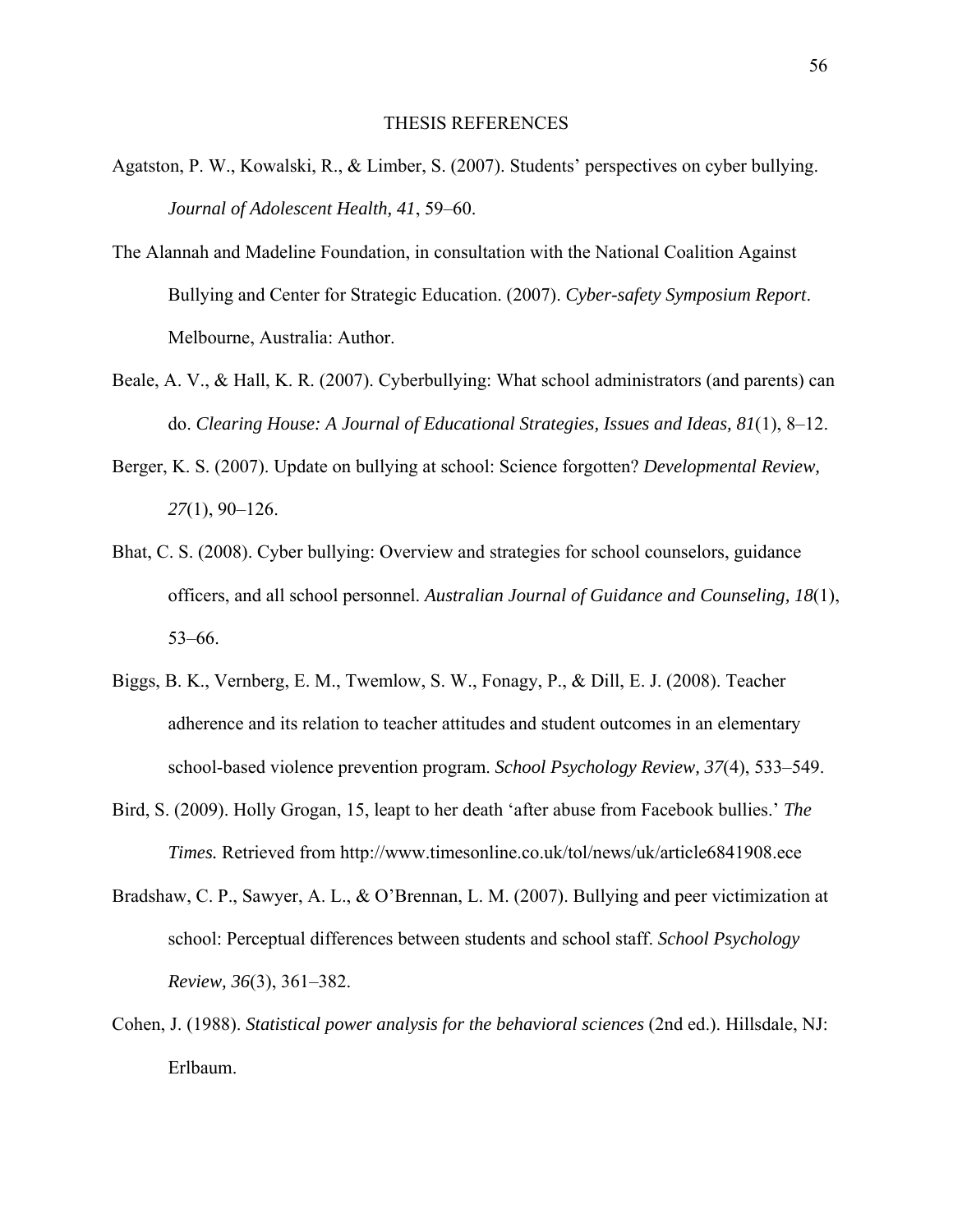# THESIS REFERENCES

Agatston, P. W., Kowalski, R., & Limber, S. (2007). Students' perspectives on cyber bullying. *Journal of Adolescent Health, 41*, 59–60.

The Alannah and Madeline Foundation, in consultation with the National Coalition Against Bullying and Center for Strategic Education. (2007). *Cyber-safety Symposium Report*. Melbourne, Australia: Author.

Beale, A. V., & Hall, K. R. (2007). Cyberbullying: What school administrators (and parents) can do. *Clearing House: A Journal of Educational Strategies, Issues and Ideas, 81*(1), 8–12.

Berger, K. S. (2007). Update on bullying at school: Science forgotten? *Developmental Review, 27*(1), 90–126.

Bhat, C. S. (2008). Cyber bullying: Overview and strategies for school counselors, guidance officers, and all school personnel. *Australian Journal of Guidance and Counseling, 18*(1), 53–66.

Biggs, B. K., Vernberg, E. M., Twemlow, S. W., Fonagy, P., & Dill, E. J. (2008). Teacher adherence and its relation to teacher attitudes and student outcomes in an elementary school-based violence prevention program. *School Psychology Review, 37*(4), 533–549.

Bird, S. (2009). Holly Grogan, 15, leapt to her death 'after abuse from Facebook bullies.' *The Times.* Retrieved from http://www.timesonline.co.uk/tol/news/uk/article6841908.ece

Bradshaw, C. P., Sawyer, A. L., & O'Brennan, L. M. (2007). Bullying and peer victimization at school: Perceptual differences between students and school staff. *School Psychology Review, 36*(3), 361–382.

Cohen, J. (1988). *Statistical power analysis for the behavioral sciences* (2nd ed.). Hillsdale, NJ: Erlbaum.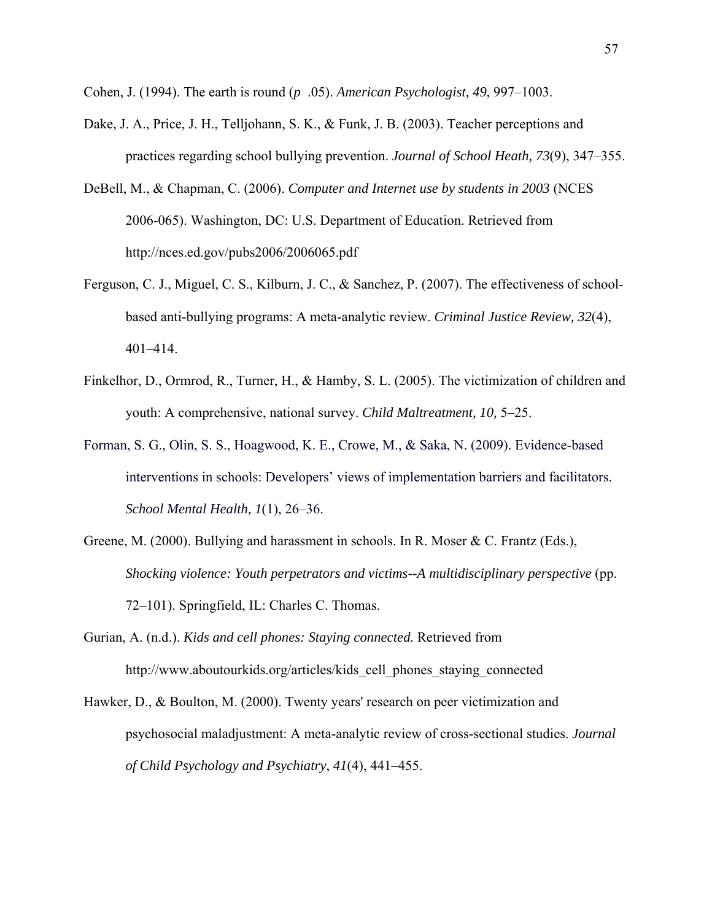Cohen, J. (1994). The earth is round ($p$ .05). *American Psychologist, 49*, 997–1003.

Dake, J. A., Price, J. H., Telljohann, S. K., & Funk, J. B. (2003). Teacher perceptions and practices regarding school bullying prevention. *Journal of School Heath, 73*(9), 347–355.

DeBell, M., & Chapman, C. (2006). *Computer and Internet use by students in 2003* (NCES 2006-065). Washington, DC: U.S. Department of Education. Retrieved from http://nces.ed.gov/pubs2006/2006065.pdf

Ferguson, C. J., Miguel, C. S., Kilburn, J. C., & Sanchez, P. (2007). The effectiveness of school-based anti-bullying programs: A meta-analytic review. *Criminal Justice Review, 32*(4), 401–414.

Finkelhor, D., Ormrod, R., Turner, H., & Hamby, S. L. (2005). The victimization of children and youth: A comprehensive, national survey. *Child Maltreatment, 10,* 5–25.

Forman, S. G., Olin, S. S., Hoagwood, K. E., Crowe, M., & Saka, N. (2009). Evidence-based interventions in schools: Developers' views of implementation barriers and facilitators. *School Mental Health, 1*(1), 26–36.

Greene, M. (2000). Bullying and harassment in schools. In R. Moser & C. Frantz (Eds.), *Shocking violence: Youth perpetrators and victims--A multidisciplinary perspective* (pp. 72–101). Springfield, IL: Charles C. Thomas.

Gurian, A. (n.d.). *Kids and cell phones: Staying connected.* Retrieved from http://www.aboutourkids.org/articles/kids_cell_phones_staying_connected

Hawker, D., & Boulton, M. (2000). Twenty years' research on peer victimization and psychosocial maladjustment: A meta-analytic review of cross-sectional studies. *Journal of Child Psychology and Psychiatry*, *41*(4), 441–455.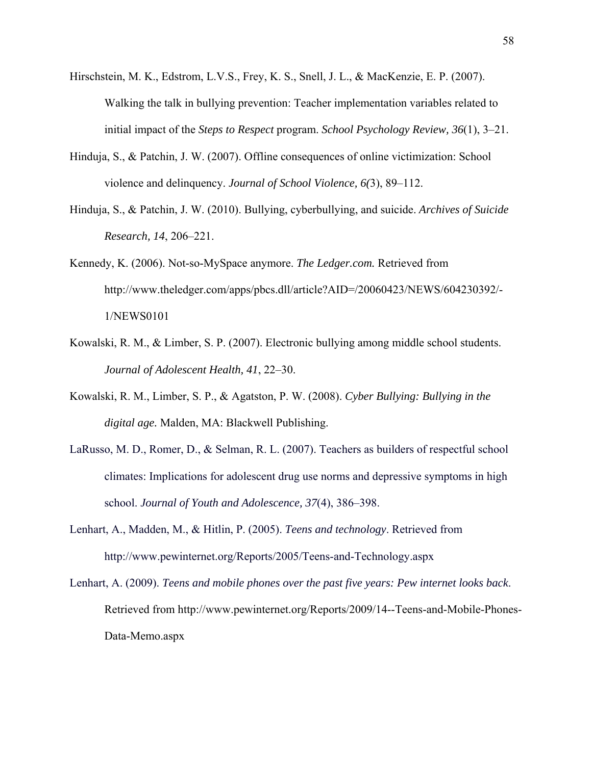Hirschstein, M. K., Edstrom, L.V.S., Frey, K. S., Snell, J. L., & MacKenzie, E. P. (2007). Walking the talk in bullying prevention: Teacher implementation variables related to initial impact of the *Steps to Respect* program. *School Psychology Review, 36*(1), 3–21.

Hinduja, S., & Patchin, J. W. (2007). Offline consequences of online victimization: School violence and delinquency. *Journal of School Violence, 6(*3), 89–112.

Hinduja, S., & Patchin, J. W. (2010). Bullying, cyberbullying, and suicide. *Archives of Suicide Research, 14*, 206–221.

Kennedy, K. (2006). Not-so-MySpace anymore. *The Ledger.com.* Retrieved from http://www.theledger.com/apps/pbcs.dll/article?AID=/20060423/NEWS/604230392/-1/NEWS0101

Kowalski, R. M., & Limber, S. P. (2007). Electronic bullying among middle school students. *Journal of Adolescent Health, 41*, 22–30.

Kowalski, R. M., Limber, S. P., & Agatston, P. W. (2008). *Cyber Bullying: Bullying in the digital age.* Malden, MA: Blackwell Publishing.

LaRusso, M. D., Romer, D., & Selman, R. L. (2007). Teachers as builders of respectful school climates: Implications for adolescent drug use norms and depressive symptoms in high school. *Journal of Youth and Adolescence, 37*(4), 386–398.

Lenhart, A., Madden, M., & Hitlin, P. (2005). *Teens and technology*. Retrieved from http://www.pewinternet.org/Reports/2005/Teens-and-Technology.aspx

Lenhart, A. (2009). *Teens and mobile phones over the past five years: Pew internet looks back*. Retrieved from http://www.pewinternet.org/Reports/2009/14--Teens-and-Mobile-Phones-Data-Memo.aspx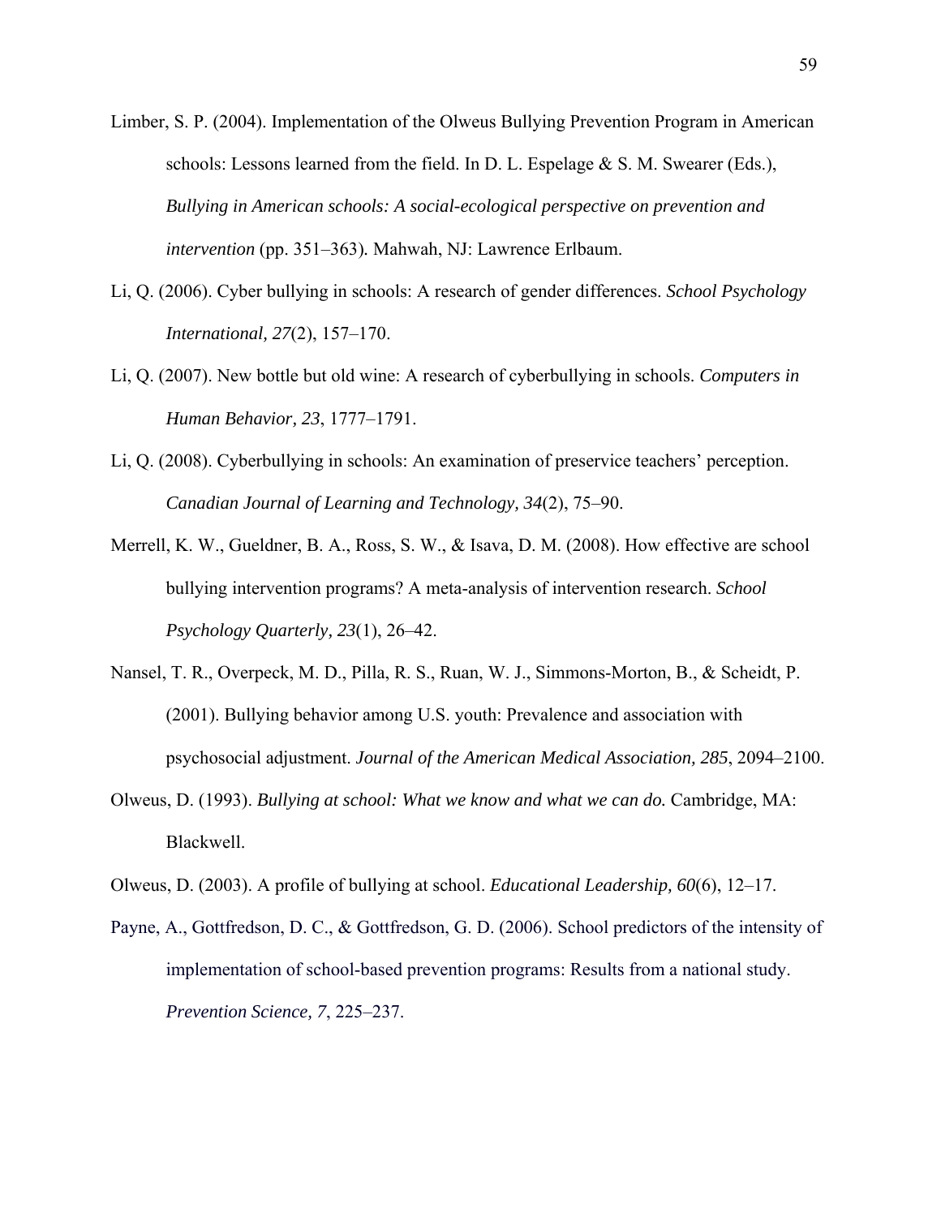Limber, S. P. (2004). Implementation of the Olweus Bullying Prevention Program in American schools: Lessons learned from the field. In D. L. Espelage & S. M. Swearer (Eds.), *Bullying in American schools: A social-ecological perspective on prevention and intervention* (pp. 351–363). Mahwah, NJ: Lawrence Erlbaum.

Li, Q. (2006). Cyber bullying in schools: A research of gender differences. *School Psychology International, 27*(2), 157–170.

Li, Q. (2007). New bottle but old wine: A research of cyberbullying in schools. *Computers in Human Behavior, 23*, 1777–1791.

Li, Q. (2008). Cyberbullying in schools: An examination of preservice teachers' perception. *Canadian Journal of Learning and Technology, 34*(2), 75–90.

Merrell, K. W., Gueldner, B. A., Ross, S. W., & Isava, D. M. (2008). How effective are school bullying intervention programs? A meta-analysis of intervention research. *School Psychology Quarterly, 23*(1), 26–42.

Nansel, T. R., Overpeck, M. D., Pilla, R. S., Ruan, W. J., Simmons-Morton, B., & Scheidt, P. (2001). Bullying behavior among U.S. youth: Prevalence and association with psychosocial adjustment. *Journal of the American Medical Association, 285*, 2094–2100.

Olweus, D. (1993). *Bullying at school: What we know and what we can do.* Cambridge, MA: Blackwell.

Olweus, D. (2003). A profile of bullying at school. *Educational Leadership, 60*(6), 12–17.

Payne, A., Gottfredson, D. C., & Gottfredson, G. D. (2006). School predictors of the intensity of implementation of school-based prevention programs: Results from a national study. *Prevention Science, 7*, 225–237.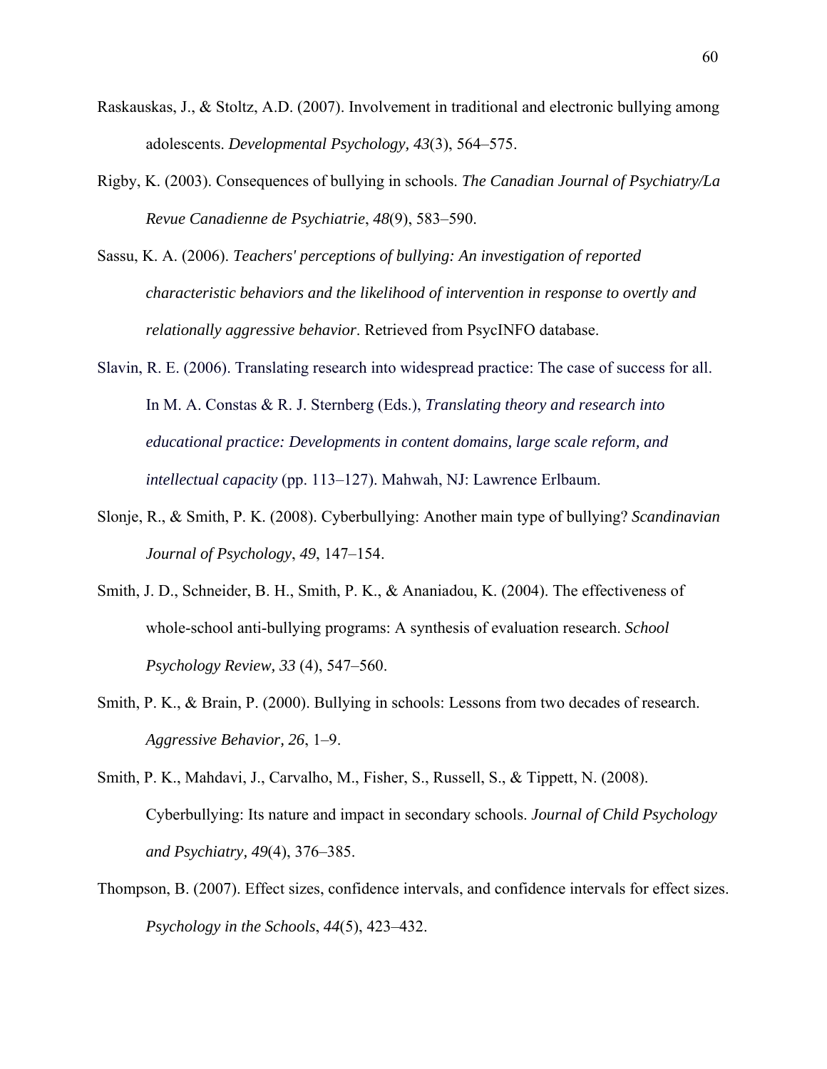Raskauskas, J., & Stoltz, A.D. (2007). Involvement in traditional and electronic bullying among adolescents. *Developmental Psychology, 43*(3), 564–575.

Rigby, K. (2003). Consequences of bullying in schools. *The Canadian Journal of Psychiatry/La Revue Canadienne de Psychiatrie*, *48*(9), 583–590.

Sassu, K. A. (2006). *Teachers' perceptions of bullying: An investigation of reported characteristic behaviors and the likelihood of intervention in response to overtly and relationally aggressive behavior*. Retrieved from PsycINFO database.

Slavin, R. E. (2006). Translating research into widespread practice: The case of success for all. In M. A. Constas & R. J. Sternberg (Eds.), *Translating theory and research into educational practice: Developments in content domains, large scale reform, and intellectual capacity* (pp. 113–127). Mahwah, NJ: Lawrence Erlbaum.

Slonje, R., & Smith, P. K. (2008). Cyberbullying: Another main type of bullying? *Scandinavian Journal of Psychology*, *49*, 147–154.

Smith, J. D., Schneider, B. H., Smith, P. K., & Ananiadou, K. (2004). The effectiveness of whole-school anti-bullying programs: A synthesis of evaluation research. *School Psychology Review, 33* (4), 547–560.

Smith, P. K., & Brain, P. (2000). Bullying in schools: Lessons from two decades of research. *Aggressive Behavior, 26*, 1–9.

Smith, P. K., Mahdavi, J., Carvalho, M., Fisher, S., Russell, S., & Tippett, N. (2008). Cyberbullying: Its nature and impact in secondary schools. *Journal of Child Psychology and Psychiatry, 49*(4), 376–385.

Thompson, B. (2007). Effect sizes, confidence intervals, and confidence intervals for effect sizes. *Psychology in the Schools*, *44*(5), 423–432.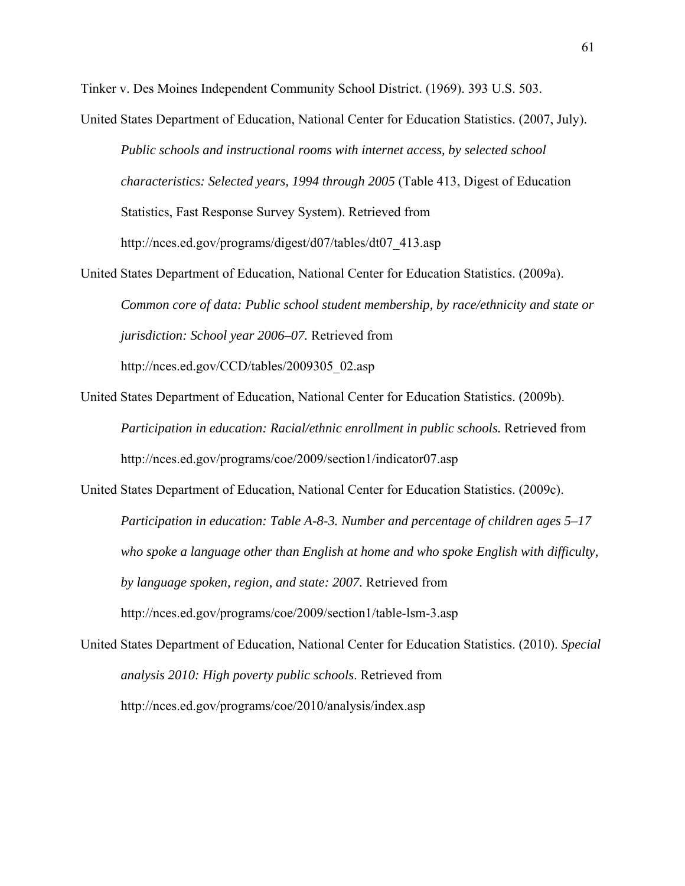Tinker v. Des Moines Independent Community School District. (1969). 393 U.S. 503.

United States Department of Education, National Center for Education Statistics. (2007, July). *Public schools and instructional rooms with internet access, by selected school characteristics: Selected years, 1994 through 2005* (Table 413, Digest of Education Statistics, Fast Response Survey System). Retrieved from http://nces.ed.gov/programs/digest/d07/tables/dt07_413.asp

United States Department of Education, National Center for Education Statistics. (2009a). *Common core of data: Public school student membership, by race/ethnicity and state or jurisdiction: School year 2006–07.* Retrieved from http://nces.ed.gov/CCD/tables/2009305_02.asp

United States Department of Education, National Center for Education Statistics. (2009b). *Participation in education: Racial/ethnic enrollment in public schools.* Retrieved from http://nces.ed.gov/programs/coe/2009/section1/indicator07.asp

United States Department of Education, National Center for Education Statistics. (2009c). *Participation in education: Table A-8-3. Number and percentage of children ages 5–17 who spoke a language other than English at home and who spoke English with difficulty, by language spoken, region, and state: 2007*. Retrieved from http://nces.ed.gov/programs/coe/2009/section1/table-lsm-3.asp

United States Department of Education, National Center for Education Statistics. (2010). *Special analysis 2010: High poverty public schools*. Retrieved from http://nces.ed.gov/programs/coe/2010/analysis/index.asp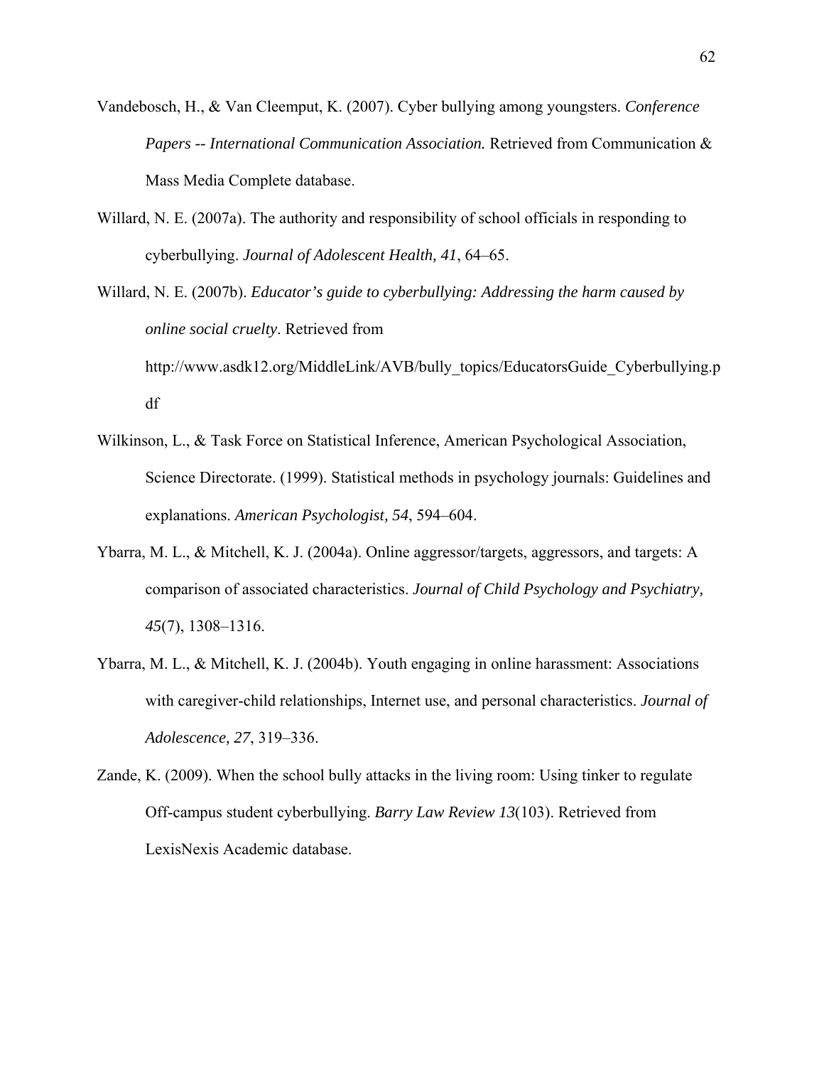Vandebosch, H., & Van Cleemput, K. (2007). Cyber bullying among youngsters. *Conference Papers -- International Communication Association.* Retrieved from Communication & Mass Media Complete database.

Willard, N. E. (2007a). The authority and responsibility of school officials in responding to cyberbullying. *Journal of Adolescent Health, 41*, 64–65.

Willard, N. E. (2007b). *Educator's guide to cyberbullying: Addressing the harm caused by online social cruelty*. Retrieved from http://www.asdk12.org/MiddleLink/AVB/bully_topics/EducatorsGuide_Cyberbullying.pdf

Wilkinson, L., & Task Force on Statistical Inference, American Psychological Association, Science Directorate. (1999). Statistical methods in psychology journals: Guidelines and explanations. *American Psychologist, 54*, 594–604.

Ybarra, M. L., & Mitchell, K. J. (2004a). Online aggressor/targets, aggressors, and targets: A comparison of associated characteristics. *Journal of Child Psychology and Psychiatry, 45*(7), 1308–1316.

Ybarra, M. L., & Mitchell, K. J. (2004b). Youth engaging in online harassment: Associations with caregiver-child relationships, Internet use, and personal characteristics. *Journal of Adolescence, 27*, 319–336.

Zande, K. (2009). When the school bully attacks in the living room: Using tinker to regulate Off-campus student cyberbullying. *Barry Law Review 13*(103). Retrieved from LexisNexis Academic database.